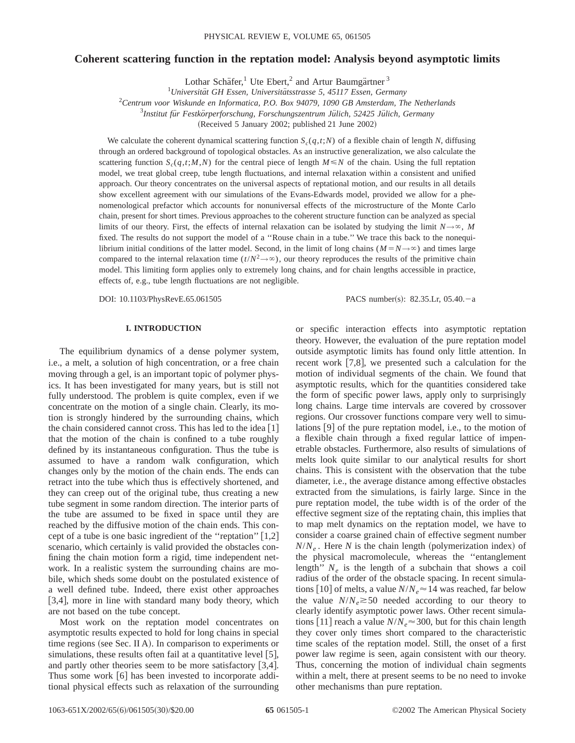# Coherent scattering function in the reptation model: Analysis beyond asymptotic limits

Lothar Schäfer,[1] Ute Ebert,[2] and Artur Baumgärtner[3]

[1]*Universität GH Essen, Universitätsstrasse 5, 45117 Essen, Germany*
[2]*Centrum voor Wiskunde en Informatica, P.O. Box 94079, 1090 GB Amsterdam, The Netherlands*
[3]*Institut für Festkörperforschung, Forschungszentrum Jülich, 52425 Jülich, Germany*

(Received 5 January 2002; published 21 June 2002)

We calculate the coherent dynamical scattering function $S_c(q,t;N)$ of a flexible chain of length $N$, diffusing through an ordered background of topological obstacles. As an instructive generalization, we also calculate the scattering function $S_c(q,t;M,N)$ for the central piece of length $M \leq N$ of the chain. Using the full reptation model, we treat global creep, tube length fluctuations, and internal relaxation within a consistent and unified approach. Our theory concentrates on the universal aspects of reptational motion, and our results in all details show excellent agreement with our simulations of the Evans-Edwards model, provided we allow for a phenomenological prefactor which accounts for nonuniversal effects of the microstructure of the Monte Carlo chain, present for short times. Previous approaches to the coherent structure function can be analyzed as special limits of our theory. First, the effects of internal relaxation can be isolated by studying the limit $N \to \infty$, $M$ fixed. The results do not support the model of a "Rouse chain in a tube." We trace this back to the nonequilibrium initial conditions of the latter model. Second, in the limit of long chains ($M = N \to \infty$) and times large compared to the internal relaxation time ($t/N^2 \to \infty$), our theory reproduces the results of the primitive chain model. This limiting form applies only to extremely long chains, and for chain lengths accessible in practice, effects of, e.g., tube length fluctuations are not negligible.

DOI: 10.1103/PhysRevE.65.061505 PACS number(s): 82.35.Lr, 05.40.−a

## I. INTRODUCTION

The equilibrium dynamics of a dense polymer system, i.e., a melt, a solution of high concentration, or a free chain moving through a gel, is an important topic of polymer physics. It has been investigated for many years, but is still not fully understood. The problem is quite complex, even if we concentrate on the motion of a single chain. Clearly, its motion is strongly hindered by the surrounding chains, which the chain considered cannot cross. This has led to the idea [1] that the motion of the chain is confined to a tube roughly defined by its instantaneous configuration. Thus the tube is assumed to have a random walk configuration, which changes only by the motion of the chain ends. The ends can retract into the tube which thus is effectively shortened, and they can creep out of the original tube, thus creating a new tube segment in some random direction. The interior parts of the tube are assumed to be fixed in space until they are reached by the diffusive motion of the chain ends. This concept of a tube is one basic ingredient of the "reptation" [1,2] scenario, which certainly is valid provided the obstacles confining the chain motion form a rigid, time independent network. In a realistic system the surrounding chains are mobile, which sheds some doubt on the postulated existence of a well defined tube. Indeed, there exist other approaches [3,4], more in line with standard many body theory, which are not based on the tube concept.

Most work on the reptation model concentrates on asymptotic results expected to hold for long chains in special time regions (see Sec. II A). In comparison to experiments or simulations, these results often fail at a quantitative level [5], and partly other theories seem to be more satisfactory [3,4]. Thus some work [6] has been invested to incorporate additional physical effects such as relaxation of the surrounding or specific interaction effects into asymptotic reptation theory. However, the evaluation of the pure reptation model outside asymptotic limits has found only little attention. In recent work [7,8], we presented such a calculation for the motion of individual segments of the chain. We found that asymptotic results, which for the quantities considered take the form of specific power laws, apply only to surprisingly long chains. Large time intervals are covered by crossover regions. Our crossover functions compare very well to simulations [9] of the pure reptation model, i.e., to the motion of a flexible chain through a fixed regular lattice of impenetrable obstacles. Furthermore, also results of simulations of melts look quite similar to our analytical results for short chains. This is consistent with the observation that the tube diameter, i.e., the average distance among effective obstacles extracted from the simulations, is fairly large. Since in the pure reptation model, the tube width is of the order of the effective segment size of the reptating chain, this implies that to map melt dynamics on the reptation model, we have to consider a coarse grained chain of effective segment number $N/N_e$. Here $N$ is the chain length (polymerization index) of the physical macromolecule, whereas the "entanglement length" $N_e$ is the length of a subchain that shows a coil radius of the order of the obstacle spacing. In recent simulations [10] of melts, a value $N/N_e \approx 14$ was reached, far below the value $N/N_e \gtrsim 50$ needed according to our theory to clearly identify asymptotic power laws. Other recent simulations [11] reach a value $N/N_e \approx 300$, but for this chain length they cover only times short compared to the characteristic time scales of the reptation model. Still, the onset of a first power law regime is seen, again consistent with our theory. Thus, concerning the motion of individual chain segments within a melt, there at present seems to be no need to invoke other mechanisms than pure reptation.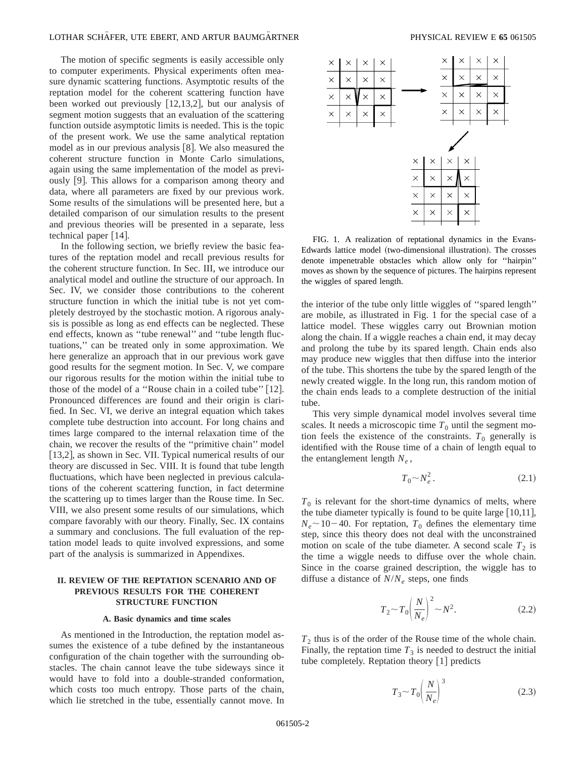The motion of specific segments is easily accessible only to computer experiments. Physical experiments often measure dynamic scattering functions. Asymptotic results of the reptation model for the coherent scattering function have been worked out previously [12,13,2], but our analysis of segment motion suggests that an evaluation of the scattering function outside asymptotic limits is needed. This is the topic of the present work. We use the same analytical reptation model as in our previous analysis [8]. We also measured the coherent structure function in Monte Carlo simulations, again using the same implementation of the model as previously [9]. This allows for a comparison among theory and data, where all parameters are fixed by our previous work. Some results of the simulations will be presented here, but a detailed comparison of our simulation results to the present and previous theories will be presented in a separate, less technical paper [14].

In the following section, we briefly review the basic features of the reptation model and recall previous results for the coherent structure function. In Sec. III, we introduce our analytical model and outline the structure of our approach. In Sec. IV, we consider those contributions to the coherent structure function in which the initial tube is not yet completely destroyed by the stochastic motion. A rigorous analysis is possible as long as end effects can be neglected. These end effects, known as ''tube renewal'' and ''tube length fluctuations,'' can be treated only in some approximation. We here generalize an approach that in our previous work gave good results for the segment motion. In Sec. V, we compare our rigorous results for the motion within the initial tube to those of the model of a ''Rouse chain in a coiled tube'' [12]. Pronounced differences are found and their origin is clarified. In Sec. VI, we derive an integral equation which takes complete tube destruction into account. For long chains and times large compared to the internal relaxation time of the chain, we recover the results of the ''primitive chain'' model [13,2], as shown in Sec. VII. Typical numerical results of our theory are discussed in Sec. VIII. It is found that tube length fluctuations, which have been neglected in previous calculations of the coherent scattering function, in fact determine the scattering up to times larger than the Rouse time. In Sec. VIII, we also present some results of our simulations, which compare favorably with our theory. Finally, Sec. IX contains a summary and conclusions. The full evaluation of the reptation model leads to quite involved expressions, and some part of the analysis is summarized in Appendixes.

## II. REVIEW OF THE REPTATION SCENARIO AND OF PREVIOUS RESULTS FOR THE COHERENT STRUCTURE FUNCTION

### A. Basic dynamics and time scales

As mentioned in the Introduction, the reptation model assumes the existence of a tube defined by the instantaneous configuration of the chain together with the surrounding obstacles. The chain cannot leave the tube sideways since it would have to fold into a double-stranded conformation, which costs too much entropy. Those parts of the chain, which lie stretched in the tube, essentially cannot move. In the interior of the tube only little wiggles of ''spared length'' are mobile, as illustrated in Fig. 1 for the special case of a lattice model. These wiggles carry out Brownian motion along the chain. If a wiggle reaches a chain end, it may decay and prolong the tube by its spared length. Chain ends also may produce new wiggles that then diffuse into the interior of the tube. This shortens the tube by the spared length of the newly created wiggle. In the long run, this random motion of the chain ends leads to a complete destruction of the initial tube.

FIG. 1. A realization of reptational dynamics in the Evans-Edwards lattice model (two-dimensional illustration). The crosses denote impenetrable obstacles which allow only for ''hairpin'' moves as shown by the sequence of pictures. The hairpins represent the wiggles of spared length.

This very simple dynamical model involves several time scales. It needs a microscopic time $T_0$ until the segment motion feels the existence of the constraints. $T_0$ generally is identified with the Rouse time of a chain of length equal to the entanglement length $N_e$,

$$T_0 \sim N_e^2. \tag{2.1}$$

$T_0$ is relevant for the short-time dynamics of melts, where the tube diameter typically is found to be quite large [10,11], $N_e \sim 10-40$. For reptation, $T_0$ defines the elementary time step, since this theory does not deal with the unconstrained motion on scale of the tube diameter. A second scale $T_2$ is the time a wiggle needs to diffuse over the whole chain. Since in the coarse grained description, the wiggle has to diffuse a distance of $N/N_e$ steps, one finds

$$T_2 \sim T_0 \left( \frac{N}{N_e} \right)^2 \sim N^2. \tag{2.2}$$

$T_2$ thus is of the order of the Rouse time of the whole chain. Finally, the reptation time $T_3$ is needed to destruct the initial tube completely. Reptation theory [1] predicts

$$T_3 \sim T_0 \left( \frac{N}{N_e} \right)^3 \tag{2.3}$$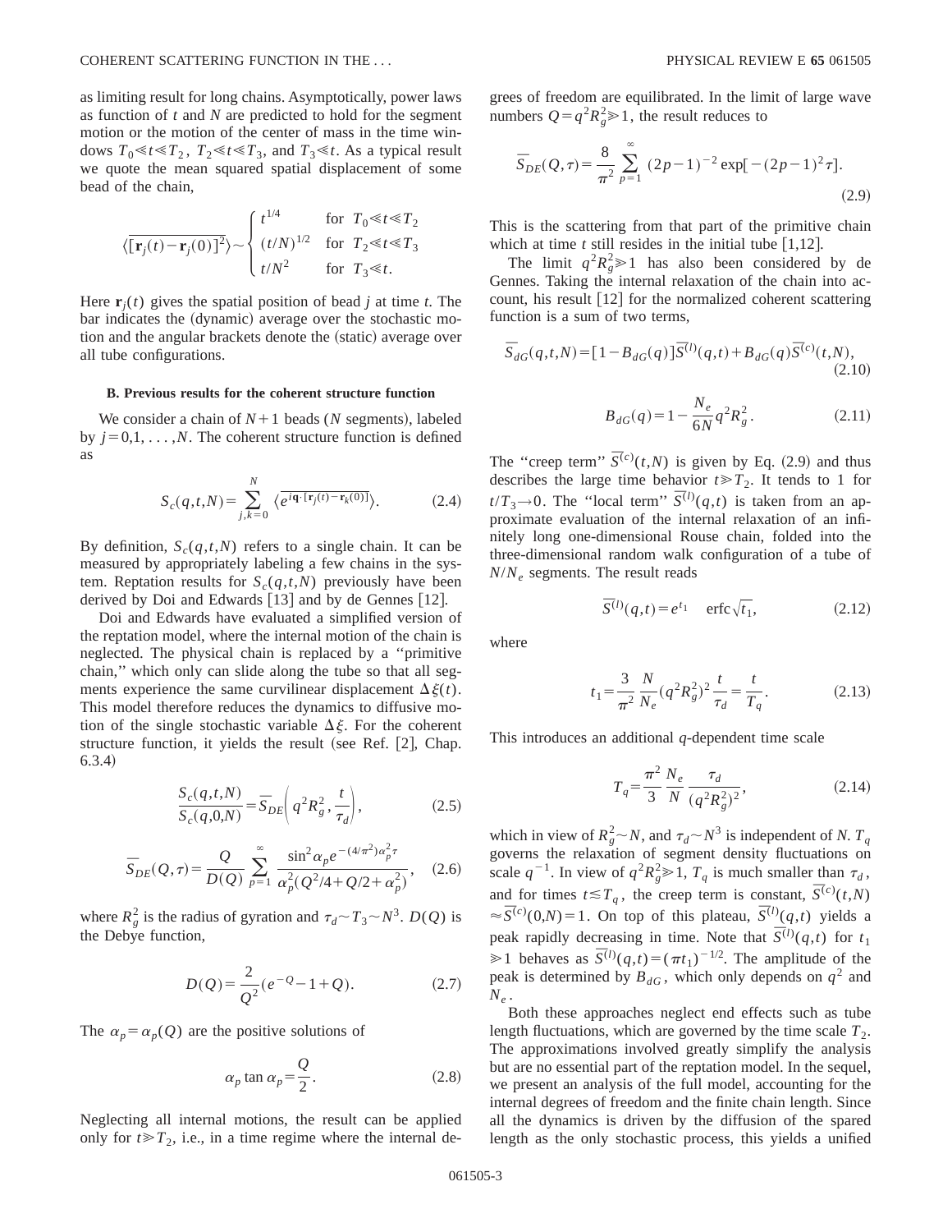as limiting result for long chains. Asymptotically, power laws as function of $t$ and $N$ are predicted to hold for the segment motion or the motion of the center of mass in the time windows $T_0 \ll t \ll T_2$, $T_2 \ll t \ll T_3$, and $T_3 \ll t$. As a typical result we quote the mean squared spatial displacement of some bead of the chain,

$$\langle \overline{[\mathbf{r}_j(t)-\mathbf{r}_j(0)]^2} \rangle \sim \begin{cases} t^{1/4} & \text{for } T_0 \ll t \ll T_2 \\ (t/N)^{1/2} & \text{for } T_2 \ll t \ll T_3 \\ t/N^2 & \text{for } T_3 \ll t. \end{cases}$$

Here $\mathbf{r}_j(t)$ gives the spatial position of bead $j$ at time $t$. The bar indicates the (dynamic) average over the stochastic motion and the angular brackets denote the (static) average over all tube configurations.

### B. Previous results for the coherent structure function

We consider a chain of $N+1$ beads ($N$ segments), labeled by $j=0,1,\ldots,N$. The coherent structure function is defined as

$$S_c(q,t,N) = \sum_{j,k=0}^{N} \langle \overline{e^{i\mathbf{q}\cdot[\mathbf{r}_j(t)-\mathbf{r}_k(0)]}} \rangle. \tag{2.4}$$

By definition, $S_c(q,t,N)$ refers to a single chain. It can be measured by appropriately labeling a few chains in the system. Reptation results for $S_c(q,t,N)$ previously have been derived by Doi and Edwards [13] and by de Gennes [12].

Doi and Edwards have evaluated a simplified version of the reptation model, where the internal motion of the chain is neglected. The physical chain is replaced by a "primitive chain," which only can slide along the tube so that all segments experience the same curvilinear displacement $\Delta\xi(t)$. This model therefore reduces the dynamics to diffusive motion of the single stochastic variable $\Delta\xi$. For the coherent structure function, it yields the result (see Ref. [2], Chap. 6.3.4)

$$\frac{S_c(q,t,N)}{S_c(q,0,N)} = \bar{S}_{DE}\left(q^2R_g^2, \frac{t}{\tau_d}\right), \tag{2.5}$$

$$\bar{S}_{DE}(Q,\tau) = \frac{Q}{D(Q)} \sum_{p=1}^{\infty} \frac{\sin^2\alpha_p e^{-(4/\pi^2)\alpha_p^2\tau}}{\alpha_p^2(Q^2/4+Q/2+\alpha_p^2)}, \tag{2.6}$$

where $R_g^2$ is the radius of gyration and $\tau_d \sim T_3 \sim N^3$. $D(Q)$ is the Debye function,

$$D(Q) = \frac{2}{Q^2}(e^{-Q}-1+Q). \tag{2.7}$$

The $\alpha_p = \alpha_p(Q)$ are the positive solutions of

$$\alpha_p \tan\alpha_p = \frac{Q}{2}. \tag{2.8}$$

Neglecting all internal motions, the result can be applied only for $t \gg T_2$, i.e., in a time regime where the internal degrees of freedom are equilibrated. In the limit of large wave numbers $Q = q^2R_g^2 \gg 1$, the result reduces to

$$\bar{S}_{DE}(Q,\tau) = \frac{8}{\pi^2} \sum_{p=1}^{\infty} (2p-1)^{-2} \exp[-(2p-1)^2\tau]. \tag{2.9}$$

This is the scattering from that part of the primitive chain which at time $t$ still resides in the initial tube [1,12].

The limit $q^2R_g^2 \gg 1$ has also been considered by de Gennes. Taking the internal relaxation of the chain into account, his result [12] for the normalized coherent scattering function is a sum of two terms,

$$\bar{S}_{dG}(q,t,N) = [1-B_{dG}(q)]\bar{S}^{(l)}(q,t) + B_{dG}(q)\bar{S}^{(c)}(t,N), \tag{2.10}$$

$$B_{dG}(q) = 1 - \frac{N_e}{6N}q^2R_g^2. \tag{2.11}$$

The "creep term" $\bar{S}^{(c)}(t,N)$ is given by Eq. (2.9) and thus describes the large time behavior $t \gg T_2$. It tends to 1 for $t/T_3 \to 0$. The "local term" $\bar{S}^{(l)}(q,t)$ is taken from an approximate evaluation of the internal relaxation of an infinitely long one-dimensional Rouse chain, folded into the three-dimensional random walk configuration of a tube of $N/N_e$ segments. The result reads

$$\bar{S}^{(l)}(q,t) = e^{t_1} \quad \operatorname{erfc}\sqrt{t_1}, \tag{2.12}$$

where

$$t_1 = \frac{3}{\pi^2}\frac{N}{N_e}(q^2R_g^2)^2\frac{t}{\tau_d} = \frac{t}{T_q}. \tag{2.13}$$

This introduces an additional $q$-dependent time scale

$$T_q = \frac{\pi^2}{3}\frac{N_e}{N}\frac{\tau_d}{(q^2R_g^2)^2}, \tag{2.14}$$

which in view of $R_g^2 \sim N$, and $\tau_d \sim N^3$ is independent of $N$. $T_q$ governs the relaxation of segment density fluctuations on scale $q^{-1}$. In view of $q^2R_g^2 \gg 1$, $T_q$ is much smaller than $\tau_d$, and for times $t \lesssim T_q$, the creep term is constant, $\bar{S}^{(c)}(t,N) \approx \bar{S}^{(c)}(0,N) = 1$. On top of this plateau, $\bar{S}^{(l)}(q,t)$ yields a peak rapidly decreasing in time. Note that $\bar{S}^{(l)}(q,t)$ for $t_1 \gg 1$ behaves as $\bar{S}^{(l)}(q,t) = (\pi t_1)^{-1/2}$. The amplitude of the peak is determined by $B_{dG}$, which only depends on $q^2$ and $N_e$.

Both these approaches neglect end effects such as tube length fluctuations, which are governed by the time scale $T_2$. The approximations involved greatly simplify the analysis but are no essential part of the reptation model. In the sequel, we present an analysis of the full model, accounting for the internal degrees of freedom and the finite chain length. Since all the dynamics is driven by the diffusion of the spared length as the only stochastic process, this yields a unified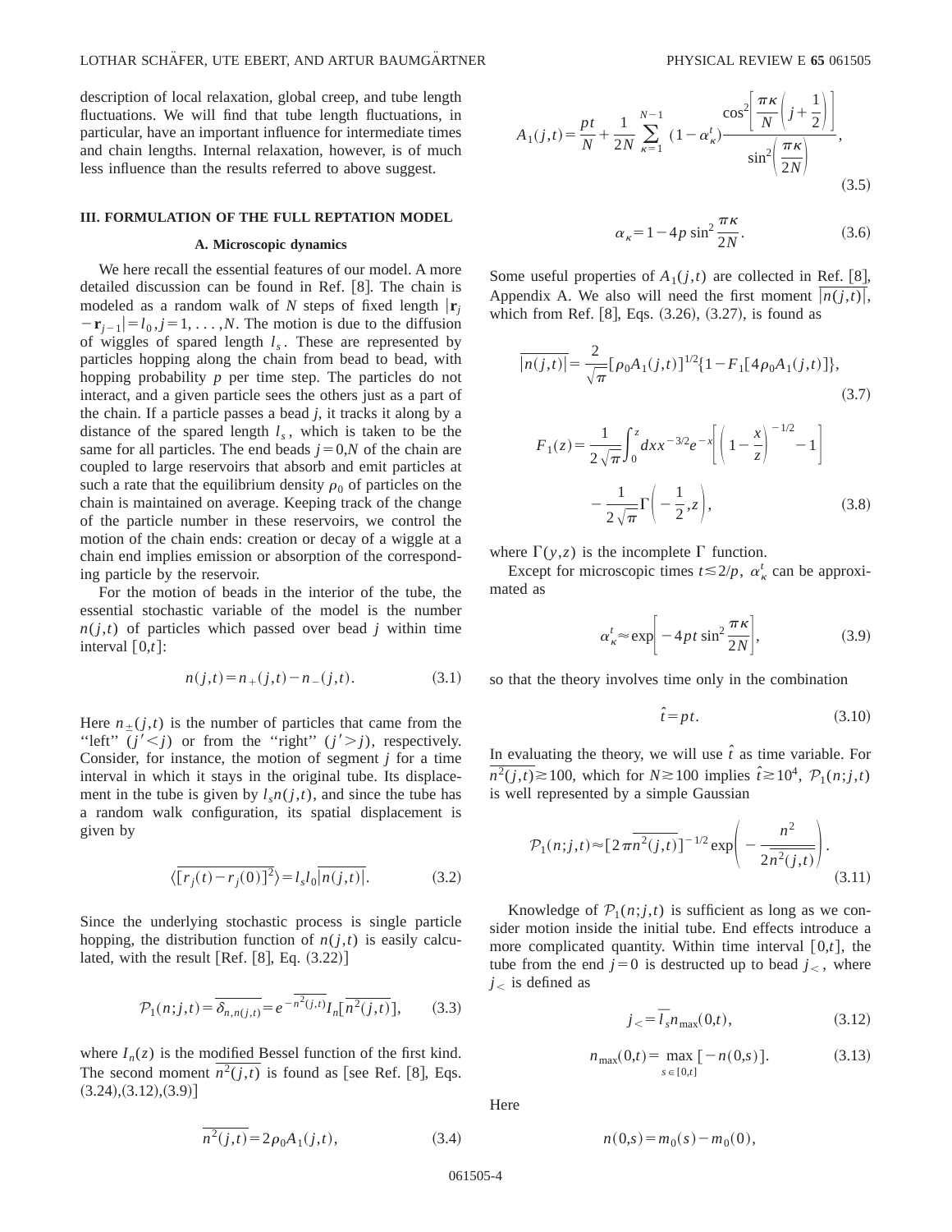description of local relaxation, global creep, and tube length fluctuations. We will find that tube length fluctuations, in particular, have an important influence for intermediate times and chain lengths. Internal relaxation, however, is of much less influence than the results referred to above suggest.

## III. FORMULATION OF THE FULL REPTATION MODEL

### A. Microscopic dynamics

We here recall the essential features of our model. A more detailed discussion can be found in Ref. [8]. The chain is modeled as a random walk of $N$ steps of fixed length $|\mathbf{r}_j - \mathbf{r}_{j-1}| = l_0, j=1,\ldots,N$. The motion is due to the diffusion of wiggles of spared length $l_s$. These are represented by particles hopping along the chain from bead to bead, with hopping probability $p$ per time step. The particles do not interact, and a given particle sees the others just as a part of the chain. If a particle passes a bead $j$, it tracks it along by a distance of the spared length $l_s$, which is taken to be the same for all particles. The end beads $j=0,N$ of the chain are coupled to large reservoirs that absorb and emit particles at such a rate that the equilibrium density $\rho_0$ of particles on the chain is maintained on average. Keeping track of the change of the particle number in these reservoirs, we control the motion of the chain ends: creation or decay of a wiggle at a chain end implies emission or absorption of the corresponding particle by the reservoir.

For the motion of beads in the interior of the tube, the essential stochastic variable of the model is the number $n(j,t)$ of particles which passed over bead $j$ within time interval $[0,t]$:

$$n(j,t) = n_+(j,t) - n_-(j,t). \tag{3.1}$$

Here $n_\pm(j,t)$ is the number of particles that came from the "left" $(j'<j)$ or from the "right" $(j'>j)$, respectively. Consider, for instance, the motion of segment $j$ for a time interval in which it stays in the original tube. Its displacement in the tube is given by $l_s n(j,t)$, and since the tube has a random walk configuration, its spatial displacement is given by

$$\langle \overline{[r_j(t) - r_j(0)]^2} \rangle = l_s l_0 \overline{|n(j,t)|}. \tag{3.2}$$

Since the underlying stochastic process is single particle hopping, the distribution function of $n(j,t)$ is easily calculated, with the result [Ref. [8], Eq. (3.22)]

$$\mathcal{P}_1(n;j,t) = \overline{\delta_{n,n(j,t)}} = e^{-\overline{n^2(j,t)}} I_n[\overline{n^2(j,t)}], \tag{3.3}$$

where $I_n(z)$ is the modified Bessel function of the first kind. The second moment $\overline{n^2(j,t)}$ is found as [see Ref. [8], Eqs. (3.24),(3.12),(3.9)]

$$\overline{n^2(j,t)} = 2\rho_0 A_1(j,t), \tag{3.4}$$

$$A_1(j,t) = \frac{pt}{N} + \frac{1}{2N} \sum_{\kappa=1}^{N-1} (1-\alpha_\kappa^t) \frac{\cos^2\left[\frac{\pi\kappa}{N}\left(j+\frac{1}{2}\right)\right]}{\sin^2\left(\frac{\pi\kappa}{2N}\right)}, \tag{3.5}$$

$$\alpha_\kappa = 1 - 4p \sin^2 \frac{\pi\kappa}{2N}. \tag{3.6}$$

Some useful properties of $A_1(j,t)$ are collected in Ref. [8], Appendix A. We also will need the first moment $\overline{|n(j,t)|}$, which from Ref. [8], Eqs. (3.26), (3.27), is found as

$$\overline{|n(j,t)|} = \frac{2}{\sqrt{\pi}} [\rho_0 A_1(j,t)]^{1/2} \{1 - F_1[4\rho_0 A_1(j,t)]\}, \tag{3.7}$$

$$F_1(z) = \frac{1}{2\sqrt{\pi}} \int_0^z dx\, x^{-3/2} e^{-x} \left[\left(1-\frac{x}{z}\right)^{-1/2} - 1\right] - \frac{1}{2\sqrt{\pi}} \Gamma\left(-\frac{1}{2}, z\right), \tag{3.8}$$

where $\Gamma(y,z)$ is the incomplete $\Gamma$ function.

Except for microscopic times $t \lesssim 2/p$, $\alpha_\kappa^t$ can be approximated as

$$\alpha_\kappa^t \approx \exp\left[-4pt \sin^2 \frac{\pi\kappa}{2N}\right], \tag{3.9}$$

so that the theory involves time only in the combination

$$\hat{t} = pt. \tag{3.10}$$

In evaluating the theory, we will use $\hat{t}$ as time variable. For $\overline{n^2(j,t)} \gtrsim 100$, which for $N \gtrsim 100$ implies $\hat{t} \gtrsim 10^4$, $\mathcal{P}_1(n;j,t)$ is well represented by a simple Gaussian

$$\mathcal{P}_1(n;j,t) \approx [2\pi \overline{n^2(j,t)}]^{-1/2} \exp\left(-\frac{n^2}{2\overline{n^2(j,t)}}\right). \tag{3.11}$$

Knowledge of $\mathcal{P}_1(n;j,t)$ is sufficient as long as we consider motion inside the initial tube. End effects introduce a more complicated quantity. Within time interval $[0,t]$, the tube from the end $j=0$ is destructed up to bead $j_<$, where $j_<$ is defined as

$$j_< = \bar{l}_s n_{\max}(0,t), \tag{3.12}$$

$$n_{\max}(0,t) = \max_{s \in [0,t]} [-n(0,s)]. \tag{3.13}$$

Here

$$n(0,s) = m_0(s) - m_0(0),$$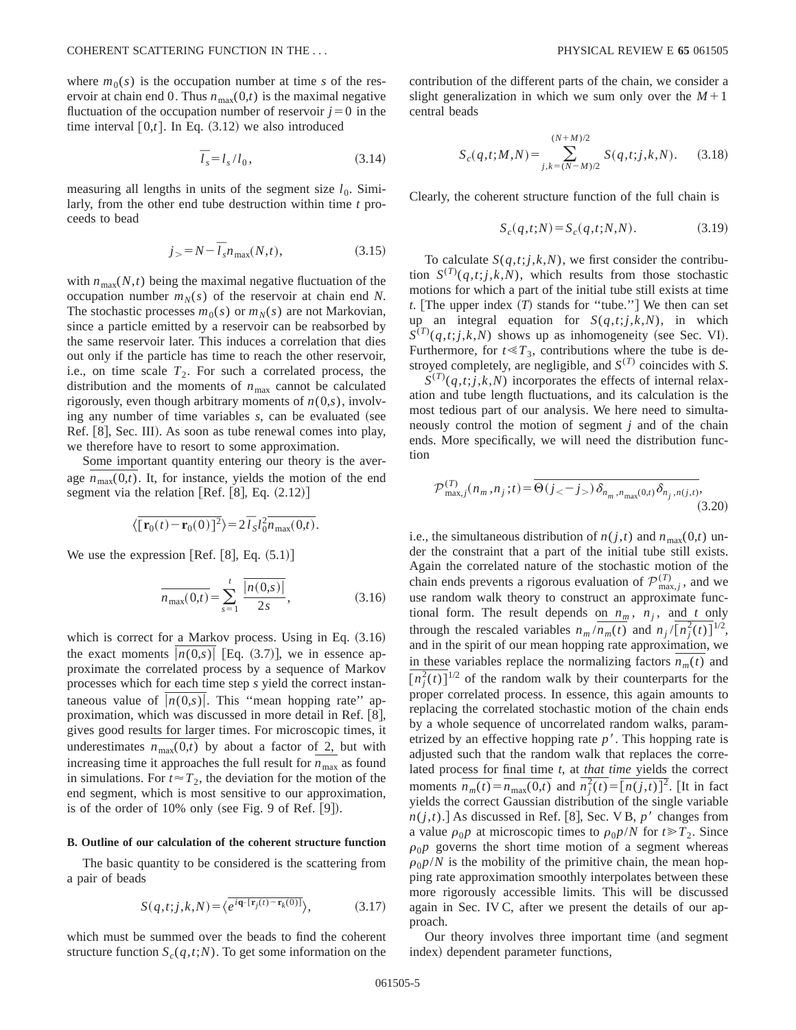where $m_0(s)$ is the occupation number at time $s$ of the reservoir at chain end 0. Thus $n_{\max}(0,t)$ is the maximal negative fluctuation of the occupation number of reservoir $j=0$ in the time interval $[0,t]$. In Eq. (3.12) we also introduced

$$\overline{l}_s = l_s / l_0, \tag{3.14}$$

measuring all lengths in units of the segment size $l_0$. Similarly, from the other end tube destruction within time $t$ proceeds to bead

$$j_> = N - \overline{l}_s n_{\max}(N,t), \tag{3.15}$$

with $n_{\max}(N,t)$ being the maximal negative fluctuation of the occupation number $m_N(s)$ of the reservoir at chain end $N$. The stochastic processes $m_0(s)$ or $m_N(s)$ are not Markovian, since a particle emitted by a reservoir can be reabsorbed by the same reservoir later. This induces a correlation that dies out only if the particle has time to reach the other reservoir, i.e., on time scale $T_2$. For such a correlated process, the distribution and the moments of $n_{\max}$ cannot be calculated rigorously, even though arbitrary moments of $n(0,s)$, involving any number of time variables $s$, can be evaluated (see Ref. [8], Sec. III). As soon as tube renewal comes into play, we therefore have to resort to some approximation.

Some important quantity entering our theory is the average $\overline{n_{\max}(0,t)}$. It, for instance, yields the motion of the end segment via the relation [Ref. [8], Eq. (2.12)]

$$\langle \overline{[\mathbf{r}_0(t)-\mathbf{r}_0(0)]^2}\rangle = 2\overline{l}_s l_0^2 \overline{n_{\max}(0,t)}.$$

We use the expression [Ref. [8], Eq. (5.1)]

$$\overline{n_{\max}(0,t)} = \sum_{s=1}^{t} \frac{\overline{|n(0,s)|}}{2s}, \tag{3.16}$$

which is correct for a Markov process. Using in Eq. (3.16) the exact moments $\overline{|n(0,s)|}$ [Eq. (3.7)], we in essence approximate the correlated process by a sequence of Markov processes which for each time step $s$ yield the correct instantaneous value of $\overline{|n(0,s)|}$. This "mean hopping rate" approximation, which was discussed in more detail in Ref. [8], gives good results for larger times. For microscopic times, it underestimates $\overline{n_{\max}(0,t)}$ by about a factor of 2, but with increasing time it approaches the full result for $\overline{n_{\max}}$ as found in simulations. For $t\approx T_2$, the deviation for the motion of the end segment, which is most sensitive to our approximation, is of the order of 10% only (see Fig. 9 of Ref. [9]).

### B. Outline of our calculation of the coherent structure function

The basic quantity to be considered is the scattering from a pair of beads

$$S(q,t;j,k,N) = \langle \overline{e^{i\mathbf{q}\cdot[\mathbf{r}_j(t)-\mathbf{r}_k(0)]}}\rangle, \tag{3.17}$$

which must be summed over the beads to find the coherent structure function $S_c(q,t;N)$. To get some information on the contribution of the different parts of the chain, we consider a slight generalization in which we sum only over the $M+1$ central beads

$$S_c(q,t;M,N) = \sum_{j,k=(N-M)/2}^{(N+M)/2} S(q,t;j,k,N). \tag{3.18}$$

Clearly, the coherent structure function of the full chain is

$$S_c(q,t;N) = S_c(q,t;N,N). \tag{3.19}$$

To calculate $S(q,t;j,k,N)$, we first consider the contribution $S^{(T)}(q,t;j,k,N)$, which results from those stochastic motions for which a part of the initial tube still exists at time $t$. [The upper index $(T)$ stands for "tube."] We then can set up an integral equation for $S(q,t;j,k,N)$, in which $S^{(T)}(q,t;j,k,N)$ shows up as inhomogeneity (see Sec. VI). Furthermore, for $t \ll T_3$, contributions where the tube is destroyed completely, are negligible, and $S^{(T)}$ coincides with $S$.

$S^{(T)}(q,t;j,k,N)$ incorporates the effects of internal relaxation and tube length fluctuations, and its calculation is the most tedious part of our analysis. We here need to simultaneously control the motion of segment $j$ and of the chain ends. More specifically, we will need the distribution function

$$\mathcal{P}^{(T)}_{\max,j}(n_m,n_j;t) = \overline{\Theta(j_< - j_>)\,\delta_{n_m,n_{\max}(0,t)}\delta_{n_j,n(j,t)}}, \tag{3.20}$$

i.e., the simultaneous distribution of $n(j,t)$ and $n_{\max}(0,t)$ under the constraint that a part of the initial tube still exists. Again the correlated nature of the stochastic motion of the chain ends prevents a rigorous evaluation of $\mathcal{P}^{(T)}_{\max,j}$, and we use random walk theory to construct an approximate functional form. The result depends on $n_m$, $n_j$, and $t$ only through the rescaled variables $n_m/\overline{n_m(t)}$ and $n_j/[\overline{n_j^2(t)}]^{1/2}$, and in the spirit of our mean hopping rate approximation, we in these variables replace the normalizing factors $\overline{n_m(t)}$ and $[\overline{n_j^2(t)}]^{1/2}$ of the random walk by their counterparts for the proper correlated process. In essence, this again amounts to replacing the correlated stochastic motion of the chain ends by a whole sequence of uncorrelated random walks, parametrized by an effective hopping rate $p'$. This hopping rate is adjusted such that the random walk that replaces the correlated process for final time $t$, at *that time* yields the correct moments $\overline{n_m(t)} = \overline{n_{\max}(0,t)}$ and $\overline{n_j^2(t)} = \overline{[n(j,t)]^2}$. [It in fact yields the correct Gaussian distribution of the single variable $n(j,t)$.] As discussed in Ref. [8], Sec. V B, $p'$ changes from a value $\rho_0 p$ at microscopic times to $\rho_0 p/N$ for $t \gg T_2$. Since $\rho_0 p$ governs the short time motion of a segment whereas $\rho_0 p/N$ is the mobility of the primitive chain, the mean hopping rate approximation smoothly interpolates between these more rigorously accessible limits. This will be discussed again in Sec. IV C, after we present the details of our approach.

Our theory involves three important time (and segment index) dependent parameter functions,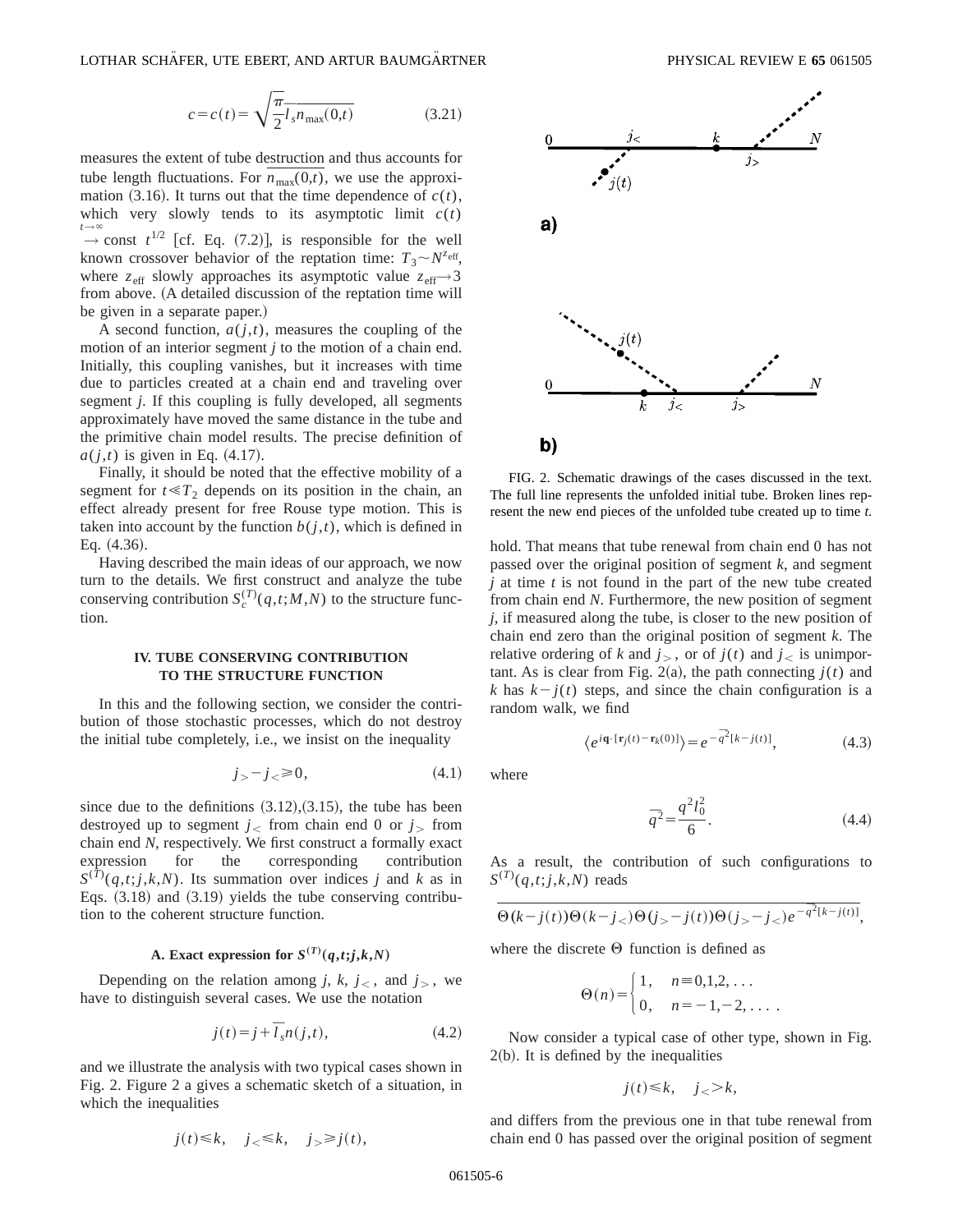$$c = c(t) = \sqrt{\frac{\pi}{2}} \overline{l_s n_{\max}(0,t)} \tag{3.21}$$

measures the extent of tube destruction and thus accounts for tube length fluctuations. For $\overline{n_{\max}(0,t)}$, we use the approximation (3.16). It turns out that the time dependence of $c(t)$, which very slowly tends to its asymptotic limit $c(t) \overset{t\to\infty}{\to} \text{const } t^{1/2}$ [cf. Eq. (7.2)], is responsible for the well known crossover behavior of the reptation time: $T_3 \sim N^{z_{\rm eff}}$, where $z_{\rm eff}$ slowly approaches its asymptotic value $z_{\rm eff} \to 3$ from above. (A detailed discussion of the reptation time will be given in a separate paper.)

A second function, $a(j,t)$, measures the coupling of the motion of an interior segment $j$ to the motion of a chain end. Initially, this coupling vanishes, but it increases with time due to particles created at a chain end and traveling over segment $j$. If this coupling is fully developed, all segments approximately have moved the same distance in the tube and the primitive chain model results. The precise definition of $a(j,t)$ is given in Eq. (4.17).

Finally, it should be noted that the effective mobility of a segment for $t \ll T_2$ depends on its position in the chain, an effect already present for free Rouse type motion. This is taken into account by the function $b(j,t)$, which is defined in Eq. (4.36).

Having described the main ideas of our approach, we now turn to the details. We first construct and analyze the tube conserving contribution $S_c^{(T)}(q,t;M,N)$ to the structure function.

## IV. TUBE CONSERVING CONTRIBUTION TO THE STRUCTURE FUNCTION

In this and the following section, we consider the contribution of those stochastic processes, which do not destroy the initial tube completely, i.e., we insist on the inequality

$$j_> - j_< \geq 0, \tag{4.1}$$

since due to the definitions (3.12),(3.15), the tube has been destroyed up to segment $j_<$ from chain end 0 or $j_>$ from chain end $N$, respectively. We first construct a formally exact expression for the corresponding contribution $S^{(T)}(q,t;j,k,N)$. Its summation over indices $j$ and $k$ as in Eqs. (3.18) and (3.19) yields the tube conserving contribution to the coherent structure function.

### A. Exact expression for $S^{(T)}(q,t;j,k,N)$

Depending on the relation among $j$, $k$, $j_<$, and $j_>$, we have to distinguish several cases. We use the notation

$$j(t) = j + \overline{l}_s n(j,t), \tag{4.2}$$

and we illustrate the analysis with two typical cases shown in Fig. 2. Figure 2 a gives a schematic sketch of a situation, in which the inequalities

$$j(t) \leq k, \quad j_< \leq k, \quad j_> \geq j(t),$$

hold. That means that tube renewal from chain end 0 has not passed over the original position of segment $k$, and segment $j$ at time $t$ is not found in the part of the new tube created from chain end $N$. Furthermore, the new position of segment $j$, if measured along the tube, is closer to the new position of chain end zero than the original position of segment $k$. The relative ordering of $k$ and $j_>$, or of $j(t)$ and $j_<$ is unimportant. As is clear from Fig. 2(a), the path connecting $j(t)$ and $k$ has $k - j(t)$ steps, and since the chain configuration is a random walk, we find

$$\langle e^{i\mathbf{q}\cdot[\mathbf{r}_j(t) - \mathbf{r}_k(0)]} \rangle = e^{-\overline{q}^2[k-j(t)]}, \tag{4.3}$$

where

$$\overline{q}^2 = \frac{q^2 l_0^2}{6}. \tag{4.4}$$

As a result, the contribution of such configurations to $S^{(T)}(q,t;j,k,N)$ reads

$$\overline{\Theta(k-j(t))\Theta(k-j_<)\Theta(j_> - j(t))\Theta(j_> - j_<)e^{-\overline{q}^2[k-j(t)]}},$$

where the discrete $\Theta$ function is defined as

$$\Theta(n) = \begin{cases} 1, & n = 0,1,2,\ldots \\ 0, & n = -1,-2,\ldots . \end{cases}$$

FIG. 2. Schematic drawings of the cases discussed in the text. The full line represents the unfolded initial tube. Broken lines represent the new end pieces of the unfolded tube created up to time $t$.

Now consider a typical case of other type, shown in Fig. 2(b). It is defined by the inequalities

$$j(t) \leq k, \quad j_< > k,$$

and differs from the previous one in that tube renewal from chain end 0 has passed over the original position of segment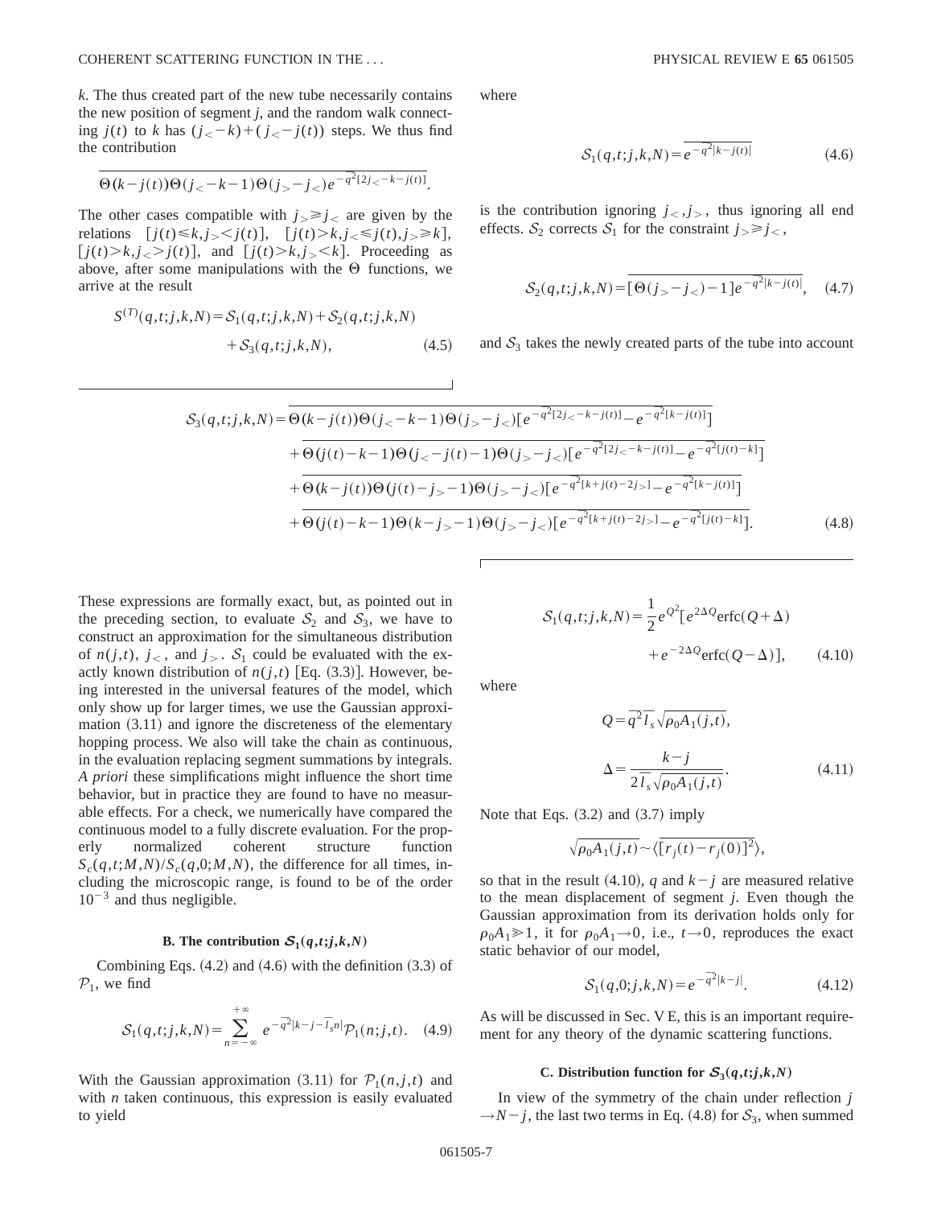$k$. The thus created part of the new tube necessarily contains the new position of segment $j$, and the random walk connecting $j(t)$ to $k$ has $(j_< - k) + (j_< - j(t))$ steps. We thus find the contribution

$$\overline{\Theta(k-j(t))\Theta(j_< - k - 1)\Theta(j_> - j_<)e^{-\overline{q}^2[2j_< - k - j(t)]}}.$$

The other cases compatible with $j_> \geq j_<$ are given by the relations $[j(t) \leq k, j_> < j(t)]$, $[j(t) > k, j_< \leq j(t), j_> \geq k]$, $[j(t) > k, j_< > j(t)]$, and $[j(t) > k, j_> < k]$. Proceeding as above, after some manipulations with the $\Theta$ functions, we arrive at the result

$$S^{(T)}(q,t;j,k,N) = \mathcal{S}_1(q,t;j,k,N) + \mathcal{S}_2(q,t;j,k,N) + \mathcal{S}_3(q,t;j,k,N), \tag{4.5}$$

where

$$\mathcal{S}_1(q,t;j,k,N) = \overline{e^{-\overline{q}^2|k-j(t)|}} \tag{4.6}$$

is the contribution ignoring $j_<, j_>$, thus ignoring all end effects. $\mathcal{S}_2$ corrects $\mathcal{S}_1$ for the constraint $j_> \geq j_<$,

$$\mathcal{S}_2(q,t;j,k,N) = \overline{[\Theta(j_> - j_<) - 1]e^{-\overline{q}^2|k-j(t)|}}, \tag{4.7}$$

and $\mathcal{S}_3$ takes the newly created parts of the tube into account

$$\begin{aligned}
\mathcal{S}_3(q,t;j,k,N) = {} & \overline{\Theta(k-j(t))\Theta(j_< - k - 1)\Theta(j_> - j_<)[e^{-\overline{q}^2[2j_< - k - j(t)]} - e^{-\overline{q}^2[k - j(t)]}]} \\
& + \overline{\Theta(j(t) - k - 1)\Theta(j_< - j(t) - 1)\Theta(j_> - j_<)[e^{-\overline{q}^2[2j_< - k - j(t)]} - e^{-\overline{q}^2[j(t) - k]}]} \\
& + \overline{\Theta(k - j(t))\Theta(j(t) - j_> - 1)\Theta(j_> - j_<)[e^{-\overline{q}^2[k + j(t) - 2j_>]} - e^{-\overline{q}^2[k - j(t)]}]} \\
& + \overline{\Theta(j(t) - k - 1)\Theta(k - j_> - 1)\Theta(j_> - j_<)[e^{-\overline{q}^2[k + j(t) - 2j_>]} - e^{-\overline{q}^2[j(t) - k]}]}.
\end{aligned} \tag{4.8}$$

These expressions are formally exact, but, as pointed out in the preceding section, to evaluate $\mathcal{S}_2$ and $\mathcal{S}_3$, we have to construct an approximation for the simultaneous distribution of $n(j,t)$, $j_<$, and $j_>$. $\mathcal{S}_1$ could be evaluated with the exactly known distribution of $n(j,t)$ [Eq. (3.3)]. However, being interested in the universal features of the model, which only show up for larger times, we use the Gaussian approximation (3.11) and ignore the discreteness of the elementary hopping process. We also will take the chain as continuous, in the evaluation replacing segment summations by integrals. *A priori* these simplifications might influence the short time behavior, but in practice they are found to have no measurable effects. For a check, we numerically have compared the continuous model to a fully discrete evaluation. For the properly normalized coherent structure function $S_c(q,t;M,N)/S_c(q,0;M,N)$, the difference for all times, including the microscopic range, is found to be of the order $10^{-3}$ and thus negligible.

### B. The contribution $\mathcal{S}_1(q,t;j,k,N)$

Combining Eqs. (4.2) and (4.6) with the definition (3.3) of $\mathcal{P}_1$, we find

$$\mathcal{S}_1(q,t;j,k,N) = \sum_{n=-\infty}^{+\infty} e^{-\overline{q}^2|k-j-\overline{l}_s n|}\mathcal{P}_1(n;j,t). \tag{4.9}$$

With the Gaussian approximation (3.11) for $\mathcal{P}_1(n,j,t)$ and with $n$ taken continuous, this expression is easily evaluated to yield

$$\mathcal{S}_1(q,t;j,k,N) = \frac{1}{2}e^{Q^2}[e^{2\Delta Q}\mathrm{erfc}(Q+\Delta) + e^{-2\Delta Q}\mathrm{erfc}(Q-\Delta)], \tag{4.10}$$

where

$$Q = \overline{q}^2\overline{l}_s\sqrt{\rho_0 A_1(j,t)},$$

$$\Delta = \frac{k-j}{2\overline{l}_s\sqrt{\rho_0 A_1(j,t)}}. \tag{4.11}$$

Note that Eqs. (3.2) and (3.7) imply

$$\sqrt{\rho_0 A_1(j,t)} \sim \langle [r_j(t) - r_j(0)]^2 \rangle,$$

so that in the result (4.10), $q$ and $k-j$ are measured relative to the mean displacement of segment $j$. Even though the Gaussian approximation from its derivation holds only for $\rho_0 A_1 \gg 1$, it for $\rho_0 A_1 \to 0$, i.e., $t \to 0$, reproduces the exact static behavior of our model,

$$\mathcal{S}_1(q,0;j,k,N) = e^{-\overline{q}^2|k-j|}. \tag{4.12}$$

As will be discussed in Sec. V E, this is an important requirement for any theory of the dynamic scattering functions.

### C. Distribution function for $\mathcal{S}_3(q,t;j,k,N)$

In view of the symmetry of the chain under reflection $j \to N-j$, the last two terms in Eq. (4.8) for $\mathcal{S}_3$, when summed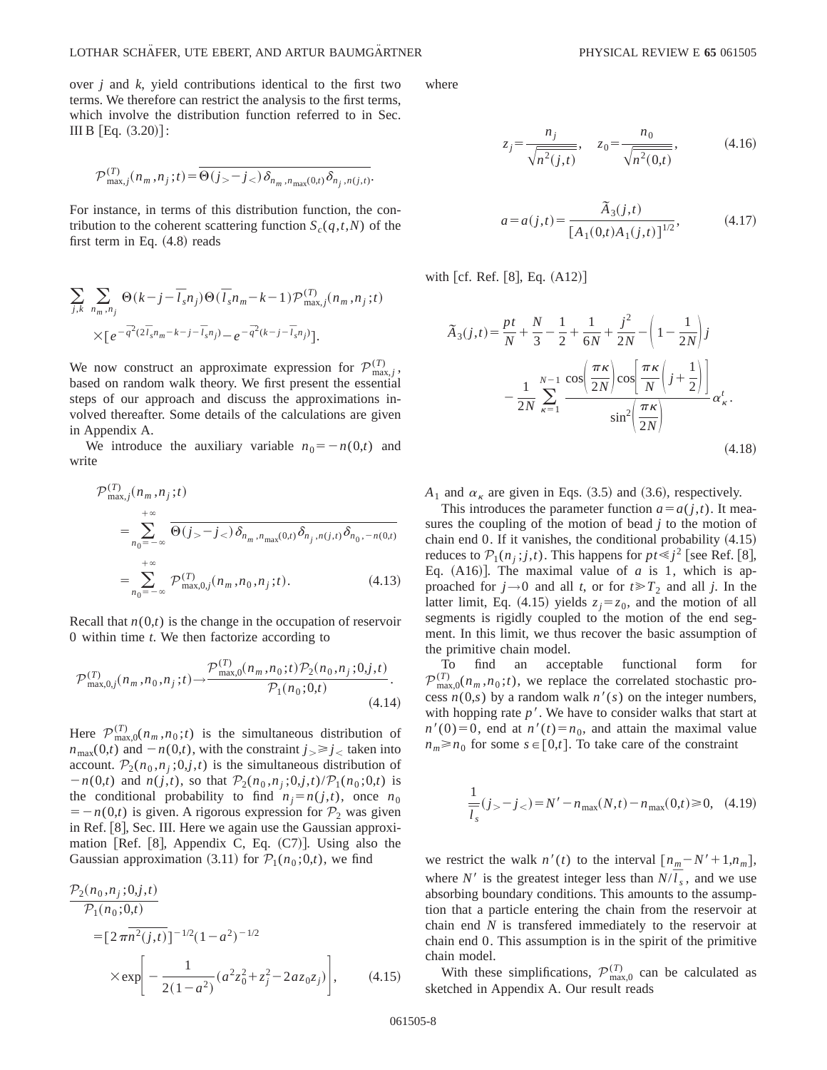over $j$ and $k$, yield contributions identical to the first two terms. We therefore can restrict the analysis to the first terms, which involve the distribution function referred to in Sec. III B [Eq. (3.20)]:

$$\mathcal{P}^{(T)}_{\max,j}(n_m,n_j;t)=\overline{\Theta(j_>-j_<)\,\delta_{n_m,n_{\max}(0,t)}\delta_{n_j,n(j,t)}}.$$

For instance, in terms of this distribution function, the contribution to the coherent scattering function $S_c(q,t,N)$ of the first term in Eq. (4.8) reads

$$\sum_{j,k}\sum_{n_m,n_j}\Theta(k-j-\overline{l}_s n_j)\Theta(\overline{l}_s n_m-k-1)\mathcal{P}^{(T)}_{\max,j}(n_m,n_j;t)$$
$$\times[e^{-\overline{q}^2(2\overline{l}_s n_m-k-j-\overline{l}_s n_j)}-e^{-\overline{q}^2(k-j-\overline{l}_s n_j)}].$$

We now construct an approximate expression for $\mathcal{P}^{(T)}_{\max,j}$, based on random walk theory. We first present the essential steps of our approach and discuss the approximations involved thereafter. Some details of the calculations are given in Appendix A.

We introduce the auxiliary variable $n_0=-n(0,t)$ and write

$$\begin{aligned}\mathcal{P}^{(T)}_{\max,j}(n_m,n_j;t)&=\sum_{n_0=-\infty}^{+\infty}\overline{\Theta(j_>-j_<)\,\delta_{n_m,n_{\max}(0,t)}\delta_{n_j,n(j,t)}\delta_{n_0,-n(0,t)}}\\&=\sum_{n_0=-\infty}^{+\infty}\mathcal{P}^{(T)}_{\max,0,j}(n_m,n_0,n_j;t).\end{aligned}\tag{4.13}$$

Recall that $n(0,t)$ is the change in the occupation of reservoir 0 within time $t$. We then factorize according to

$$\mathcal{P}^{(T)}_{\max,0,j}(n_m,n_0,n_j;t)\rightarrow\frac{\mathcal{P}^{(T)}_{\max,0}(n_m,n_0;t)\mathcal{P}_2(n_0,n_j;0,j,t)}{\mathcal{P}_1(n_0;0,t)}.\tag{4.14}$$

Here $\mathcal{P}^{(T)}_{\max,0}(n_m,n_0;t)$ is the simultaneous distribution of $n_{\max}(0,t)$ and $-n(0,t)$, with the constraint $j_>\geqslant j_<$ taken into account. $\mathcal{P}_2(n_0,n_j;0,j,t)$ is the simultaneous distribution of $-n(0,t)$ and $n(j,t)$, so that $\mathcal{P}_2(n_0,n_j;0,j,t)/\mathcal{P}_1(n_0;0,t)$ is the conditional probability to find $n_j=n(j,t)$, once $n_0=-n(0,t)$ is given. A rigorous expression for $\mathcal{P}_2$ was given in Ref. [8], Sec. III. Here we again use the Gaussian approximation [Ref. [8], Appendix C, Eq. (C7)]. Using also the Gaussian approximation (3.11) for $\mathcal{P}_1(n_0;0,t)$, we find

$$\begin{aligned}\frac{\mathcal{P}_2(n_0,n_j;0,j,t)}{\mathcal{P}_1(n_0;0,t)}&=[2\pi\overline{n^2(j,t)}]^{-1/2}(1-a^2)^{-1/2}\\&\quad\times\exp\left[-\frac{1}{2(1-a^2)}(a^2z_0^2+z_j^2-2az_0z_j)\right],\end{aligned}\tag{4.15}$$

where

$$z_j=\frac{n_j}{\sqrt{\overline{n^2(j,t)}}},\quad z_0=\frac{n_0}{\sqrt{\overline{n^2(0,t)}}},\tag{4.16}$$

$$a=a(j,t)=\frac{\tilde{A}_3(j,t)}{[A_1(0,t)A_1(j,t)]^{1/2}},\tag{4.17}$$

with [cf. Ref. [8], Eq. (A12)]

$$\begin{aligned}\tilde{A}_3(j,t)=&\frac{pt}{N}+\frac{N}{3}-\frac{1}{2}+\frac{1}{6N}+\frac{j^2}{2N}-\left(1-\frac{1}{2N}\right)j\\&-\frac{1}{2N}\sum_{\kappa=1}^{N-1}\frac{\cos\left(\frac{\pi\kappa}{2N}\right)\cos\left[\frac{\pi\kappa}{N}\left(j+\frac{1}{2}\right)\right]}{\sin^2\left(\frac{\pi\kappa}{2N}\right)}\alpha_\kappa^t.\end{aligned}\tag{4.18}$$

$A_1$ and $\alpha_\kappa$ are given in Eqs. (3.5) and (3.6), respectively.

This introduces the parameter function $a=a(j,t)$. It measures the coupling of the motion of bead $j$ to the motion of chain end 0. If it vanishes, the conditional probability (4.15) reduces to $\mathcal{P}_1(n_j;j,t)$. This happens for $pt\ll j^2$ [see Ref. [8], Eq. (A16)]. The maximal value of $a$ is 1, which is approached for $j\rightarrow 0$ and all $t$, or for $t\gg T_2$ and all $j$. In the latter limit, Eq. (4.15) yields $z_j=z_0$, and the motion of all segments is rigidly coupled to the motion of the end segment. In this limit, we thus recover the basic assumption of the primitive chain model.

To find an acceptable functional form for $\mathcal{P}^{(T)}_{\max,0}(n_m,n_0;t)$, we replace the correlated stochastic process $n(0,s)$ by a random walk $n'(s)$ on the integer numbers, with hopping rate $p'$. We have to consider walks that start at $n'(0)=0$, end at $n'(t)=n_0$, and attain the maximal value $n_m\geqslant n_0$ for some $s\in[0,t]$. To take care of the constraint

$$\frac{1}{\overline{l}_s}(j_>-j_<)=N'-n_{\max}(N,t)-n_{\max}(0,t)\geqslant 0,\tag{4.19}$$

we restrict the walk $n'(t)$ to the interval $[n_m-N'+1,n_m]$, where $N'$ is the greatest integer less than $N/\overline{l}_s$, and we use absorbing boundary conditions. This amounts to the assumption that a particle entering the chain from the reservoir at chain end $N$ is transfered immediately to the reservoir at chain end 0. This assumption is in the spirit of the primitive chain model.

With these simplifications, $\mathcal{P}^{(T)}_{\max,0}$ can be calculated as sketched in Appendix A. Our result reads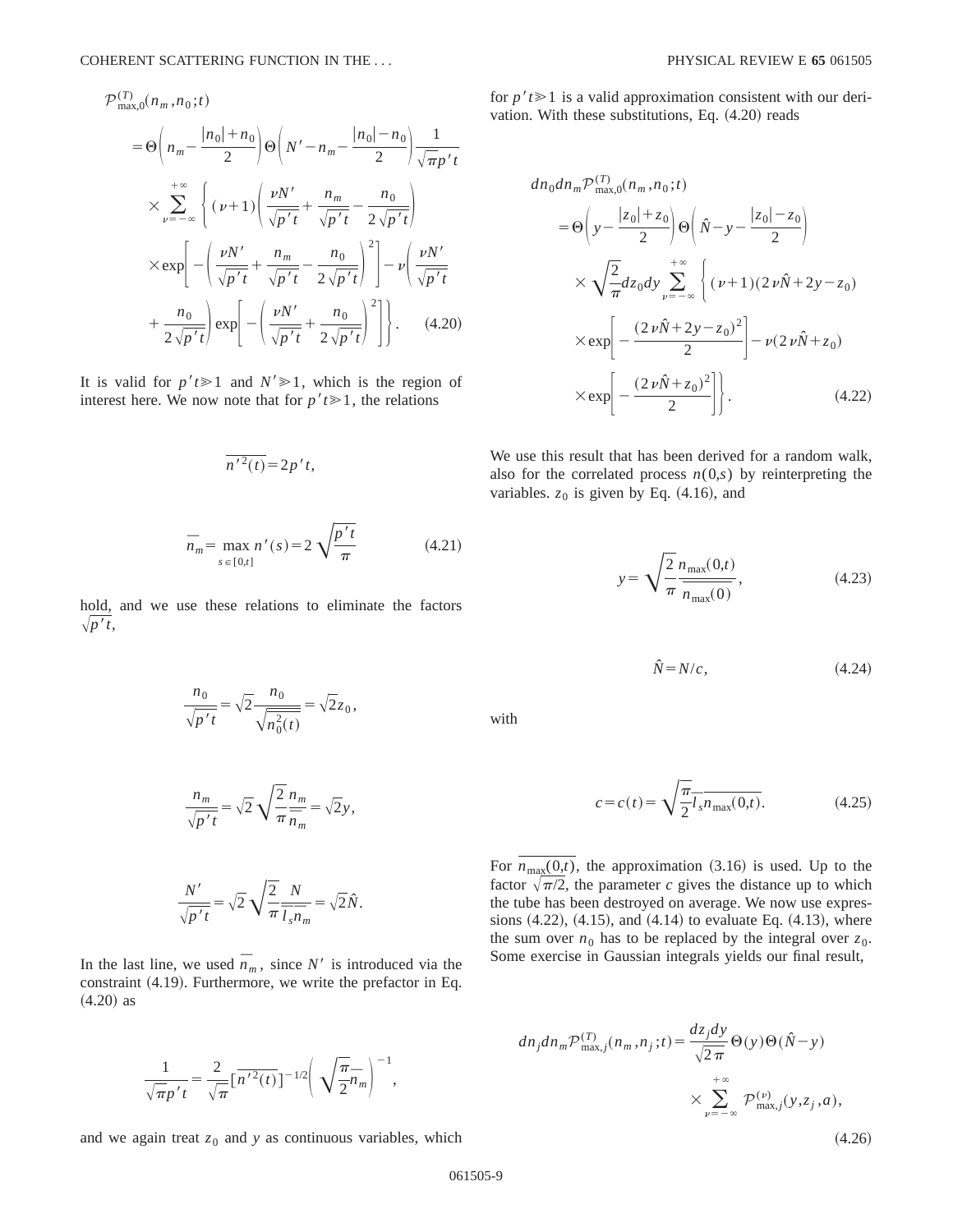$$
\begin{aligned}
&\mathcal{P}^{(T)}_{\max,0}(n_m,n_0;t)\\
&=\Theta\left(n_m-\frac{|n_0|+n_0}{2}\right)\Theta\left(N'-n_m-\frac{|n_0|-n_0}{2}\right)\frac{1}{\sqrt{\pi}p't}\\
&\quad\times\sum_{\nu=-\infty}^{+\infty}\left\{(\nu+1)\left(\frac{\nu N'}{\sqrt{p't}}+\frac{n_m}{\sqrt{p't}}-\frac{n_0}{2\sqrt{p't}}\right)\right.\\
&\quad\times\exp\left[-\left(\frac{\nu N'}{\sqrt{p't}}+\frac{n_m}{\sqrt{p't}}-\frac{n_0}{2\sqrt{p't}}\right)^2\right]-\nu\left(\frac{\nu N'}{\sqrt{p't}}\right.\\
&\quad\left.\left.+\frac{n_0}{2\sqrt{p't}}\right)\exp\left[-\left(\frac{\nu N'}{\sqrt{p't}}+\frac{n_0}{2\sqrt{p't}}\right)^2\right]\right\}.\qquad(4.20)
\end{aligned}
$$

It is valid for $p't \gg 1$ and $N' \gg 1$, which is the region of interest here. We now note that for $p't \gg 1$, the relations

$$
\overline{n'^2(t)} = 2p't,
$$

$$
\overline{n}_m = \max_{s\in[0,t]} n'(s) = 2\sqrt{\frac{p't}{\pi}} \qquad (4.21)
$$

hold, and we use these relations to eliminate the factors $\sqrt{p't}$,

$$
\frac{n_0}{\sqrt{p't}} = \sqrt{2}\frac{n_0}{\sqrt{\overline{n_0^2(t)}}} = \sqrt{2}z_0,
$$

$$
\frac{n_m}{\sqrt{p't}} = \sqrt{2}\sqrt{\frac{2}{\pi}}\frac{n_m}{\overline{n}_m} = \sqrt{2}y,
$$

$$
\frac{N'}{\sqrt{p't}} = \sqrt{2}\sqrt{\frac{2}{\pi}}\frac{N}{\overline{l_s n_m}} = \sqrt{2}\hat{N}.
$$

In the last line, we used $\overline{n}_m$, since $N'$ is introduced via the constraint (4.19). Furthermore, we write the prefactor in Eq. (4.20) as

$$
\frac{1}{\sqrt{\pi}p't} = \frac{2}{\sqrt{\pi}}[\overline{n'^2(t)}]^{-1/2}\left(\sqrt{\frac{\pi}{2}}\overline{n}_m\right)^{-1},
$$

and we again treat $z_0$ and $y$ as continuous variables, which for $p't \gg 1$ is a valid approximation consistent with our derivation. With these substitutions, Eq. (4.20) reads

$$
\begin{aligned}
&dn_0 dn_m \mathcal{P}^{(T)}_{\max,0}(n_m,n_0;t)\\
&=\Theta\left(y-\frac{|z_0|+z_0}{2}\right)\Theta\left(\hat{N}-y-\frac{|z_0|-z_0}{2}\right)\\
&\quad\times\sqrt{\frac{2}{\pi}}dz_0 dy\sum_{\nu=-\infty}^{+\infty}\left\{(\nu+1)(2\nu\hat{N}+2y-z_0)\right.\\
&\quad\times\exp\left[-\frac{(2\nu\hat{N}+2y-z_0)^2}{2}\right]-\nu(2\nu\hat{N}+z_0)\\
&\quad\left.\times\exp\left[-\frac{(2\nu\hat{N}+z_0)^2}{2}\right]\right\}.\qquad(4.22)
\end{aligned}
$$

We use this result that has been derived for a random walk, also for the correlated process $n(0,s)$ by reinterpreting the variables. $z_0$ is given by Eq. (4.16), and

$$
y = \sqrt{\frac{2}{\pi}}\frac{n_{\max}(0,t)}{\overline{n_{\max}(0)}}, \qquad (4.23)
$$

$$
\hat{N} = N/c, \qquad (4.24)
$$

with

$$
c = c(t) = \sqrt{\frac{\pi}{2}}\overline{l_s n_{\max}(0,t)}. \qquad (4.25)
$$

For $\overline{n_{\max}(0,t)}$, the approximation (3.16) is used. Up to the factor $\sqrt{\pi/2}$, the parameter $c$ gives the distance up to which the tube has been destroyed on average. We now use expressions (4.22), (4.15), and (4.14) to evaluate Eq. (4.13), where the sum over $n_0$ has to be replaced by the integral over $z_0$. Some exercise in Gaussian integrals yields our final result,

$$
\begin{aligned}
dn_j dn_m \mathcal{P}^{(T)}_{\max,j}(n_m,n_j;t) = \frac{dz_j dy}{\sqrt{2\pi}}\Theta(y)\Theta(\hat{N}-y)\\
\times\sum_{\nu=-\infty}^{+\infty}\mathcal{P}^{(\nu)}_{\max,j}(y,z_j,a),
\end{aligned}
\qquad (4.26)
$$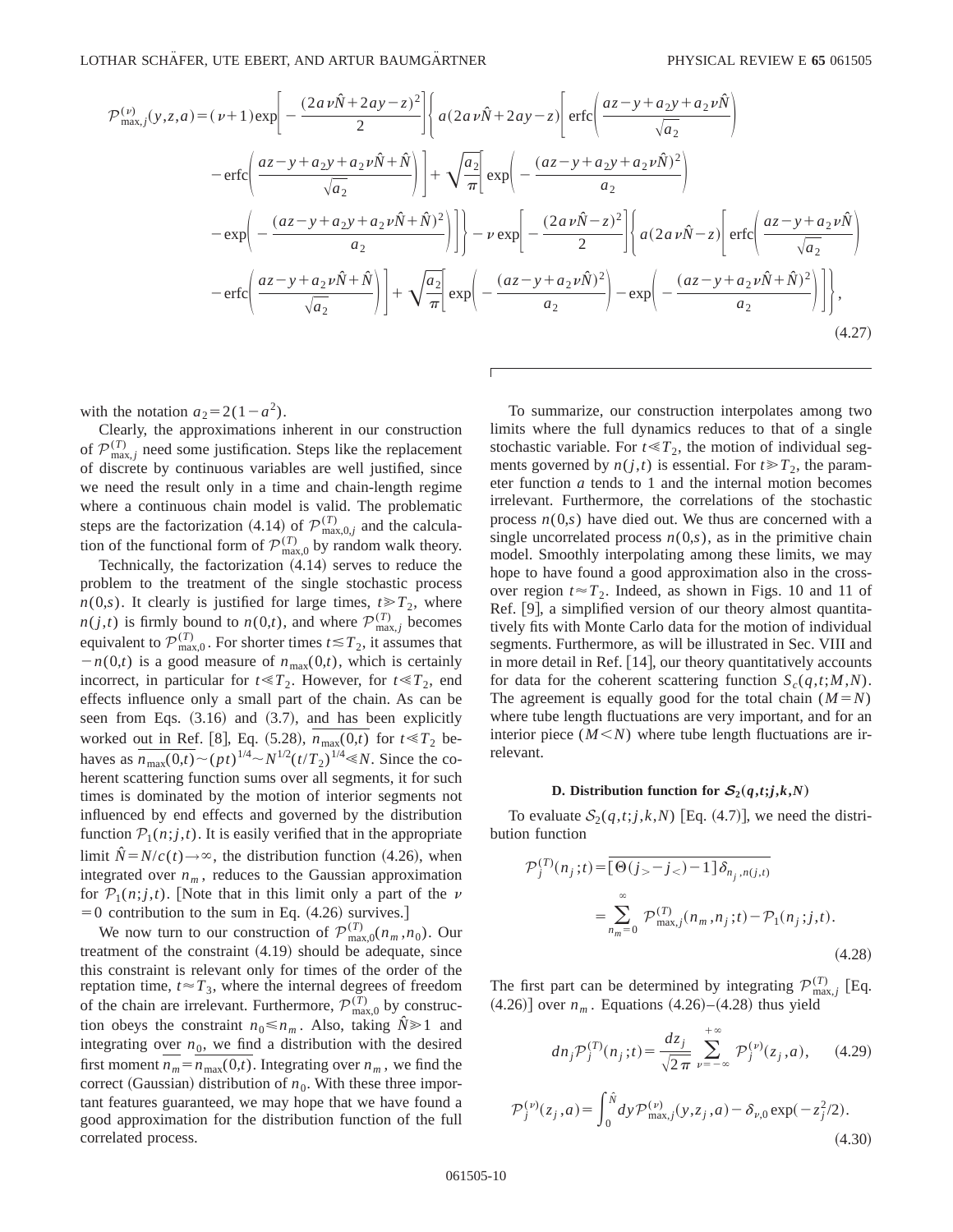$$
\begin{aligned}
\mathcal{P}^{(\nu)}_{\max,j}(y,z,a) = {} & (\nu+1)\exp\left[-\frac{(2a\nu\hat{N}+2ay-z)^2}{2}\right]\Bigg\{a(2a\nu\hat{N}+2ay-z)\left[\operatorname{erfc}\left(\frac{az-y+a_2y+a_2\nu\hat{N}}{\sqrt{a_2}}\right)\right. \\
& \left.-\operatorname{erfc}\left(\frac{az-y+a_2y+a_2\nu\hat{N}+\hat{N}}{\sqrt{a_2}}\right)\right]+\sqrt{\frac{a_2}{\pi}}\left[\exp\left(-\frac{(az-y+a_2y+a_2\nu\hat{N})^2}{a_2}\right)\right. \\
& \left.\left.-\exp\left(-\frac{(az-y+a_2y+a_2\nu\hat{N}+\hat{N})^2}{a_2}\right)\right]\right\} - \nu\exp\left[-\frac{(2a\nu\hat{N}-z)^2}{2}\right]\Bigg\{a(2a\nu\hat{N}-z)\left[\operatorname{erfc}\left(\frac{az-y+a_2\nu\hat{N}}{\sqrt{a_2}}\right)\right. \\
& \left.-\operatorname{erfc}\left(\frac{az-y+a_2\nu\hat{N}+\hat{N}}{\sqrt{a_2}}\right)\right]+\sqrt{\frac{a_2}{\pi}}\left[\exp\left(-\frac{(az-y+a_2\nu\hat{N})^2}{a_2}\right)-\exp\left(-\frac{(az-y+a_2\nu\hat{N}+\hat{N})^2}{a_2}\right)\right]\Bigg\},
\end{aligned}
\tag{4.27}
$$

with the notation $a_2 = 2(1-a^2)$.

Clearly, the approximations inherent in our construction of $\mathcal{P}^{(T)}_{\max,j}$ need some justification. Steps like the replacement of discrete by continuous variables are well justified, since we need the result only in a time and chain-length regime where a continuous chain model is valid. The problematic steps are the factorization (4.14) of $\mathcal{P}^{(T)}_{\max,0,j}$ and the calculation of the functional form of $\mathcal{P}^{(T)}_{\max,0}$ by random walk theory.

Technically, the factorization (4.14) serves to reduce the problem to the treatment of the single stochastic process $n(0,s)$. It clearly is justified for large times, $t \gg T_2$, where $n(j,t)$ is firmly bound to $n(0,t)$, and where $\mathcal{P}^{(T)}_{\max,j}$ becomes equivalent to $\mathcal{P}^{(T)}_{\max,0}$. For shorter times $t \lesssim T_2$, it assumes that $-n(0,t)$ is a good measure of $n_{\max}(0,t)$, which is certainly incorrect, in particular for $t \ll T_2$. However, for $t \ll T_2$, end effects influence only a small part of the chain. As can be seen from Eqs. (3.16) and (3.7), and has been explicitly worked out in Ref. [8], Eq. (5.28), $\overline{n_{\max}(0,t)}$ for $t \ll T_2$ behaves as $\overline{n_{\max}(0,t)} \sim (pt)^{1/4} \sim N^{1/2}(t/T_2)^{1/4} \ll N$. Since the coherent scattering function sums over all segments, it for such times is dominated by the motion of interior segments not influenced by end effects and governed by the distribution function $\mathcal{P}_1(n;j,t)$. It is easily verified that in the appropriate limit $\hat{N} = N/c(t) \to \infty$, the distribution function (4.26), when integrated over $n_m$, reduces to the Gaussian approximation for $\mathcal{P}_1(n;j,t)$. [Note that in this limit only a part of the $\nu = 0$ contribution to the sum in Eq. (4.26) survives.]

We now turn to our construction of $\mathcal{P}^{(T)}_{\max,0}(n_m,n_0)$. Our treatment of the constraint (4.19) should be adequate, since this constraint is relevant only for times of the order of the reptation time, $t \approx T_3$, where the internal degrees of freedom of the chain are irrelevant. Furthermore, $\mathcal{P}^{(T)}_{\max,0}$ by construction obeys the constraint $n_0 \leqslant n_m$. Also, taking $\hat{N} \gg 1$ and integrating over $n_0$, we find a distribution with the desired first moment $\overline{n_m} = \overline{n_{\max}(0,t)}$. Integrating over $n_m$, we find the correct (Gaussian) distribution of $n_0$. With these three important features guaranteed, we may hope that we have found a good approximation for the distribution function of the full correlated process.

To summarize, our construction interpolates among two limits where the full dynamics reduces to that of a single stochastic variable. For $t \ll T_2$, the motion of individual segments governed by $n(j,t)$ is essential. For $t \gg T_2$, the parameter function $a$ tends to 1 and the internal motion becomes irrelevant. Furthermore, the correlations of the stochastic process $n(0,s)$ have died out. We thus are concerned with a single uncorrelated process $n(0,s)$, as in the primitive chain model. Smoothly interpolating among these limits, we may hope to have found a good approximation also in the crossover region $t \approx T_2$. Indeed, as shown in Figs. 10 and 11 of Ref. [9], a simplified version of our theory almost quantitatively fits with Monte Carlo data for the motion of individual segments. Furthermore, as will be illustrated in Sec. VIII and in more detail in Ref. [14], our theory quantitatively accounts for data for the coherent scattering function $S_c(q,t;M,N)$. The agreement is equally good for the total chain ($M=N$) where tube length fluctuations are very important, and for an interior piece ($M<N$) where tube length fluctuations are irrelevant.

### D. Distribution function for $\mathcal{S}_2(q,t;j,k,N)$

To evaluate $\mathcal{S}_2(q,t;j,k,N)$ [Eq. (4.7)], we need the distribution function

$$
\begin{aligned}
\mathcal{P}^{(T)}_j(n_j;t) &= \overline{[\Theta(j_> - j_<) - 1]\,\delta_{n_j,n(j,t)}} \\
&= \sum_{n_m=0}^{\infty} \mathcal{P}^{(T)}_{\max,j}(n_m,n_j;t) - \mathcal{P}_1(n_j;j,t).
\end{aligned}
\tag{4.28}
$$

The first part can be determined by integrating $\mathcal{P}^{(T)}_{\max,j}$ [Eq. (4.26)] over $n_m$. Equations (4.26)–(4.28) thus yield

$$
dn_j \mathcal{P}^{(T)}_j(n_j;t) = \frac{dz_j}{\sqrt{2\pi}} \sum_{\nu=-\infty}^{+\infty} \mathcal{P}^{(\nu)}_j(z_j,a), \tag{4.29}
$$

$$
\mathcal{P}^{(\nu)}_j(z_j,a) = \int_0^{\hat{N}} dy\, \mathcal{P}^{(\nu)}_{\max,j}(y,z_j,a) - \delta_{\nu,0}\exp(-z_j^2/2). \tag{4.30}
$$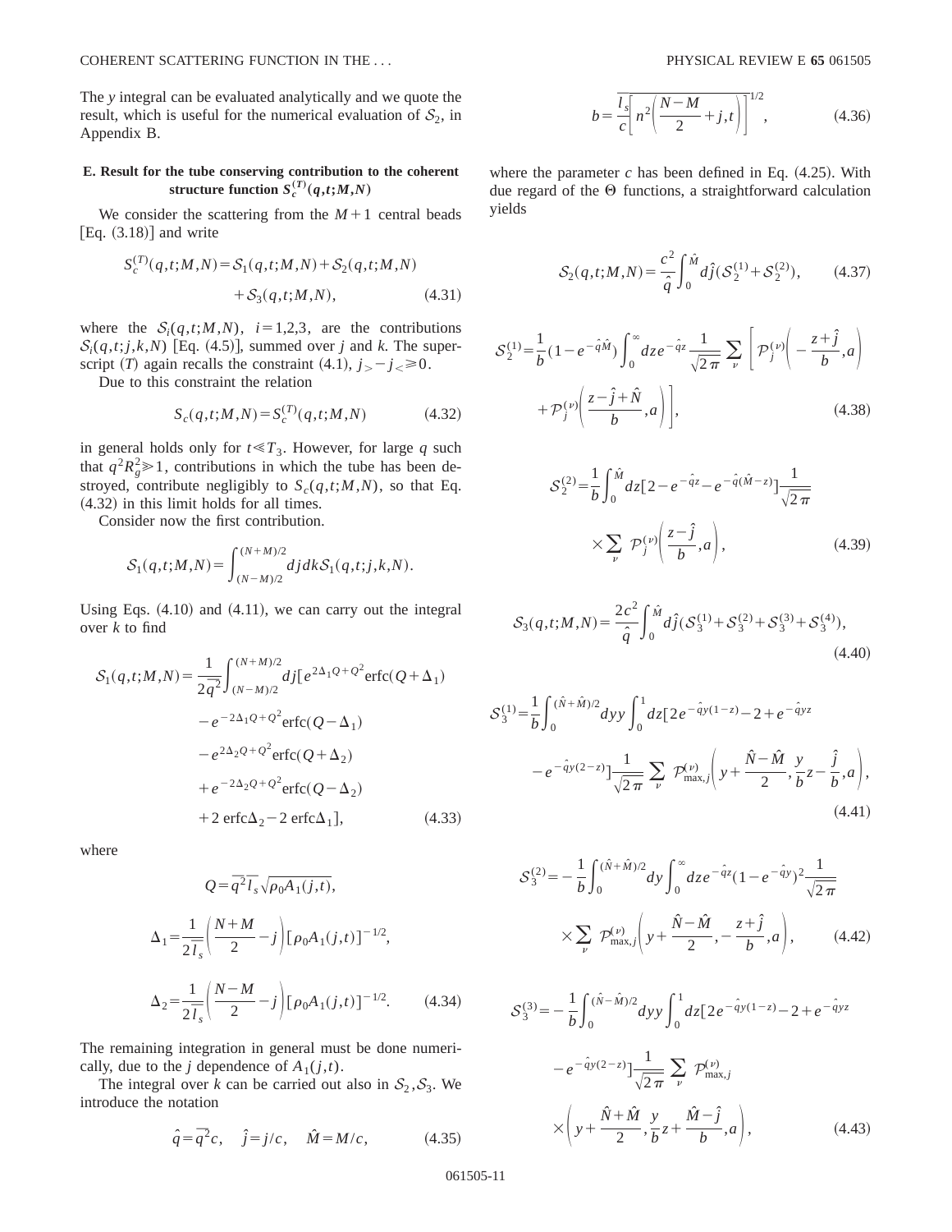The $y$ integral can be evaluated analytically and we quote the result, which is useful for the numerical evaluation of $\mathcal{S}_2$, in Appendix B.

### E. Result for the tube conserving contribution to the coherent structure function $S_c^{(T)}(q,t;M,N)$

We consider the scattering from the $M+1$ central beads [Eq. (3.18)] and write

$$S_c^{(T)}(q,t;M,N)=\mathcal{S}_1(q,t;M,N)+\mathcal{S}_2(q,t;M,N)+\mathcal{S}_3(q,t;M,N), \tag{4.31}$$

where the $\mathcal{S}_i(q,t;M,N)$, $i=1,2,3$, are the contributions $\mathcal{S}_i(q,t;j,k,N)$ [Eq. (4.5)], summed over $j$ and $k$. The superscript $(T)$ again recalls the constraint (4.1), $j_> - j_< \geq 0$.

Due to this constraint the relation

$$S_c(q,t;M,N)=S_c^{(T)}(q,t;M,N) \tag{4.32}$$

in general holds only for $t \ll T_3$. However, for large $q$ such that $q^2R_g^2 \gg 1$, contributions in which the tube has been destroyed, contribute negligibly to $S_c(q,t;M,N)$, so that Eq. (4.32) in this limit holds for all times.

Consider now the first contribution.

$$\mathcal{S}_1(q,t;M,N)=\int_{(N-M)/2}^{(N+M)/2} dj dk \mathcal{S}_1(q,t;j,k,N).$$

Using Eqs. (4.10) and (4.11), we can carry out the integral over $k$ to find

$$\begin{aligned}\mathcal{S}_1(q,t;M,N)=\frac{1}{2\overline{q^2}}\int_{(N-M)/2}^{(N+M)/2} dj[&e^{2\Delta_1 Q+Q^2}\mathrm{erfc}(Q+\Delta_1)\\ &-e^{-2\Delta_1 Q+Q^2}\mathrm{erfc}(Q-\Delta_1)\\ &-e^{2\Delta_2 Q+Q^2}\mathrm{erfc}(Q+\Delta_2)\\ &+e^{-2\Delta_2 Q+Q^2}\mathrm{erfc}(Q-\Delta_2)\\ &+2\,\mathrm{erfc}\Delta_2-2\,\mathrm{erfc}\Delta_1],\end{aligned} \tag{4.33}$$

where

$$Q=\overline{q^2}\,\overline{l_s}\sqrt{\rho_0 A_1(j,t)},$$

$$\Delta_1=\frac{1}{2\overline{l_s}}\left(\frac{N+M}{2}-j\right)[\rho_0 A_1(j,t)]^{-1/2},$$

$$\Delta_2=\frac{1}{2\overline{l_s}}\left(\frac{N-M}{2}-j\right)[\rho_0 A_1(j,t)]^{-1/2}. \tag{4.34}$$

The remaining integration in general must be done numerically, due to the $j$ dependence of $A_1(j,t)$.

The integral over $k$ can be carried out also in $\mathcal{S}_2,\mathcal{S}_3$. We introduce the notation

$$\hat{q}=\overline{q^2}c, \quad \hat{j}=j/c, \quad \hat{M}=M/c, \tag{4.35}$$

$$b=\frac{\overline{l_s}}{c}\left[n^2\left(\frac{N-M}{2}+j,t\right)\right]^{1/2}, \tag{4.36}$$

where the parameter $c$ has been defined in Eq. (4.25). With due regard of the $\Theta$ functions, a straightforward calculation yields

$$\mathcal{S}_2(q,t;M,N)=\frac{c^2}{\hat{q}}\int_0^{\hat{M}} d\hat{j}(\mathcal{S}_2^{(1)}+\mathcal{S}_2^{(2)}), \tag{4.37}$$

$$\begin{aligned}\mathcal{S}_2^{(1)}=\frac{1}{b}(1-e^{-\hat{q}\hat{M}})\int_0^\infty dz e^{-\hat{q}z}\frac{1}{\sqrt{2\pi}}\sum_\nu\Bigg[&\mathcal{P}_j^{(\nu)}\left(-\frac{z+\hat{j}}{b},a\right)\\ &+\mathcal{P}_j^{(\nu)}\left(\frac{z-\hat{j}+\hat{N}}{b},a\right)\Bigg],\end{aligned} \tag{4.38}$$

$$\mathcal{S}_2^{(2)}=\frac{1}{b}\int_0^{\hat{M}} dz[2-e^{-\hat{q}z}-e^{-\hat{q}(\hat{M}-z)}]\frac{1}{\sqrt{2\pi}}\times\sum_\nu \mathcal{P}_j^{(\nu)}\left(\frac{z-\hat{j}}{b},a\right), \tag{4.39}$$

$$\mathcal{S}_3(q,t;M,N)=\frac{2c^2}{\hat{q}}\int_0^{\hat{M}} d\hat{j}(\mathcal{S}_3^{(1)}+\mathcal{S}_3^{(2)}+\mathcal{S}_3^{(3)}+\mathcal{S}_3^{(4)}), \tag{4.40}$$

$$\begin{aligned}\mathcal{S}_3^{(1)}=\frac{1}{b}\int_0^{(\hat{N}+\hat{M})/2} dy\,y\int_0^1 dz[&2e^{-\hat{q}y(1-z)}-2+e^{-\hat{q}yz}\\ &-e^{-\hat{q}y(2-z)}]\frac{1}{\sqrt{2\pi}}\sum_\nu \mathcal{P}_{\max,j}^{(\nu)}\left(y+\frac{\hat{N}-\hat{M}}{2},\frac{y}{b}z-\frac{\hat{j}}{b},a\right),\end{aligned} \tag{4.41}$$

$$\mathcal{S}_3^{(2)}=-\frac{1}{b}\int_0^{(\hat{N}+\hat{M})/2} dy\int_0^\infty dz e^{-\hat{q}z}(1-e^{-\hat{q}y})^2\frac{1}{\sqrt{2\pi}}\times\sum_\nu \mathcal{P}_{\max,j}^{(\nu)}\left(y+\frac{\hat{N}-\hat{M}}{2},-\frac{z+\hat{j}}{b},a\right), \tag{4.42}$$

$$\begin{aligned}\mathcal{S}_3^{(3)}=-\frac{1}{b}\int_0^{(\hat{N}-\hat{M})/2} dy\,y\int_0^1 dz[&2e^{-\hat{q}y(1-z)}-2+e^{-\hat{q}yz}\\ &-e^{-\hat{q}y(2-z)}]\frac{1}{\sqrt{2\pi}}\sum_\nu \mathcal{P}_{\max,j}^{(\nu)}\\ &\times\left(y+\frac{\hat{N}+\hat{M}}{2},\frac{y}{b}z+\frac{\hat{M}-\hat{j}}{b},a\right),\end{aligned} \tag{4.43}$$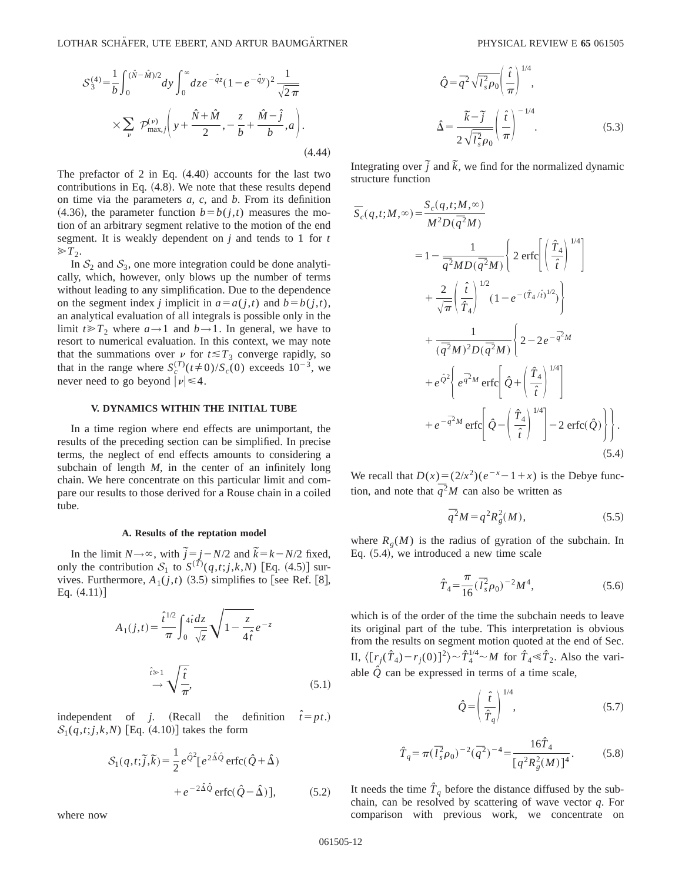$$\mathcal{S}_3^{(4)} = \frac{1}{b}\int_0^{(\hat{N}-\hat{M})/2} dy \int_0^\infty dz e^{-\hat{q}z}(1-e^{-\hat{q}y})^2 \frac{1}{\sqrt{2\pi}} \times \sum_\nu \mathcal{P}_{\max,j}^{(\nu)}\left(y+\frac{\hat{N}+\hat{M}}{2}, -\frac{z}{b}+\frac{\hat{M}-\hat{j}}{b}, a\right). \tag{4.44}$$

The prefactor of 2 in Eq. (4.40) accounts for the last two contributions in Eq. (4.8). We note that these results depend on time via the parameters $a$, $c$, and $b$. From its definition (4.36), the parameter function $b=b(j,t)$ measures the motion of an arbitrary segment relative to the motion of the end segment. It is weakly dependent on $j$ and tends to 1 for $t \gg T_2$.

In $\mathcal{S}_2$ and $\mathcal{S}_3$, one more integration could be done analytically, which, however, only blows up the number of terms without leading to any simplification. Due to the dependence on the segment index $j$ implicit in $a=a(j,t)$ and $b=b(j,t)$, an analytical evaluation of all integrals is possible only in the limit $t \gg T_2$ where $a \to 1$ and $b \to 1$. In general, we have to resort to numerical evaluation. In this context, we may note that the summations over $\nu$ for $t \lesssim T_3$ converge rapidly, so that in the range where $S_c^{(T)}(t \neq 0)/S_c(0)$ exceeds $10^{-3}$, we never need to go beyond $|\nu| \leq 4$.

### V. DYNAMICS WITHIN THE INITIAL TUBE

In a time region where end effects are unimportant, the results of the preceding section can be simplified. In precise terms, the neglect of end effects amounts to considering a subchain of length $M$, in the center of an infinitely long chain. We here concentrate on this particular limit and compare our results to those derived for a Rouse chain in a coiled tube.

#### A. Results of the reptation model

In the limit $N \to \infty$, with $\tilde{j} = j - N/2$ and $\tilde{k} = k - N/2$ fixed, only the contribution $\mathcal{S}_1$ to $S^{(T)}(q,t;j,k,N)$ [Eq. (4.5)] survives. Furthermore, $A_1(j,t)$ (3.5) simplifies to [see Ref. [8], Eq. (4.11)]

$$A_1(j,t) = \frac{\hat{t}^{1/2}}{\pi}\int_0^{4\hat{t}} \frac{dz}{\sqrt{z}}\sqrt{1-\frac{z}{4\hat{t}}}\, e^{-z} \;\xrightarrow{\hat{t}\gg 1}\; \sqrt{\frac{\hat{t}}{\pi}}, \tag{5.1}$$

independent of $j$. (Recall the definition $\hat{t} = pt$.) $\mathcal{S}_1(q,t;j,k,N)$ [Eq. (4.10)] takes the form

$$\mathcal{S}_1(q,t;\tilde{j},\tilde{k}) = \frac{1}{2} e^{\hat{Q}^2}\left[e^{2\hat{\Delta}\hat{Q}}\,\mathrm{erfc}(\hat{Q}+\hat{\Delta}) + e^{-2\hat{\Delta}\hat{Q}}\,\mathrm{erfc}(\hat{Q}-\hat{\Delta})\right], \tag{5.2}$$

where now

$$\hat{Q} = \overline{q^2}\sqrt{\overline{l_s^2}}\rho_0\left(\frac{\hat{t}}{\pi}\right)^{1/4},$$

$$\hat{\Delta} = \frac{\tilde{k}-\tilde{j}}{2\sqrt{\overline{l_s^2}}\rho_0}\left(\frac{\hat{t}}{\pi}\right)^{-1/4}. \tag{5.3}$$

Integrating over $\tilde{j}$ and $\tilde{k}$, we find for the normalized dynamic structure function

$$\begin{aligned}
\bar{S}_c(q,t;M,\infty) &= \frac{S_c(q,t;M,\infty)}{M^2 D(\overline{q^2}M)} \\
&= 1 - \frac{1}{\overline{q^2}MD(\overline{q^2}M)}\left\{2\,\mathrm{erfc}\left[\left(\frac{\hat{T}_4}{\hat{t}}\right)^{1/4}\right] + \frac{2}{\sqrt{\pi}}\left(\frac{\hat{t}}{\hat{T}_4}\right)^{1/2}\left(1-e^{-(\hat{T}_4/\hat{t})^{1/2}}\right)\right\} \\
&\quad + \frac{1}{(\overline{q^2}M)^2 D(\overline{q^2}M)}\left\{2 - 2e^{-\overline{q^2}M} + e^{\hat{Q}^2}\left\{e^{\overline{q^2}M}\,\mathrm{erfc}\left[\hat{Q}+\left(\frac{\hat{T}_4}{\hat{t}}\right)^{1/4}\right] + e^{-\overline{q^2}M}\,\mathrm{erfc}\left[\hat{Q}-\left(\frac{\hat{T}_4}{\hat{t}}\right)^{1/4}\right] - 2\,\mathrm{erfc}(\hat{Q})\right\}\right\}.
\end{aligned} \tag{5.4}$$

We recall that $D(x) = (2/x^2)(e^{-x}-1+x)$ is the Debye function, and note that $\overline{q^2}M$ can also be written as

$$\overline{q^2}M = q^2 R_g^2(M), \tag{5.5}$$

where $R_g(M)$ is the radius of gyration of the subchain. In Eq. (5.4), we introduced a new time scale

$$\hat{T}_4 = \frac{\pi}{16}(\overline{l_s^2}\rho_0)^{-2}M^4, \tag{5.6}$$

which is of the order of the time the subchain needs to leave its original part of the tube. This interpretation is obvious from the results on segment motion quoted at the end of Sec. II, $\langle [r_j(\hat{T}_4) - r_j(0)]^2\rangle \sim \hat{T}_4^{1/4} \sim M$ for $\hat{T}_4 \ll \hat{T}_2$. Also the variable $\hat{Q}$ can be expressed in terms of a time scale,

$$\hat{Q} = \left(\frac{\hat{t}}{\hat{T}_q}\right)^{1/4}, \tag{5.7}$$

$$\hat{T}_q = \pi(\overline{l_s^2}\rho_0)^{-2}(\overline{q^2})^{-4} = \frac{16\hat{T}_4}{[q^2R_g^2(M)]^4}. \tag{5.8}$$

It needs the time $\hat{T}_q$ before the distance diffused by the subchain, can be resolved by scattering of wave vector $q$. For comparison with previous work, we concentrate on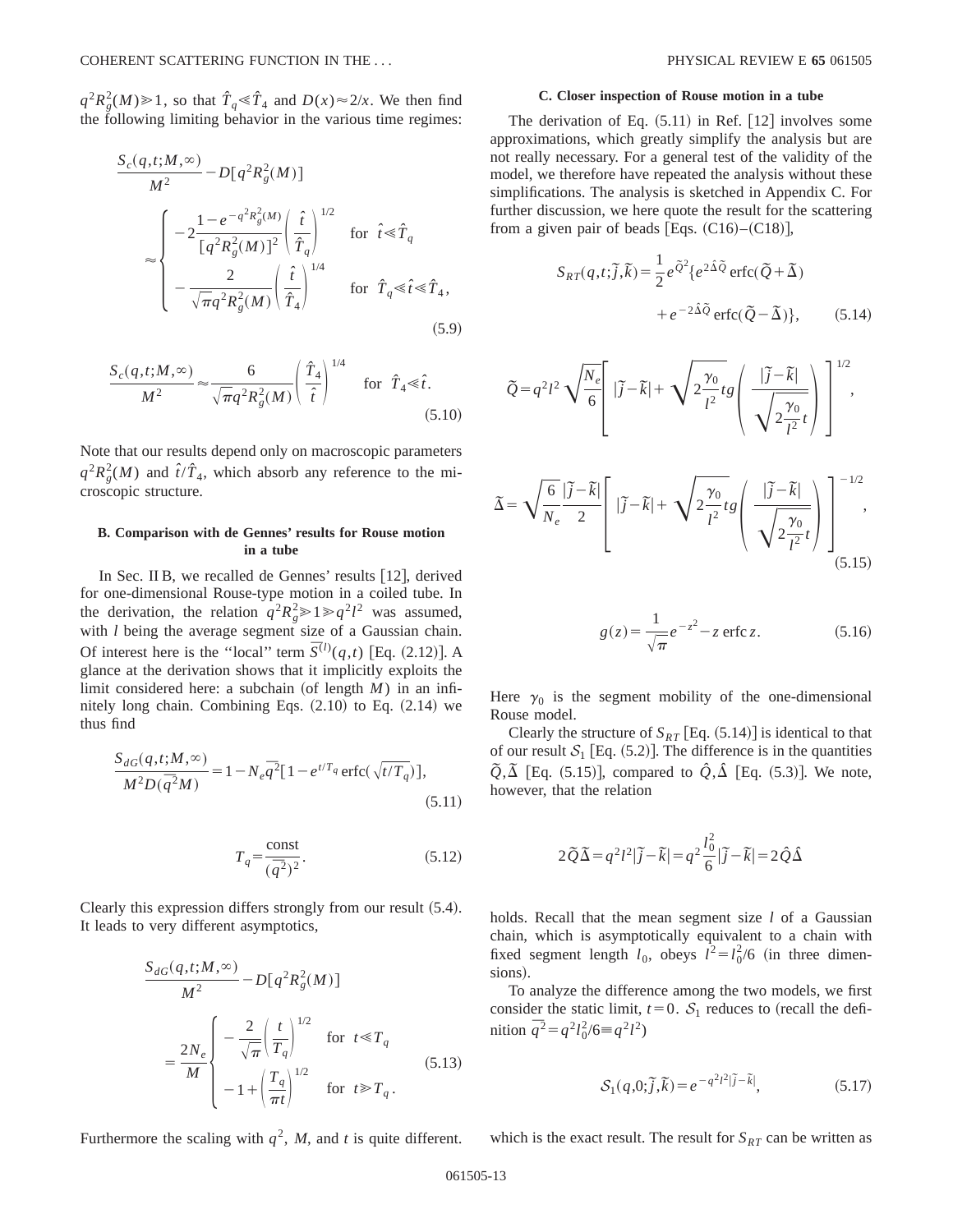$q^2R_g^2(M)\gg 1$, so that $\hat{T}_q \ll \hat{T}_4$ and $D(x)\approx 2/x$. We then find the following limiting behavior in the various time regimes:

$$\frac{S_c(q,t;M,\infty)}{M^2} - D[q^2R_g^2(M)] \approx \begin{cases} -2\dfrac{1-e^{-q^2R_g^2(M)}}{[q^2R_g^2(M)]^2}\left(\dfrac{\hat{t}}{\hat{T}_q}\right)^{1/2} & \text{for } \hat{t}\ll \hat{T}_q \\ -\dfrac{2}{\sqrt{\pi}q^2R_g^2(M)}\left(\dfrac{\hat{t}}{\hat{T}_4}\right)^{1/4} & \text{for } \hat{T}_q \ll \hat{t} \ll \hat{T}_4, \end{cases} \tag{5.9}$$

$$\frac{S_c(q,t;M,\infty)}{M^2} \approx \frac{6}{\sqrt{\pi}q^2R_g^2(M)}\left(\frac{\hat{T}_4}{\hat{t}}\right)^{1/4} \quad \text{for } \hat{T}_4 \ll \hat{t}. \tag{5.10}$$

Note that our results depend only on macroscopic parameters $q^2R_g^2(M)$ and $\hat{t}/\hat{T}_4$, which absorb any reference to the microscopic structure.

### B. Comparison with de Gennes' results for Rouse motion in a tube

In Sec. II B, we recalled de Gennes' results [12], derived for one-dimensional Rouse-type motion in a coiled tube. In the derivation, the relation $q^2R_g^2 \gg 1 \gg q^2l^2$ was assumed, with $l$ being the average segment size of a Gaussian chain. Of interest here is the "local" term $\overline{S^{(l)}}(q,t)$ [Eq. (2.12)]. A glance at the derivation shows that it implicitly exploits the limit considered here: a subchain (of length $M$) in an infinitely long chain. Combining Eqs. (2.10) to Eq. (2.14) we thus find

$$\frac{S_{dG}(q,t;M,\infty)}{M^2 D(\overline{q^2}M)} = 1 - N_e\overline{q^2}[1-e^{t/T_q}\operatorname{erfc}(\sqrt{t/T_q})], \tag{5.11}$$

$$T_q = \frac{\text{const}}{(\overline{q^2})^2}. \tag{5.12}$$

Clearly this expression differs strongly from our result (5.4). It leads to very different asymptotics,

$$\frac{S_{dG}(q,t;M,\infty)}{M^2} - D[q^2R_g^2(M)] = \frac{2N_e}{M}\begin{cases} -\dfrac{2}{\sqrt{\pi}}\left(\dfrac{t}{T_q}\right)^{1/2} & \text{for } t \ll T_q \\ -1+\left(\dfrac{T_q}{\pi t}\right)^{1/2} & \text{for } t \gg T_q. \end{cases} \tag{5.13}$$

Furthermore the scaling with $q^2$, $M$, and $t$ is quite different.

### C. Closer inspection of Rouse motion in a tube

The derivation of Eq. (5.11) in Ref. [12] involves some approximations, which greatly simplify the analysis but are not really necessary. For a general test of the validity of the model, we therefore have repeated the analysis without these simplifications. The analysis is sketched in Appendix C. For further discussion, we here quote the result for the scattering from a given pair of beads [Eqs. (C16)–(C18)],

$$S_{RT}(q,t;\tilde{j},\tilde{k}) = \frac{1}{2}e^{\tilde{Q}^2}\{e^{2\hat{\Delta}\tilde{Q}}\operatorname{erfc}(\tilde{Q}+\tilde{\Delta}) + e^{-2\hat{\Delta}\tilde{Q}}\operatorname{erfc}(\tilde{Q}-\tilde{\Delta})\}, \tag{5.14}$$

$$\tilde{Q} = q^2l^2\sqrt{\frac{N_e}{6}}\left[|\tilde{j}-\tilde{k}| + \sqrt{2\frac{\gamma_0}{l^2}t}\,g\left(\frac{|\tilde{j}-\tilde{k}|}{\sqrt{2\frac{\gamma_0}{l^2}t}}\right)\right]^{1/2},$$

$$\tilde{\Delta} = \sqrt{\frac{6}{N_e}}\frac{|\tilde{j}-\tilde{k}|}{2}\left[|\tilde{j}-\tilde{k}| + \sqrt{2\frac{\gamma_0}{l^2}t}\,g\left(\frac{|\tilde{j}-\tilde{k}|}{\sqrt{2\frac{\gamma_0}{l^2}t}}\right)\right]^{-1/2}, \tag{5.15}$$

$$g(z) = \frac{1}{\sqrt{\pi}}e^{-z^2} - z\operatorname{erfc}z. \tag{5.16}$$

Here $\gamma_0$ is the segment mobility of the one-dimensional Rouse model.

Clearly the structure of $S_{RT}$ [Eq. (5.14)] is identical to that of our result $\mathcal{S}_1$ [Eq. (5.2)]. The difference is in the quantities $\tilde{Q},\tilde{\Delta}$ [Eq. (5.15)], compared to $\hat{Q},\hat{\Delta}$ [Eq. (5.3)]. We note, however, that the relation

$$2\tilde{Q}\tilde{\Delta} = q^2l^2|\tilde{j}-\tilde{k}| = q^2\frac{l_0^2}{6}|\tilde{j}-\tilde{k}| = 2\hat{Q}\hat{\Delta}$$

holds. Recall that the mean segment size $l$ of a Gaussian chain, which is asymptotically equivalent to a chain with fixed segment length $l_0$, obeys $l^2 = l_0^2/6$ (in three dimensions).

To analyze the difference among the two models, we first consider the static limit, $t=0$. $\mathcal{S}_1$ reduces to (recall the definition $\overline{q^2} = q^2l_0^2/6 \equiv q^2l^2$)

$$\mathcal{S}_1(q,0;\tilde{j},\tilde{k}) = e^{-q^2l^2|\tilde{j}-\tilde{k}|}, \tag{5.17}$$

which is the exact result. The result for $S_{RT}$ can be written as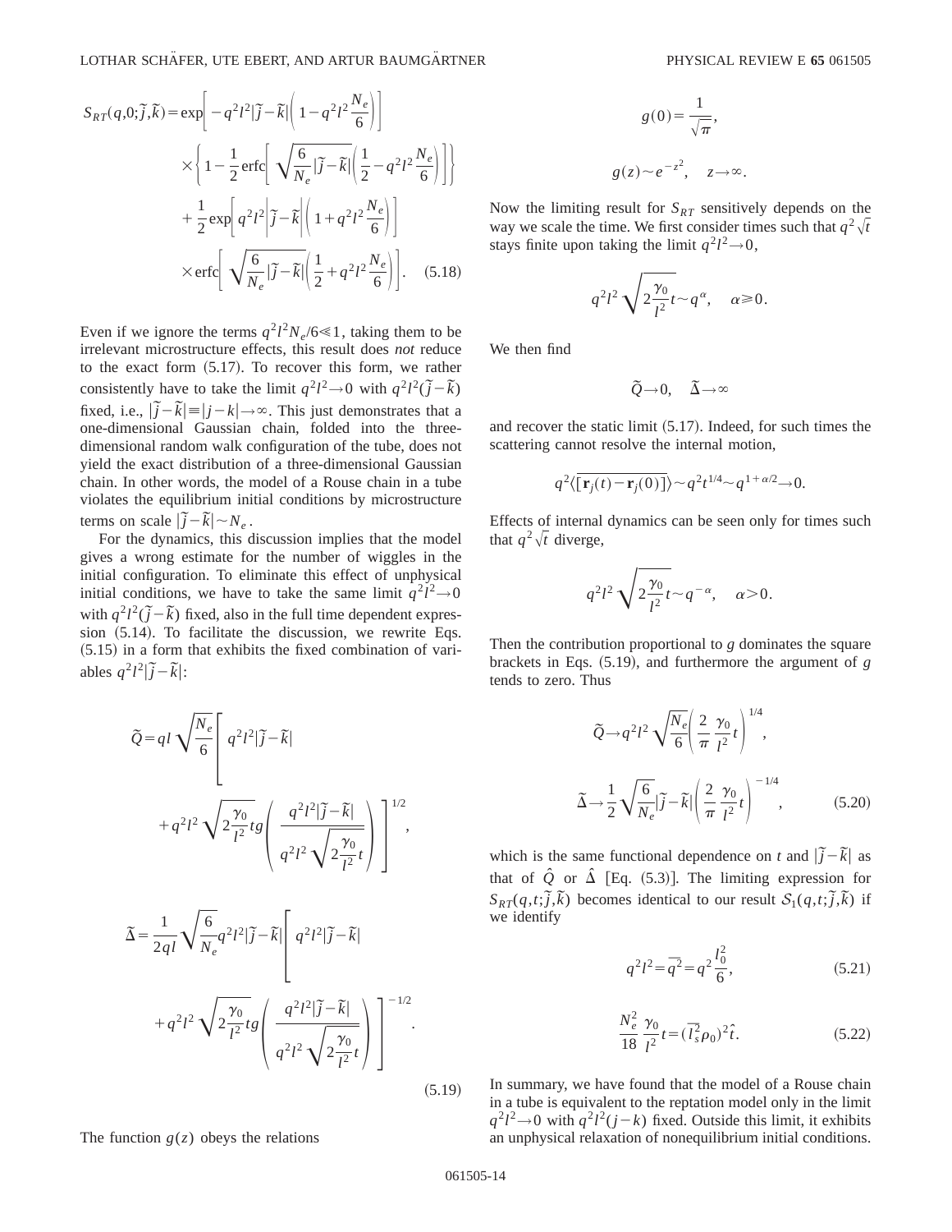$$S_{RT}(q,0;\tilde{j},\tilde{k}) = \exp\left[-q^2 l^2 |\tilde{j}-\tilde{k}|\left(1 - q^2 l^2 \frac{N_e}{6}\right)\right] \times \left\{1 - \frac{1}{2}\operatorname{erfc}\left[\sqrt{\frac{6}{N_e}|\tilde{j}-\tilde{k}|}\left(\frac{1}{2} - q^2 l^2 \frac{N_e}{6}\right)\right]\right\} + \frac{1}{2}\exp\left[q^2 l^2 \left|\tilde{j}-\tilde{k}\right|\left(1 + q^2 l^2 \frac{N_e}{6}\right)\right] \times \operatorname{erfc}\left[\sqrt{\frac{6}{N_e}|\tilde{j}-\tilde{k}|}\left(\frac{1}{2} + q^2 l^2 \frac{N_e}{6}\right)\right]. \quad (5.18)$$

Even if we ignore the terms $q^2 l^2 N_e/6 \ll 1$, taking them to be irrelevant microstructure effects, this result does *not* reduce to the exact form (5.17). To recover this form, we rather consistently have to take the limit $q^2 l^2 \to 0$ with $q^2 l^2(\tilde{j}-\tilde{k})$ fixed, i.e., $|\tilde{j}-\tilde{k}| \equiv |j-k| \to \infty$. This just demonstrates that a one-dimensional Gaussian chain, folded into the three-dimensional random walk configuration of the tube, does not yield the exact distribution of a three-dimensional Gaussian chain. In other words, the model of a Rouse chain in a tube violates the equilibrium initial conditions by microstructure terms on scale $|\tilde{j}-\tilde{k}| \sim N_e$.

For the dynamics, this discussion implies that the model gives a wrong estimate for the number of wiggles in the initial configuration. To eliminate this effect of unphysical initial conditions, we have to take the same limit $q^2 l^2 \to 0$ with $q^2 l^2(\tilde{j}-\tilde{k})$ fixed, also in the full time dependent expression (5.14). To facilitate the discussion, we rewrite Eqs. (5.15) in a form that exhibits the fixed combination of variables $q^2 l^2 |\tilde{j}-\tilde{k}|$:

$$\tilde{Q} = ql\sqrt{\frac{N_e}{6}}\left[q^2 l^2 |\tilde{j}-\tilde{k}| + q^2 l^2 \sqrt{2\frac{\gamma_0}{l^2}t}\, g\left(\frac{q^2 l^2 |\tilde{j}-\tilde{k}|}{q^2 l^2 \sqrt{2\frac{\gamma_0}{l^2}t}}\right)\right]^{1/2},$$

$$\tilde{\Delta} = \frac{1}{2ql}\sqrt{\frac{6}{N_e}}q^2 l^2 |\tilde{j}-\tilde{k}|\left[q^2 l^2 |\tilde{j}-\tilde{k}| + q^2 l^2 \sqrt{2\frac{\gamma_0}{l^2}t}\, g\left(\frac{q^2 l^2 |\tilde{j}-\tilde{k}|}{q^2 l^2 \sqrt{2\frac{\gamma_0}{l^2}t}}\right)\right]^{-1/2}. \quad (5.19)$$

The function $g(z)$ obeys the relations

$$g(0) = \frac{1}{\sqrt{\pi}},$$

$$g(z) \sim e^{-z^2}, \quad z \to \infty.$$

Now the limiting result for $S_{RT}$ sensitively depends on the way we scale the time. We first consider times such that $q^2\sqrt{t}$ stays finite upon taking the limit $q^2 l^2 \to 0$,

$$q^2 l^2 \sqrt{2\frac{\gamma_0}{l^2}t} \sim q^{\alpha}, \quad \alpha \geq 0.$$

We then find

$$\tilde{Q} \to 0, \quad \tilde{\Delta} \to \infty$$

and recover the static limit (5.17). Indeed, for such times the scattering cannot resolve the internal motion,

$$q^2 \langle \overline{[\mathbf{r}_j(t) - \mathbf{r}_j(0)]} \rangle \sim q^2 t^{1/4} \sim q^{1+\alpha/2} \to 0.$$

Effects of internal dynamics can be seen only for times such that $q^2\sqrt{t}$ diverge,

$$q^2 l^2 \sqrt{2\frac{\gamma_0}{l^2}t} \sim q^{-\alpha}, \quad \alpha > 0.$$

Then the contribution proportional to $g$ dominates the square brackets in Eqs. (5.19), and furthermore the argument of $g$ tends to zero. Thus

$$\tilde{Q} \to q^2 l^2 \sqrt{\frac{N_e}{6}}\left(\frac{2}{\pi}\frac{\gamma_0}{l^2}t\right)^{1/4},$$

$$\tilde{\Delta} \to \frac{1}{2}\sqrt{\frac{6}{N_e}}|\tilde{j}-\tilde{k}|\left(\frac{2}{\pi}\frac{\gamma_0}{l^2}t\right)^{-1/4}, \quad (5.20)$$

which is the same functional dependence on $t$ and $|\tilde{j}-\tilde{k}|$ as that of $\hat{Q}$ or $\hat{\Delta}$ [Eq. (5.3)]. The limiting expression for $S_{RT}(q,t;\tilde{j},\tilde{k})$ becomes identical to our result $\mathcal{S}_1(q,t;\tilde{j},\tilde{k})$ if we identify

$$q^2 l^2 = \overline{q^2} = q^2 \frac{l_0^2}{6}, \quad (5.21)$$

$$\frac{N_e^2}{18}\frac{\gamma_0}{l^2}t = (\overline{l_s^2}\rho_0)^2 \hat{t}. \quad (5.22)$$

In summary, we have found that the model of a Rouse chain in a tube is equivalent to the reptation model only in the limit $q^2 l^2 \to 0$ with $q^2 l^2(j-k)$ fixed. Outside this limit, it exhibits an unphysical relaxation of nonequilibrium initial conditions.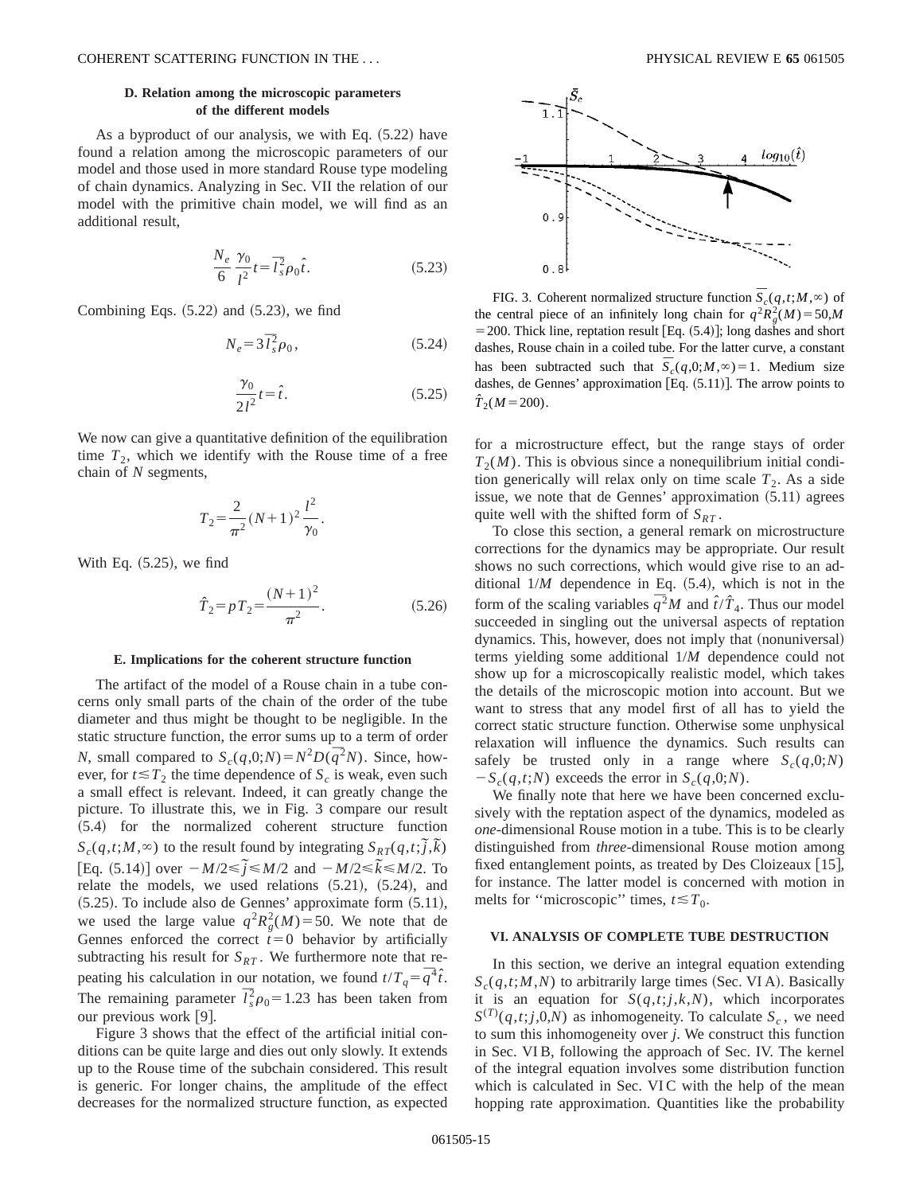### D. Relation among the microscopic parameters of the different models

As a byproduct of our analysis, we with Eq. (5.22) have found a relation among the microscopic parameters of our model and those used in more standard Rouse type modeling of chain dynamics. Analyzing in Sec. VII the relation of our model with the primitive chain model, we will find as an additional result,

$$\frac{N_e}{6}\frac{\gamma_0}{l^2}t=\overline{l_s^2}\rho_0\hat{t}. \tag{5.23}$$

Combining Eqs. (5.22) and (5.23), we find

$$N_e=3\overline{l_s^2}\rho_0, \tag{5.24}$$

$$\frac{\gamma_0}{2l^2}t=\hat{t}. \tag{5.25}$$

We now can give a quantitative definition of the equilibration time $T_2$, which we identify with the Rouse time of a free chain of $N$ segments,

$$T_2=\frac{2}{\pi^2}(N+1)^2\frac{l^2}{\gamma_0}.$$

With Eq. (5.25), we find

$$\hat{T}_2=pT_2=\frac{(N+1)^2}{\pi^2}. \tag{5.26}$$

### E. Implications for the coherent structure function

The artifact of the model of a Rouse chain in a tube concerns only small parts of the chain of the order of the tube diameter and thus might be thought to be negligible. In the static structure function, the error sums up to a term of order $N$, small compared to $S_c(q,0;N)=N^2D(\overline{q^2}N)$. Since, however, for $t\lesssim T_2$ the time dependence of $S_c$ is weak, even such a small effect is relevant. Indeed, it can greatly change the picture. To illustrate this, we in Fig. 3 compare our result (5.4) for the normalized coherent structure function $S_c(q,t;M,\infty)$ to the result found by integrating $S_{RT}(q,t;\tilde{j},\tilde{k})$ [Eq. (5.14)] over $-M/2\leqslant\tilde{j}\leqslant M/2$ and $-M/2\leqslant\tilde{k}\leqslant M/2$. To relate the models, we used relations (5.21), (5.24), and (5.25). To include also de Gennes' approximate form (5.11), we used the large value $q^2R_g^2(M)=50$. We note that de Gennes enforced the correct $t=0$ behavior by artificially subtracting his result for $S_{RT}$. We furthermore note that repeating his calculation in our notation, we found $t/T_q=\overline{q^4}\hat{t}$. The remaining parameter $\overline{l_s^2}\rho_0=1.23$ has been taken from our previous work [9].

Figure 3 shows that the effect of the artificial initial conditions can be quite large and dies out only slowly. It extends up to the Rouse time of the subchain considered. This result is generic. For longer chains, the amplitude of the effect decreases for the normalized structure function, as expected for a microstructure effect, but the range stays of order $T_2(M)$. This is obvious since a nonequilibrium initial condition generically will relax only on time scale $T_2$. As a side issue, we note that de Gennes' approximation (5.11) agrees quite well with the shifted form of $S_{RT}$.

FIG. 3. Coherent normalized structure function $\overline{S_c}(q,t;M,\infty)$ of the central piece of an infinitely long chain for $q^2R_g^2(M)=50,M=200$. Thick line, reptation result [Eq. (5.4)]; long dashes and short dashes, Rouse chain in a coiled tube. For the latter curve, a constant has been subtracted such that $\overline{S_c}(q,0;M,\infty)=1$. Medium size dashes, de Gennes' approximation [Eq. (5.11)]. The arrow points to $\hat{T}_2(M=200)$.

To close this section, a general remark on microstructure corrections for the dynamics may be appropriate. Our result shows no such corrections, which would give rise to an additional $1/M$ dependence in Eq. (5.4), which is not in the form of the scaling variables $\overline{q^2}M$ and $\hat{t}/\hat{T}_4$. Thus our model succeeded in singling out the universal aspects of reptation dynamics. This, however, does not imply that (nonuniversal) terms yielding some additional $1/M$ dependence could not show up for a microscopically realistic model, which takes the details of the microscopic motion into account. But we want to stress that any model first of all has to yield the correct static structure function. Otherwise some unphysical relaxation will influence the dynamics. Such results can safely be trusted only in a range where $S_c(q,0;N)-S_c(q,t;N)$ exceeds the error in $S_c(q,0;N)$.

We finally note that here we have been concerned exclusively with the reptation aspect of the dynamics, modeled as *one*-dimensional Rouse motion in a tube. This is to be clearly distinguished from *three*-dimensional Rouse motion among fixed entanglement points, as treated by Des Cloizeaux [15], for instance. The latter model is concerned with motion in melts for ''microscopic'' times, $t\lesssim T_0$.

## VI. ANALYSIS OF COMPLETE TUBE DESTRUCTION

In this section, we derive an integral equation extending $S_c(q,t;M,N)$ to arbitrarily large times (Sec. VI A). Basically it is an equation for $S(q,t;j,k,N)$, which incorporates $S^{(T)}(q,t;j,0,N)$ as inhomogeneity. To calculate $S_c$, we need to sum this inhomogeneity over $j$. We construct this function in Sec. VI B, following the approach of Sec. IV. The kernel of the integral equation involves some distribution function which is calculated in Sec. VI C with the help of the mean hopping rate approximation. Quantities like the probability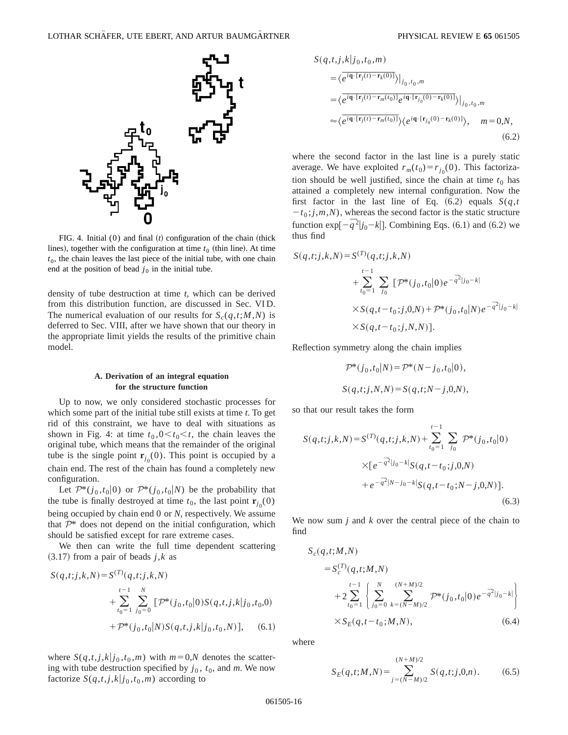FIG. 4. Initial (0) and final (t) configuration of the chain (thick lines), together with the configuration at time $t_0$ (thin line). At time $t_0$, the chain leaves the last piece of the initial tube, with one chain end at the position of bead $j_0$ in the initial tube.

density of tube destruction at time $t$, which can be derived from this distribution function, are discussed in Sec. VI D. The numerical evaluation of our results for $S_c(q,t;M,N)$ is deferred to Sec. VIII, after we have shown that our theory in the appropriate limit yields the results of the primitive chain model.

### A. Derivation of an integral equation for the structure function

Up to now, we only considered stochastic processes for which some part of the initial tube still exists at time $t$. To get rid of this constraint, we have to deal with situations as shown in Fig. 4: at time $t_0, 0<t_0<t$, the chain leaves the original tube, which means that the remainder of the original tube is the single point $\mathbf{r}_{j_0}(0)$. This point is occupied by a chain end. The rest of the chain has found a completely new configuration.

Let $\mathcal{P}^*(j_0,t_0|0)$ or $\mathcal{P}^*(j_0,t_0|N)$ be the probability that the tube is finally destroyed at time $t_0$, the last point $\mathbf{r}_{j_0}(0)$ being occupied by chain end 0 or $N$, respectively. We assume that $\mathcal{P}^*$ does not depend on the initial configuration, which should be satisfied except for rare extreme cases.

We then can write the full time dependent scattering (3.17) from a pair of beads $j,k$ as

$$
\begin{aligned}
S(q,t;j,k,N) = {} & S^{(T)}(q,t;j,k,N) \\
& + \sum_{t_0=1}^{t-1} \sum_{j_0=0}^{N} [\mathcal{P}^*(j_0,t_0|0) S(q,t,j,k|j_0,t_0,0) \\
& + \mathcal{P}^*(j_0,t_0|N) S(q,t,j,k|j_0,t_0,N)], \qquad (6.1)
\end{aligned}
$$

where $S(q,t,j,k|j_0,t_0,m)$ with $m=0,N$ denotes the scattering with tube destruction specified by $j_0$, $t_0$, and $m$. We now factorize $S(q,t,j,k|j_0,t_0,m)$ according to

$$
\begin{aligned}
S(q,t,j,k|j_0,t_0,m) & = \langle \overline{e^{i\mathbf{q}\cdot[\mathbf{r}_j(t)-\mathbf{r}_k(0)]}} \rangle |_{j_0,t_0,m} \\
& = \langle \overline{e^{i\mathbf{q}\cdot[\mathbf{r}_j(t)-\mathbf{r}_m(t_0)]} e^{i\mathbf{q}\cdot[\mathbf{r}_{j_0}(0)-\mathbf{r}_k(0)]}} \rangle |_{j_0,t_0,m} \\
& \approx \langle \overline{e^{i\mathbf{q}\cdot[\mathbf{r}_j(t)-\mathbf{r}_m(t_0)]}} \rangle \langle e^{i\mathbf{q}\cdot[\mathbf{r}_{j_0}(0)-\mathbf{r}_k(0)]} \rangle, \quad m=0,N, \qquad (6.2)
\end{aligned}
$$

where the second factor in the last line is a purely static average. We have exploited $r_m(t_0)=r_{j_0}(0)$. This factorization should be well justified, since the chain at time $t_0$ has attained a completely new internal configuration. Now the first factor in the last line of Eq. (6.2) equals $S(q,t-t_0;j,m,N)$, whereas the second factor is the static structure function $\exp[-\overline{q}^2|j_0-k|]$. Combining Eqs. (6.1) and (6.2) we thus find

$$
\begin{aligned}
S(q,t;j,k,N) = {} & S^{(T)}(q,t;j,k,N) \\
& + \sum_{t_0=1}^{t-1} \sum_{j_0} [\mathcal{P}^*(j_0,t_0|0) e^{-\overline{q}^2|j_0-k|} \\
& \times S(q,t-t_0;j,0,N) + \mathcal{P}^*(j_0,t_0|N) e^{-\overline{q}^2|j_0-k|} \\
& \times S(q,t-t_0;j,N,N)].
\end{aligned}
$$

Reflection symmetry along the chain implies

$$
\mathcal{P}^*(j_0,t_0|N) = \mathcal{P}^*(N-j_0,t_0|0),
$$

$$
S(q,t;j,N,N) = S(q,t;N-j,0,N),
$$

so that our result takes the form

$$
\begin{aligned}
S(q,t;j,k,N) = {} & S^{(T)}(q,t;j,k,N) + \sum_{t_0=1}^{t-1} \sum_{j_0} \mathcal{P}^*(j_0,t_0|0) \\
& \times [e^{-\overline{q}^2|j_0-k|} S(q,t-t_0;j,0,N) \\
& + e^{-\overline{q}^2|N-j_0-k|} S(q,t-t_0;N-j,0,N)]. \qquad (6.3)
\end{aligned}
$$

We now sum $j$ and $k$ over the central piece of the chain to find

$$
\begin{aligned}
S_c(q,t;M,N) & = S_c^{(T)}(q,t;M,N) \\
& + 2\sum_{t_0=1}^{t-1} \left\{ \sum_{j_0=0}^{N} \sum_{k=(N-M)/2}^{(N+M)/2} \mathcal{P}^*(j_0,t_0|0) e^{-\overline{q}^2|j_0-k|} \right\} \\
& \times S_E(q,t-t_0;M,N), \qquad (6.4)
\end{aligned}
$$

where

$$
S_E(q,t;M,N) = \sum_{j=(N-M)/2}^{(N+M)/2} S(q,t;j,0,n). \qquad (6.5)
$$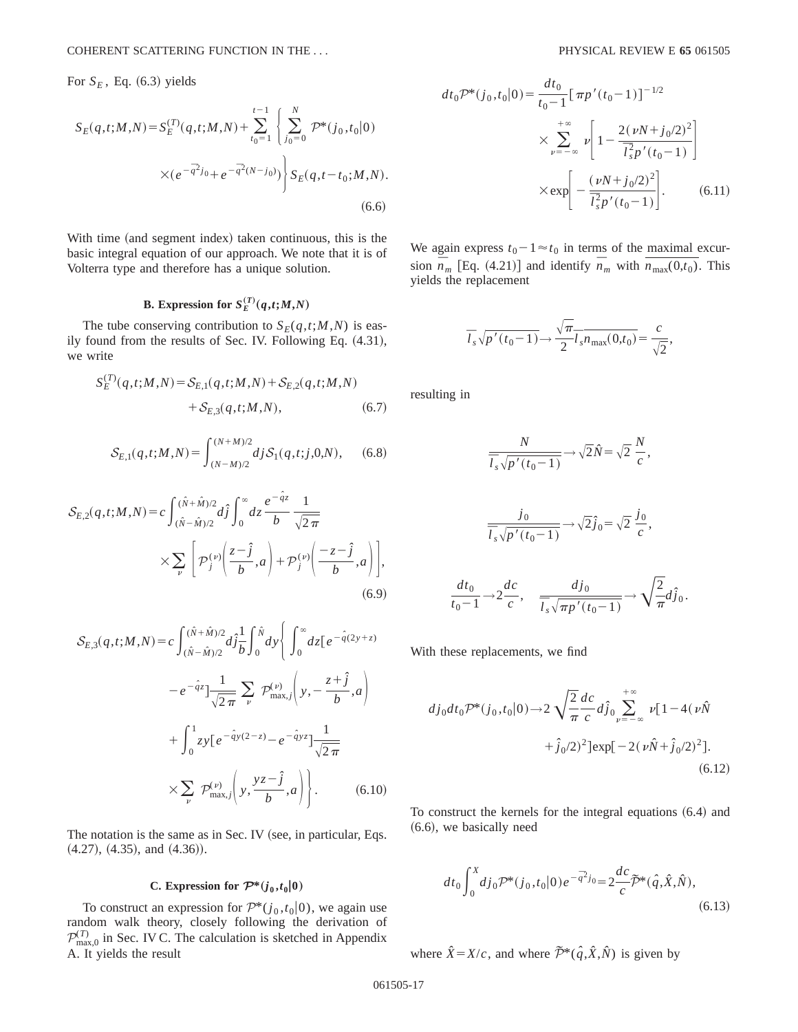For $S_E$, Eq. (6.3) yields

$$S_E(q,t;M,N) = S_E^{(T)}(q,t;M,N) + \sum_{t_0=1}^{t-1} \left\{ \sum_{j_0=0}^{N} \mathcal{P}^*(j_0,t_0|0) \times (e^{-\overline{q}^2 j_0} + e^{-\overline{q}^2(N-j_0)}) \right\} S_E(q,t-t_0;M,N). \tag{6.6}$$

With time (and segment index) taken continuous, this is the basic integral equation of our approach. We note that it is of Volterra type and therefore has a unique solution.

### B. Expression for $S_E^{(T)}(q,t;M,N)$

The tube conserving contribution to $S_E(q,t;M,N)$ is easily found from the results of Sec. IV. Following Eq. (4.31), we write

$$S_E^{(T)}(q,t;M,N) = \mathcal{S}_{E,1}(q,t;M,N) + \mathcal{S}_{E,2}(q,t;M,N) + \mathcal{S}_{E,3}(q,t;M,N), \tag{6.7}$$

$$\mathcal{S}_{E,1}(q,t;M,N) = \int_{(N-M)/2}^{(N+M)/2} dj \mathcal{S}_1(q,t;j,0,N), \tag{6.8}$$

$$\mathcal{S}_{E,2}(q,t;M,N) = c \int_{(\hat{N}-\hat{M})/2}^{(\hat{N}+\hat{M})/2} d\hat{j} \int_0^\infty dz \frac{e^{-\hat{q}z}}{b} \frac{1}{\sqrt{2\pi}} \times \sum_\nu \left[ \mathcal{P}_j^{(\nu)}\left(\frac{z-\hat{j}}{b},a\right) + \mathcal{P}_j^{(\nu)}\left(\frac{-z-\hat{j}}{b},a\right) \right], \tag{6.9}$$

$$\begin{aligned}\mathcal{S}_{E,3}(q,t;M,N) = c \int_{(\hat{N}-\hat{M})/2}^{(\hat{N}+\hat{M})/2} d\hat{j} \frac{1}{b} \int_0^{\hat{N}} dy \Bigg\{ & \int_0^\infty dz [e^{-\hat{q}(2y+z)} - e^{-\hat{q}z}] \frac{1}{\sqrt{2\pi}} \sum_\nu \mathcal{P}_{\max,j}^{(\nu)}\left(y, -\frac{z+\hat{j}}{b}, a\right) \\ & + \int_0^1 zy [e^{-\hat{q}y(2-z)} - e^{-\hat{q}yz}] \frac{1}{\sqrt{2\pi}} \times \sum_\nu \mathcal{P}_{\max,j}^{(\nu)}\left(y, \frac{yz-\hat{j}}{b}, a\right) \Bigg\}. \end{aligned} \tag{6.10}$$

The notation is the same as in Sec. IV (see, in particular, Eqs. (4.27), (4.35), and (4.36)).

### C. Expression for $\mathcal{P}^*(j_0,t_0|0)$

To construct an expression for $\mathcal{P}^*(j_0,t_0|0)$, we again use random walk theory, closely following the derivation of $\mathcal{P}_{\max,0}^{(T)}$ in Sec. IV C. The calculation is sketched in Appendix A. It yields the result

$$dt_0 \mathcal{P}^*(j_0,t_0|0) = \frac{dt_0}{t_0-1} [\pi p'(t_0-1)]^{-1/2} \times \sum_{\nu=-\infty}^{+\infty} \nu \left[ 1 - \frac{2(\nu N + j_0/2)^2}{\overline{l}_s^2 p'(t_0-1)} \right] \times \exp\left[ -\frac{(\nu N + j_0/2)^2}{\overline{l}_s^2 p'(t_0-1)} \right]. \tag{6.11}$$

We again express $t_0 - 1 \approx t_0$ in terms of the maximal excursion $\overline{n}_m$ [Eq. (4.21)] and identify $\overline{n}_m$ with $\overline{n_{\max}(0,t_0)}$. This yields the replacement

$$\overline{l}_s \sqrt{p'(t_0-1)} \to \frac{\sqrt{\pi}}{2} \overline{l}_s \overline{n_{\max}(0,t_0)} = \frac{c}{\sqrt{2}},$$

resulting in

$$\frac{N}{\overline{l}_s \sqrt{p'(t_0-1)}} \to \sqrt{2}\hat{N} = \sqrt{2} \frac{N}{c},$$

$$\frac{j_0}{\overline{l}_s \sqrt{p'(t_0-1)}} \to \sqrt{2}\hat{j}_0 = \sqrt{2} \frac{j_0}{c},$$

$$\frac{dt_0}{t_0-1} \to 2\frac{dc}{c}, \quad \frac{dj_0}{\overline{l}_s \sqrt{\pi p'(t_0-1)}} \to \sqrt{\frac{2}{\pi}} d\hat{j}_0.$$

With these replacements, we find

$$dj_0 dt_0 \mathcal{P}^*(j_0,t_0|0) \to 2\sqrt{\frac{2}{\pi}} \frac{dc}{c} d\hat{j}_0 \sum_{\nu=-\infty}^{+\infty} \nu [1 - 4(\nu\hat{N} + \hat{j}_0/2)^2] \exp[-2(\nu\hat{N} + \hat{j}_0/2)^2]. \tag{6.12}$$

To construct the kernels for the integral equations (6.4) and (6.6), we basically need

$$dt_0 \int_0^X dj_0 \mathcal{P}^*(j_0,t_0|0) e^{-\overline{q}^2 j_0} = 2\frac{dc}{c} \tilde{\mathcal{P}}^*(\hat{q},\hat{X},\hat{N}), \tag{6.13}$$

where $\hat{X} = X/c$, and where $\tilde{\mathcal{P}}^*(\hat{q},\hat{X},\hat{N})$ is given by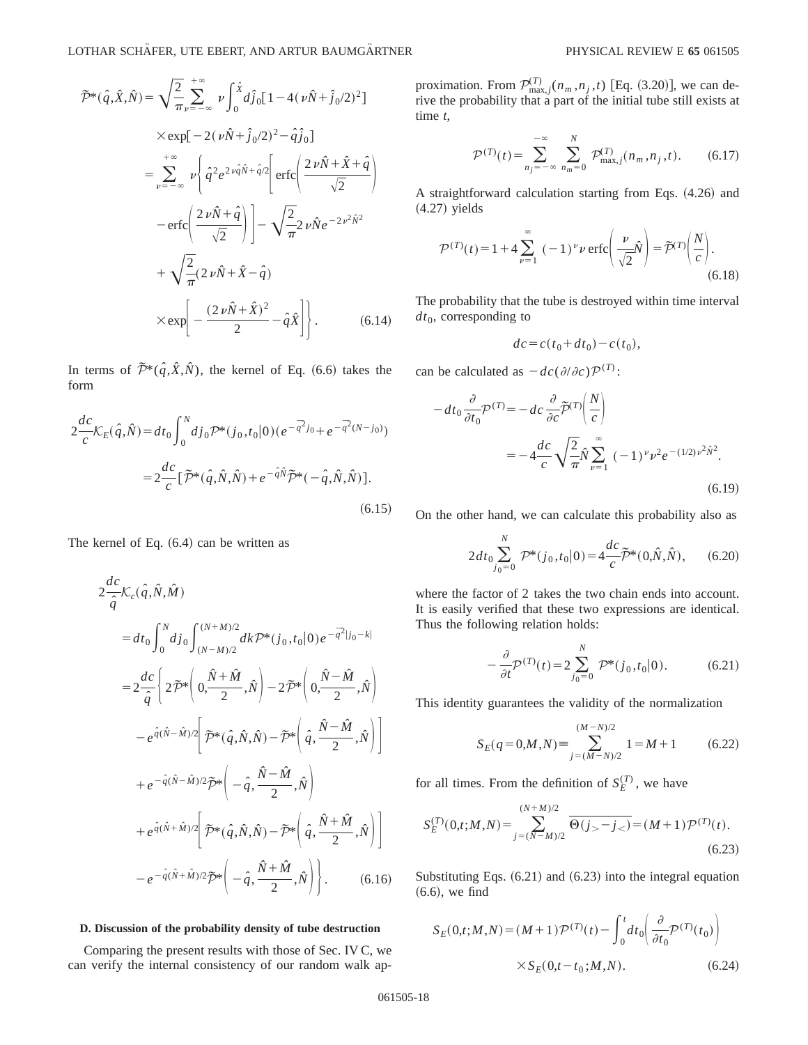$$
\begin{aligned}
\widetilde{\mathcal{P}}^*(\hat{q},\hat{X},\hat{N}) &= \sqrt{\frac{2}{\pi}}\sum_{\nu=-\infty}^{+\infty}\nu\int_0^{\hat{X}}d\hat{j}_0[1-4(\nu\hat{N}+\hat{j}_0/2)^2] \\
&\quad\times\exp[-2(\nu\hat{N}+\hat{j}_0/2)^2-\hat{q}\hat{j}_0] \\
&= \sum_{\nu=-\infty}^{+\infty}\nu\Bigg\{\hat{q}^2e^{2\nu\hat{q}\hat{N}+\hat{q}/2}\Bigg[\mathrm{erfc}\Bigg(\frac{2\nu\hat{N}+\hat{X}+\hat{q}}{\sqrt{2}}\Bigg) \\
&\quad-\mathrm{erfc}\Bigg(\frac{2\nu\hat{N}+\hat{q}}{\sqrt{2}}\Bigg)\Bigg]-\sqrt{\frac{2}{\pi}}2\nu\hat{N}e^{-2\nu^2\hat{N}^2} \\
&\quad+\sqrt{\frac{2}{\pi}}(2\nu\hat{N}+\hat{X}-\hat{q}) \\
&\quad\times\exp\Bigg[-\frac{(2\nu\hat{N}+\hat{X})^2}{2}-\hat{q}\hat{X}\Bigg]\Bigg\}. \qquad (6.14)
\end{aligned}
$$

In terms of $\widetilde{\mathcal{P}}^*(\hat{q},\hat{X},\hat{N})$, the kernel of Eq. (6.6) takes the form

$$
\begin{aligned}
2\frac{dc}{c}\mathcal{K}_E(\hat{q},\hat{N}) &= dt_0\int_0^N dj_0\mathcal{P}^*(j_0,t_0|0)(e^{-\overline{q^2}j_0}+e^{-\overline{q^2}(N-j_0)}) \\
&= 2\frac{dc}{c}[\widetilde{\mathcal{P}}^*(\hat{q},\hat{N},\hat{N})+e^{-\hat{q}\hat{N}}\widetilde{\mathcal{P}}^*(-\hat{q},\hat{N},\hat{N})]. \qquad (6.15)
\end{aligned}
$$

The kernel of Eq. (6.4) can be written as

$$
\begin{aligned}
2\frac{dc}{\hat{q}}\mathcal{K}_c(\hat{q},\hat{N},\hat{M}) &= dt_0\int_0^N dj_0\int_{(N-M)/2}^{(N+M)/2}dk\mathcal{P}^*(j_0,t_0|0)e^{-\overline{q^2}|j_0-k|} \\
&= 2\frac{dc}{\hat{q}}\Bigg\{2\widetilde{\mathcal{P}}^*\Bigg(0,\frac{\hat{N}+\hat{M}}{2},\hat{N}\Bigg)-2\widetilde{\mathcal{P}}^*\Bigg(0,\frac{\hat{N}-\hat{M}}{2},\hat{N}\Bigg) \\
&\quad-e^{\hat{q}(\hat{N}-\hat{M})/2}\Bigg[\widetilde{\mathcal{P}}^*(\hat{q},\hat{N},\hat{N})-\widetilde{\mathcal{P}}^*\Bigg(\hat{q},\frac{\hat{N}-\hat{M}}{2},\hat{N}\Bigg)\Bigg] \\
&\quad+e^{-\hat{q}(\hat{N}-\hat{M})/2}\widetilde{\mathcal{P}}^*\Bigg(-\hat{q},\frac{\hat{N}-\hat{M}}{2},\hat{N}\Bigg) \\
&\quad+e^{\hat{q}(\hat{N}+\hat{M})/2}\Bigg[\widetilde{\mathcal{P}}^*(\hat{q},\hat{N},\hat{N})-\widetilde{\mathcal{P}}^*\Bigg(\hat{q},\frac{\hat{N}+\hat{M}}{2},\hat{N}\Bigg)\Bigg] \\
&\quad-e^{-\hat{q}(\hat{N}+\hat{M})/2}\widetilde{\mathcal{P}}^*\Bigg(-\hat{q},\frac{\hat{N}+\hat{M}}{2},\hat{N}\Bigg)\Bigg\}. \qquad (6.16)
\end{aligned}
$$

### D. Discussion of the probability density of tube destruction

Comparing the present results with those of Sec. IV C, we can verify the internal consistency of our random walk approximation. From $\mathcal{P}^{(T)}_{\max,j}(n_m,n_j,t)$ [Eq. (3.20)], we can derive the probability that a part of the initial tube still exists at time $t$,

$$
\mathcal{P}^{(T)}(t)=\sum_{n_j=-\infty}^{-\infty}\sum_{n_m=0}^{N}\mathcal{P}^{(T)}_{\max,j}(n_m,n_j,t). \qquad (6.17)
$$

A straightforward calculation starting from Eqs. (4.26) and (4.27) yields

$$
\mathcal{P}^{(T)}(t)=1+4\sum_{\nu=1}^{\infty}(-1)^\nu\nu\,\mathrm{erfc}\Bigg(\frac{\nu}{\sqrt{2}}\hat{N}\Bigg)=\widetilde{\mathcal{P}}^{(T)}\Bigg(\frac{N}{c}\Bigg). \qquad (6.18)
$$

The probability that the tube is destroyed within time interval $dt_0$, corresponding to

$$
dc=c(t_0+dt_0)-c(t_0),
$$

can be calculated as $-dc(\partial/\partial c)\mathcal{P}^{(T)}$:

$$
\begin{aligned}
-dt_0\frac{\partial}{\partial t_0}\mathcal{P}^{(T)} &= -dc\frac{\partial}{\partial c}\widetilde{\mathcal{P}}^{(T)}\Bigg(\frac{N}{c}\Bigg) \\
&= -4\frac{dc}{c}\sqrt{\frac{2}{\pi}}\hat{N}\sum_{\nu=1}^{\infty}(-1)^\nu\nu^2e^{-(1/2)\nu^2\hat{N}^2}. \qquad (6.19)
\end{aligned}
$$

On the other hand, we can calculate this probability also as

$$
2dt_0\sum_{j_0=0}^{N}\mathcal{P}^*(j_0,t_0|0)=4\frac{dc}{c}\widetilde{\mathcal{P}}^*(0,\hat{N},\hat{N}), \qquad (6.20)
$$

where the factor of 2 takes the two chain ends into account. It is easily verified that these two expressions are identical. Thus the following relation holds:

$$
-\frac{\partial}{\partial t}\mathcal{P}^{(T)}(t)=2\sum_{j_0=0}^{N}\mathcal{P}^*(j_0,t_0|0). \qquad (6.21)
$$

This identity guarantees the validity of the normalization

$$
S_E(q=0,M,N)\equiv\sum_{j=(M-N)/2}^{(M-N)/2}1=M+1 \qquad (6.22)
$$

for all times. From the definition of $S_E^{(T)}$, we have

$$
S_E^{(T)}(0,t;M,N)=\sum_{j=(N-M)/2}^{(N+M)/2}\overline{\Theta(j_>-j_<)}=(M+1)\mathcal{P}^{(T)}(t). \qquad (6.23)
$$

Substituting Eqs. (6.21) and (6.23) into the integral equation (6.6), we find

$$
\begin{aligned}
S_E(0,t;M,N) &= (M+1)\mathcal{P}^{(T)}(t)-\int_0^t dt_0\Bigg(\frac{\partial}{\partial t_0}\mathcal{P}^{(T)}(t_0)\Bigg) \\
&\quad\times S_E(0,t-t_0;M,N). \qquad (6.24)
\end{aligned}
$$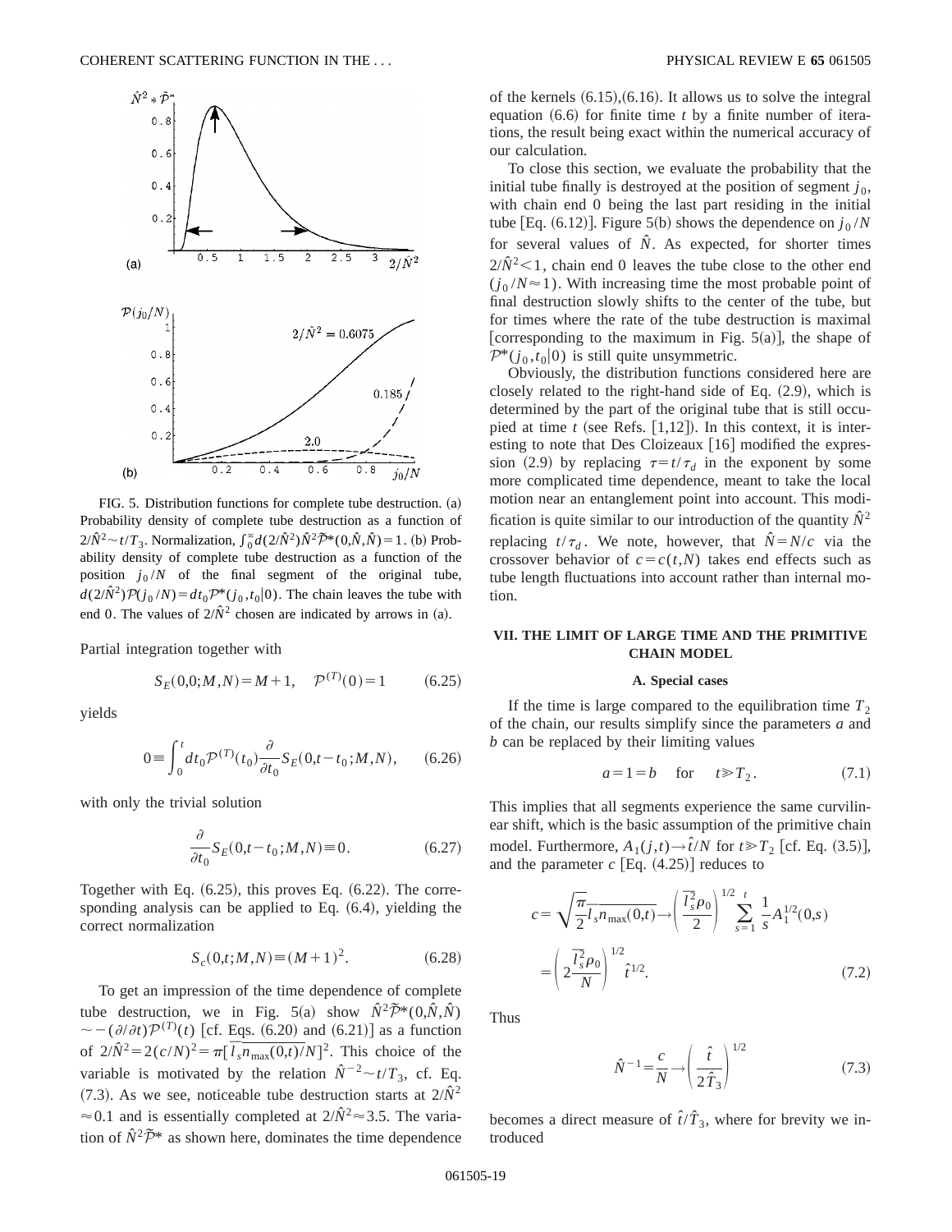FIG. 5. Distribution functions for complete tube destruction. (a) Probability density of complete tube destruction as a function of $2/\hat{N}^2 \sim t/T_3$. Normalization, $\int_0^\infty d(2/\hat{N}^2)\hat{N}^2\tilde{\mathcal{P}}^*(0,\hat{N},\hat{N})=1$. (b) Probability density of complete tube destruction as a function of the position $j_0/N$ of the final segment of the original tube, $d(2/\hat{N}^2)\mathcal{P}(j_0/N)=dt_0\mathcal{P}^*(j_0,t_0|0)$. The chain leaves the tube with end 0. The values of $2/\hat{N}^2$ chosen are indicated by arrows in (a).

Partial integration together with

$$S_E(0,0;M,N)=M+1, \quad \mathcal{P}^{(T)}(0)=1 \tag{6.25}$$

yields

$$0 \equiv \int_0^t dt_0 \mathcal{P}^{(T)}(t_0)\frac{\partial}{\partial t_0}S_E(0,t-t_0;M,N), \tag{6.26}$$

with only the trivial solution

$$\frac{\partial}{\partial t_0}S_E(0,t-t_0;M,N)\equiv 0. \tag{6.27}$$

Together with Eq. (6.25), this proves Eq. (6.22). The corresponding analysis can be applied to Eq. (6.4), yielding the correct normalization

$$S_c(0,t;M,N)\equiv (M+1)^2. \tag{6.28}$$

To get an impression of the time dependence of complete tube destruction, we in Fig. 5(a) show $\hat{N}^2\tilde{\mathcal{P}}^*(0,\hat{N},\hat{N}) \sim -(\partial/\partial t)\mathcal{P}^{(T)}(t)$ [cf. Eqs. (6.20) and (6.21)] as a function of $2/\hat{N}^2=2(c/N)^2=\pi[\overline{l_s n_{\max}(0,t)}/N]^2$. This choice of the variable is motivated by the relation $\hat{N}^{-2}\sim t/T_3$, cf. Eq. (7.3). As we see, noticeable tube destruction starts at $2/\hat{N}^2 \approx 0.1$ and is essentially completed at $2/\hat{N}^2\approx 3.5$. The variation of $\hat{N}^2\tilde{\mathcal{P}}^*$ as shown here, dominates the time dependence of the kernels (6.15),(6.16). It allows us to solve the integral equation (6.6) for finite time $t$ by a finite number of iterations, the result being exact within the numerical accuracy of our calculation.

To close this section, we evaluate the probability that the initial tube finally is destroyed at the position of segment $j_0$, with chain end 0 being the last part residing in the initial tube [Eq. (6.12)]. Figure 5(b) shows the dependence on $j_0/N$ for several values of $\hat{N}$. As expected, for shorter times $2/\hat{N}^2<1$, chain end 0 leaves the tube close to the other end ($j_0/N\approx 1$). With increasing time the most probable point of final destruction slowly shifts to the center of the tube, but for times where the rate of the tube destruction is maximal [corresponding to the maximum in Fig. 5(a)], the shape of $\mathcal{P}^*(j_0,t_0|0)$ is still quite unsymmetric.

Obviously, the distribution functions considered here are closely related to the right-hand side of Eq. (2.9), which is determined by the part of the original tube that is still occupied at time $t$ (see Refs. [1,12]). In this context, it is interesting to note that Des Cloizeaux [16] modified the expression (2.9) by replacing $\tau=t/\tau_d$ in the exponent by some more complicated time dependence, meant to take the local motion near an entanglement point into account. This modification is quite similar to our introduction of the quantity $\hat{N}^2$ replacing $t/\tau_d$. We note, however, that $\hat{N}=N/c$ via the crossover behavior of $c=c(t,N)$ takes end effects such as tube length fluctuations into account rather than internal motion.

## VII. THE LIMIT OF LARGE TIME AND THE PRIMITIVE CHAIN MODEL

### A. Special cases

If the time is large compared to the equilibration time $T_2$ of the chain, our results simplify since the parameters $a$ and $b$ can be replaced by their limiting values

$$a=1=b \quad \text{for} \quad t\gg T_2. \tag{7.1}$$

This implies that all segments experience the same curvilinear shift, which is the basic assumption of the primitive chain model. Furthermore, $A_1(j,t)\to \hat{t}/N$ for $t\gg T_2$ [cf. Eq. (3.5)], and the parameter $c$ [Eq. (4.25)] reduces to

$$c=\sqrt{\frac{\pi}{2}}\overline{l_s n_{\max}(0,t)}\to\left(\frac{\overline{l_s^2}\rho_0}{2}\right)^{1/2}\sum_{s=1}^{t}\frac{1}{s}A_1^{1/2}(0,s)$$

$$=\left(2\frac{\overline{l_s^2}\rho_0}{N}\right)^{1/2}\hat{t}^{1/2}. \tag{7.2}$$

Thus

$$\hat{N}^{-1}=\frac{c}{N}\to\left(\frac{\hat{t}}{2\hat{T}_3}\right)^{1/2} \tag{7.3}$$

becomes a direct measure of $\hat{t}/\hat{T}_3$, where for brevity we introduced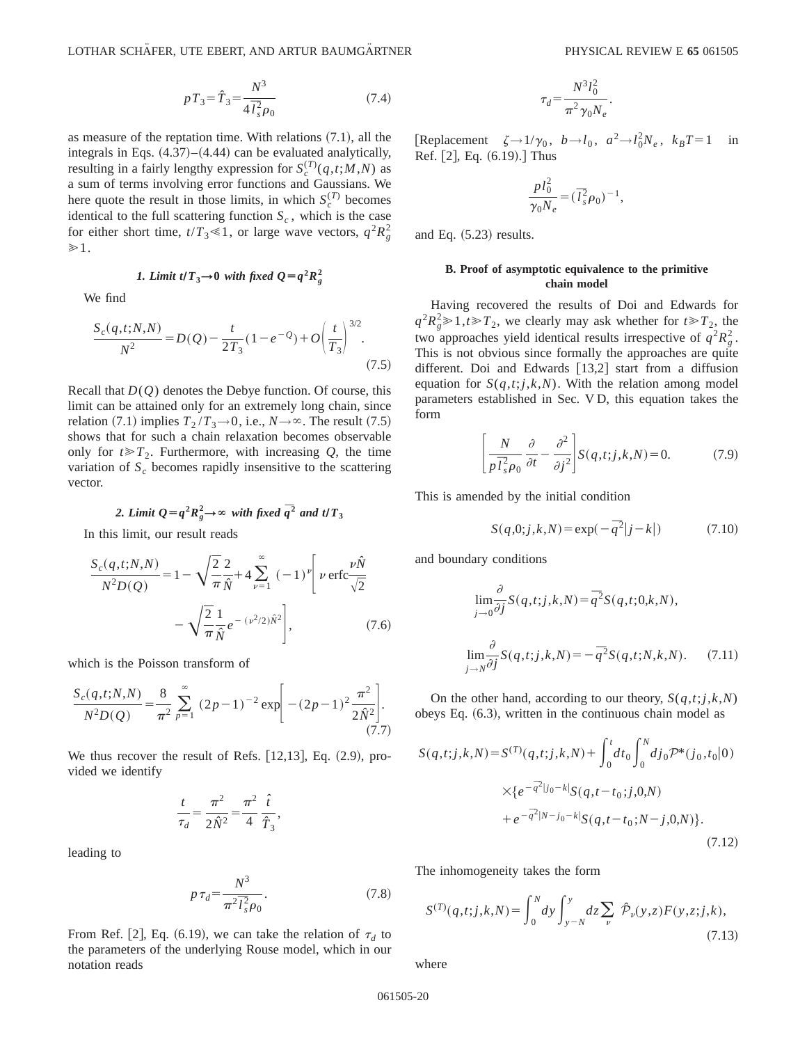$$pT_3 = \hat{T}_3 = \frac{N^3}{4\overline{l_s^2}\rho_0} \tag{7.4}$$

as measure of the reptation time. With relations (7.1), all the integrals in Eqs. (4.37)–(4.44) can be evaluated analytically, resulting in a fairly lengthy expression for $S_c^{(T)}(q,t;M,N)$ as a sum of terms involving error functions and Gaussians. We here quote the result in those limits, in which $S_c^{(T)}$ becomes identical to the full scattering function $S_c$, which is the case for either short time, $t/T_3 \ll 1$, or large wave vectors, $q^2 R_g^2 \gg 1$.

### 1. Limit $t/T_3 \to 0$ with fixed $Q = q^2 R_g^2$

We find

$$\frac{S_c(q,t;N,N)}{N^2} = D(Q) - \frac{t}{2T_3}(1 - e^{-Q}) + O\left(\frac{t}{T_3}\right)^{3/2}. \tag{7.5}$$

Recall that $D(Q)$ denotes the Debye function. Of course, this limit can be attained only for an extremely long chain, since relation (7.1) implies $T_2/T_3 \to 0$, i.e., $N \to \infty$. The result (7.5) shows that for such a chain relaxation becomes observable only for $t \gg T_2$. Furthermore, with increasing $Q$, the time variation of $S_c$ becomes rapidly insensitive to the scattering vector.

### 2. Limit $Q = q^2 R_g^2 \to \infty$ with fixed $\overline{q^2}$ and $t/T_3$

In this limit, our result reads

$$\frac{S_c(q,t;N,N)}{N^2 D(Q)} = 1 - \sqrt{\frac{2}{\pi}}\frac{2}{\hat{N}} + 4\sum_{\nu=1}^{\infty}(-1)^\nu\left[\nu \operatorname{erfc}\frac{\nu\hat{N}}{\sqrt{2}} - \sqrt{\frac{2}{\pi}}\frac{1}{\hat{N}}e^{-(\nu^2/2)\hat{N}^2}\right], \tag{7.6}$$

which is the Poisson transform of

$$\frac{S_c(q,t;N,N)}{N^2 D(Q)} = \frac{8}{\pi^2}\sum_{p=1}^{\infty}(2p-1)^{-2}\exp\left[-(2p-1)^2\frac{\pi^2}{2\hat{N}^2}\right]. \tag{7.7}$$

We thus recover the result of Refs. [12,13], Eq. (2.9), provided we identify

$$\frac{t}{\tau_d} = \frac{\pi^2}{2\hat{N}^2} = \frac{\pi^2}{4}\frac{\hat{t}}{\hat{T}_3},$$

leading to

$$p\tau_d = \frac{N^3}{\pi^2 \overline{l_s^2}\rho_0}. \tag{7.8}$$

From Ref. [2], Eq. (6.19), we can take the relation of $\tau_d$ to the parameters of the underlying Rouse model, which in our notation reads

$$\tau_d = \frac{N^3 l_0^2}{\pi^2 \gamma_0 N_e}.$$

[Replacement $\zeta \to 1/\gamma_0$, $b \to l_0$, $a^2 \to l_0^2 N_e$, $k_B T = 1$ in Ref. [2], Eq. (6.19).] Thus

$$\frac{p l_0^2}{\gamma_0 N_e} = (\overline{l_s^2}\rho_0)^{-1},$$

and Eq. (5.23) results.

## B. Proof of asymptotic equivalence to the primitive chain model

Having recovered the results of Doi and Edwards for $q^2 R_g^2 \gg 1, t \gg T_2$, we clearly may ask whether for $t \gg T_2$, the two approaches yield identical results irrespective of $q^2 R_g^2$. This is not obvious since formally the approaches are quite different. Doi and Edwards [13,2] start from a diffusion equation for $S(q,t;j,k,N)$. With the relation among model parameters established in Sec. V D, this equation takes the form

$$\left[\frac{N}{p\overline{l_s^2}\rho_0}\frac{\partial}{\partial t} - \frac{\partial^2}{\partial j^2}\right]S(q,t;j,k,N) = 0. \tag{7.9}$$

This is amended by the initial condition

$$S(q,0;j,k,N) = \exp(-\overline{q^2}|j-k|) \tag{7.10}$$

and boundary conditions

$$\lim_{j\to 0}\frac{\partial}{\partial j}S(q,t;j,k,N) = \overline{q^2}S(q,t;0,k,N),$$

$$\lim_{j\to N}\frac{\partial}{\partial j}S(q,t;j,k,N) = -\overline{q^2}S(q,t;N,k,N). \tag{7.11}$$

On the other hand, according to our theory, $S(q,t;j,k,N)$ obeys Eq. (6.3), written in the continuous chain model as

$$S(q,t;j,k,N) = S^{(T)}(q,t;j,k,N) + \int_0^t dt_0 \int_0^N dj_0 \mathcal{P}^*(j_0,t_0|0) \times \{e^{-\overline{q^2}|j_0-k|}S(q,t-t_0;j,0,N) + e^{-\overline{q^2}|N-j_0-k|}S(q,t-t_0;N-j,0,N)\}. \tag{7.12}$$

The inhomogeneity takes the form

$$S^{(T)}(q,t;j,k,N) = \int_0^N dy \int_{y-N}^{y} dz \sum_\nu \hat{\mathcal{P}}_\nu(y,z)F(y,z;j,k), \tag{7.13}$$

where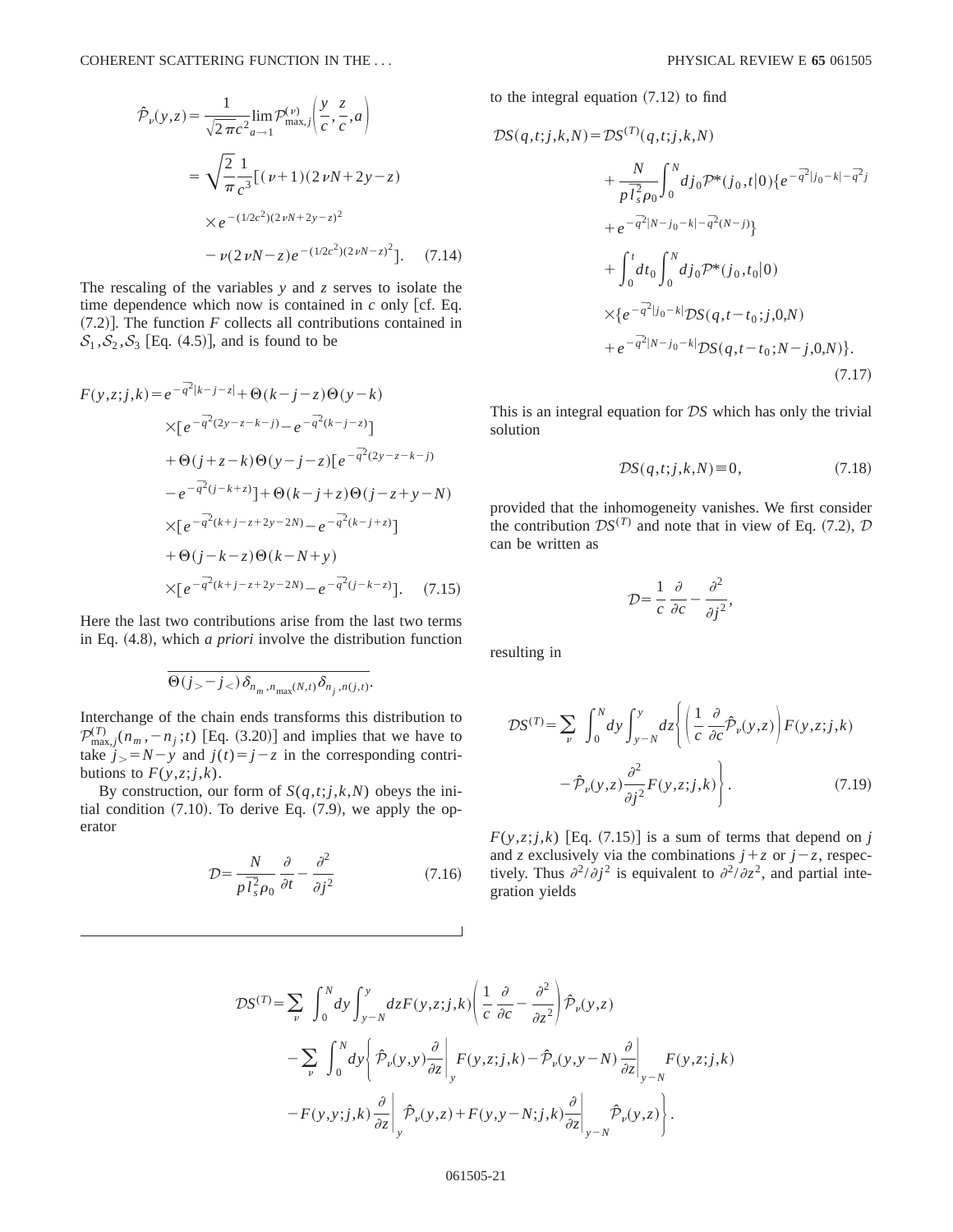$$\hat{\mathcal{P}}_\nu(y,z) = \frac{1}{\sqrt{2\pi}c^2}\lim_{a\to 1}\mathcal{P}^{(\nu)}_{\max,j}\left(\frac{y}{c},\frac{z}{c},a\right)$$

$$= \sqrt{\frac{2}{\pi}}\frac{1}{c^3}[(\nu+1)(2\nu N+2y-z)$$

$$\times e^{-(1/2c^2)(2\nu N+2y-z)^2}$$

$$-\nu(2\nu N-z)e^{-(1/2c^2)(2\nu N-z)^2}]. \quad (7.14)$$

The rescaling of the variables $y$ and $z$ serves to isolate the time dependence which now is contained in $c$ only [cf. Eq. (7.2)]. The function $F$ collects all contributions contained in $\mathcal{S}_1, \mathcal{S}_2, \mathcal{S}_3$ [Eq. (4.5)], and is found to be

$$F(y,z;j,k) = e^{-\overline{q}^2|k-j-z|} + \Theta(k-j-z)\Theta(y-k)$$

$$\times[e^{-\overline{q}^2(2y-z-k-j)} - e^{-\overline{q}^2(k-j-z)}]$$

$$+\Theta(j+z-k)\Theta(y-j-z)[e^{-\overline{q}^2(2y-z-k-j)}$$

$$-e^{-\overline{q}^2(j-k+z)}] + \Theta(k-j+z)\Theta(j-z+y-N)$$

$$\times[e^{-\overline{q}^2(k+j-z+2y-2N)} - e^{-\overline{q}^2(k-j+z)}]$$

$$+\Theta(j-k-z)\Theta(k-N+y)$$

$$\times[e^{-\overline{q}^2(k+j-z+2y-2N)} - e^{-\overline{q}^2(j-k-z)}]. \quad (7.15)$$

Here the last two contributions arise from the last two terms in Eq. (4.8), which *a priori* involve the distribution function

$$\overline{\Theta(j_> - j_<)\delta_{n_m,n_{\max}(N,t)}\delta_{n_j,n(j,t)}}.$$

Interchange of the chain ends transforms this distribution to $\mathcal{P}^{(T)}_{\max,j}(n_m,-n_j;t)$ [Eq. (3.20)] and implies that we have to take $j_> = N-y$ and $j(t) = j-z$ in the corresponding contributions to $F(y,z;j,k)$.

By construction, our form of $S(q,t;j,k,N)$ obeys the initial condition (7.10). To derive Eq. (7.9), we apply the operator

$$\mathcal{D} = \frac{N}{p\overline{l}_s^2\rho_0}\frac{\partial}{\partial t} - \frac{\partial^2}{\partial j^2} \quad (7.16)$$

to the integral equation (7.12) to find

$$\mathcal{D}S(q,t;j,k,N) = \mathcal{D}S^{(T)}(q,t;j,k,N)$$

$$+\frac{N}{p\overline{l}_s^2\rho_0}\int_0^N dj_0 \mathcal{P}^*(j_0,t|0)\{e^{-\overline{q}^2|j_0-k|-\overline{q}^2 j}$$

$$+e^{-\overline{q}^2|N-j_0-k|-\overline{q}^2(N-j)}\}$$

$$+\int_0^t dt_0\int_0^N dj_0 \mathcal{P}^*(j_0,t_0|0)$$

$$\times\{e^{-\overline{q}^2|j_0-k|}\mathcal{D}S(q,t-t_0;j,0,N)$$

$$+e^{-\overline{q}^2|N-j_0-k|}\mathcal{D}S(q,t-t_0;N-j,0,N)\}. \quad (7.17)$$

This is an integral equation for $\mathcal{D}S$ which has only the trivial solution

$$\mathcal{D}S(q,t;j,k,N) \equiv 0, \quad (7.18)$$

provided that the inhomogeneity vanishes. We first consider the contribution $\mathcal{D}S^{(T)}$ and note that in view of Eq. (7.2), $\mathcal{D}$ can be written as

$$\mathcal{D} = \frac{1}{c}\frac{\partial}{\partial c} - \frac{\partial^2}{\partial j^2},$$

resulting in

$$\mathcal{D}S^{(T)} = \sum_\nu \int_0^N dy\int_{y-N}^{y} dz\left\{\left(\frac{1}{c}\frac{\partial}{\partial c}\hat{\mathcal{P}}_\nu(y,z)\right)F(y,z;j,k) - \hat{\mathcal{P}}_\nu(y,z)\frac{\partial^2}{\partial j^2}F(y,z;j,k)\right\}. \quad (7.19)$$

$F(y,z;j,k)$ [Eq. (7.15)] is a sum of terms that depend on $j$ and $z$ exclusively via the combinations $j+z$ or $j-z$, respectively. Thus $\partial^2/\partial j^2$ is equivalent to $\partial^2/\partial z^2$, and partial integration yields

$$\mathcal{D}S^{(T)} = \sum_\nu \int_0^N dy\int_{y-N}^{y} dz F(y,z;j,k)\left(\frac{1}{c}\frac{\partial}{\partial c} - \frac{\partial^2}{\partial z^2}\right)\hat{\mathcal{P}}_\nu(y,z)$$

$$-\sum_\nu \int_0^N dy\left\{\hat{\mathcal{P}}_\nu(y,y)\frac{\partial}{\partial z}\bigg|_y F(y,z;j,k) - \hat{\mathcal{P}}_\nu(y,y-N)\frac{\partial}{\partial z}\bigg|_{y-N} F(y,z;j,k)\right.$$

$$\left.-F(y,y;j,k)\frac{\partial}{\partial z}\bigg|_y \hat{\mathcal{P}}_\nu(y,z) + F(y,y-N;j,k)\frac{\partial}{\partial z}\bigg|_{y-N}\hat{\mathcal{P}}_\nu(y,z)\right\}.$$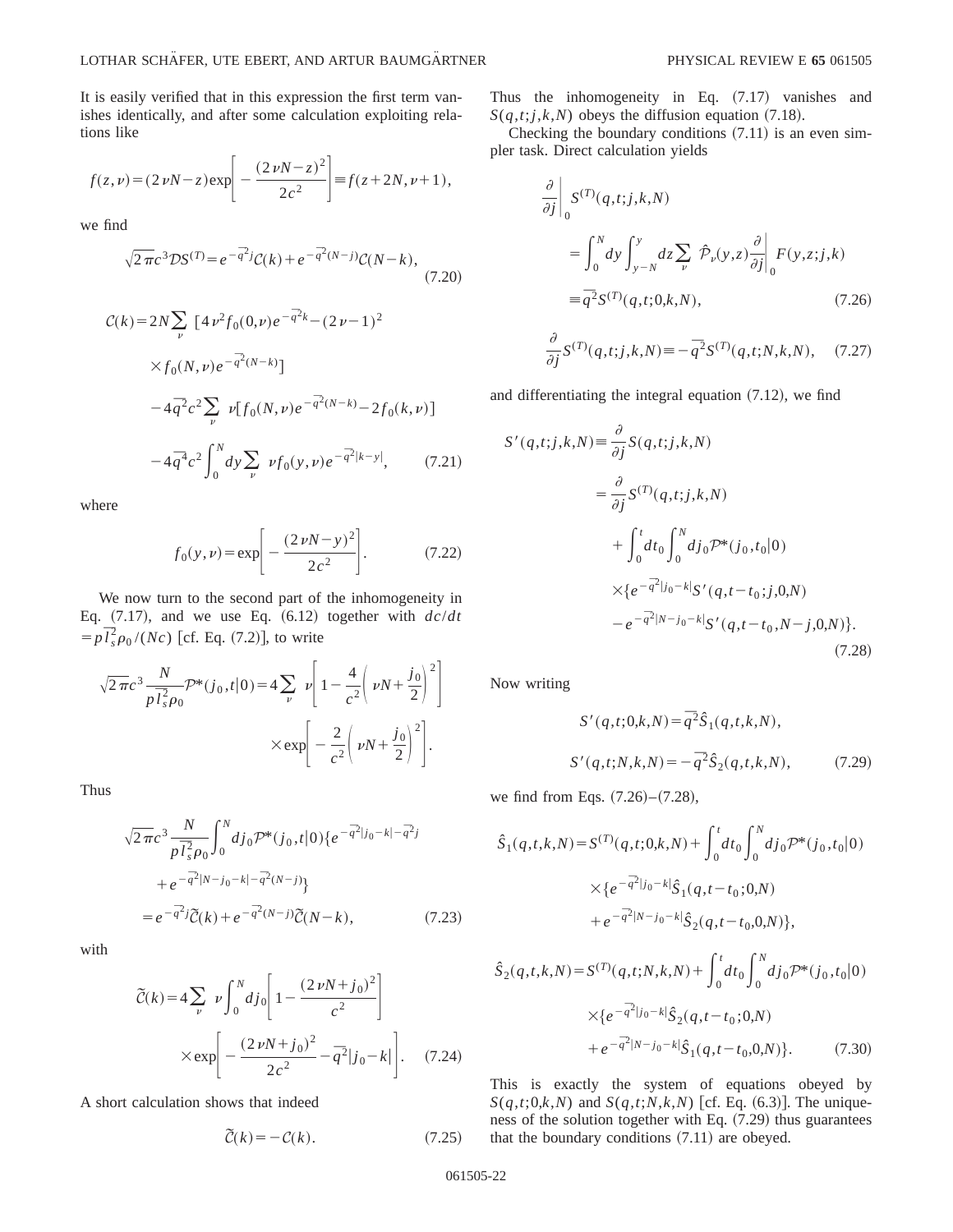It is easily verified that in this expression the first term vanishes identically, and after some calculation exploiting relations like

$$f(z,\nu)=(2\nu N-z)\exp\left[-\frac{(2\nu N-z)^2}{2c^2}\right]\equiv f(z+2N,\nu+1),$$

we find

$$\sqrt{2\pi}c^3\mathcal{D}S^{(T)}=e^{-\overline{q}^2 j}\mathcal{C}(k)+e^{-\overline{q}^2(N-j)}\mathcal{C}(N-k), \tag{7.20}$$

$$\begin{aligned}\mathcal{C}(k)=&2N\sum_\nu\,[4\nu^2 f_0(0,\nu)e^{-\overline{q}^2 k}-(2\nu-1)^2\\&\times f_0(N,\nu)e^{-\overline{q}^2(N-k)}]\\&-4\overline{q}^2c^2\sum_\nu\,\nu[f_0(N,\nu)e^{-\overline{q}^2(N-k)}-2f_0(k,\nu)]\\&-4\overline{q}^4c^2\int_0^N dy\sum_\nu\,\nu f_0(y,\nu)e^{-\overline{q}^2|k-y|},\end{aligned} \tag{7.21}$$

where

$$f_0(y,\nu)=\exp\left[-\frac{(2\nu N-y)^2}{2c^2}\right]. \tag{7.22}$$

We now turn to the second part of the inhomogeneity in Eq. (7.17), and we use Eq. (6.12) together with $dc/dt=p\overline{l}_s^2\rho_0/(Nc)$ [cf. Eq. (7.2)], to write

$$\sqrt{2\pi}c^3\frac{N}{p\overline{l}_s^2\rho_0}\mathcal{P}^*(j_0,t|0)=4\sum_\nu\,\nu\left[1-\frac{4}{c^2}\left(\nu N+\frac{j_0}{2}\right)^2\right]\times\exp\left[-\frac{2}{c^2}\left(\nu N+\frac{j_0}{2}\right)^2\right].$$

Thus

$$\begin{aligned}\sqrt{2\pi}c^3\frac{N}{p\overline{l}_s^2\rho_0}\int_0^N dj_0\mathcal{P}^*(j_0,t|0)\{&e^{-\overline{q}^2|j_0-k|-\overline{q}^2 j}\\&+e^{-\overline{q}^2|N-j_0-k|-\overline{q}^2(N-j)}\}\\=e^{-\overline{q}^2 j}\tilde{\mathcal{C}}(k)+&e^{-\overline{q}^2(N-j)}\tilde{\mathcal{C}}(N-k),\end{aligned} \tag{7.23}$$

with

$$\tilde{\mathcal{C}}(k)=4\sum_\nu\,\nu\int_0^N dj_0\left[1-\frac{(2\nu N+j_0)^2}{c^2}\right]\times\exp\left[-\frac{(2\nu N+j_0)^2}{2c^2}-\overline{q}^2|j_0-k|\right]. \tag{7.24}$$

A short calculation shows that indeed

$$\tilde{\mathcal{C}}(k)=-\mathcal{C}(k). \tag{7.25}$$

Thus the inhomogeneity in Eq. (7.17) vanishes and $S(q,t;j,k,N)$ obeys the diffusion equation (7.18).

Checking the boundary conditions (7.11) is an even simpler task. Direct calculation yields

$$\begin{aligned}\frac{\partial}{\partial j}\bigg|_0 &S^{(T)}(q,t;j,k,N)\\&=\int_0^N dy\int_{y-N}^{y}dz\sum_\nu\,\hat{\mathcal{P}}_\nu(y,z)\frac{\partial}{\partial j}\bigg|_0 F(y,z;j,k)\\&\equiv\overline{q}^2S^{(T)}(q,t;0,k,N),\end{aligned} \tag{7.26}$$

$$\frac{\partial}{\partial j}S^{(T)}(q,t;j,k,N)\equiv-\overline{q}^2S^{(T)}(q,t;N,k,N), \tag{7.27}$$

and differentiating the integral equation (7.12), we find

$$\begin{aligned}S'(q,t;j,k,N)\equiv&\frac{\partial}{\partial j}S(q,t;j,k,N)\\=&\frac{\partial}{\partial j}S^{(T)}(q,t;j,k,N)\\&+\int_0^t dt_0\int_0^N dj_0\mathcal{P}^*(j_0,t_0|0)\\&\times\{e^{-\overline{q}^2|j_0-k|}S'(q,t-t_0;j,0,N)\\&-e^{-\overline{q}^2|N-j_0-k|}S'(q,t-t_0,N-j,0,N)\}.\end{aligned} \tag{7.28}$$

Now writing

$$\begin{aligned}S'(q,t;0,k,N)&=\overline{q}^2\hat{S}_1(q,t,k,N),\\S'(q,t;N,k,N)&=-\overline{q}^2\hat{S}_2(q,t,k,N),\end{aligned} \tag{7.29}$$

we find from Eqs. (7.26)–(7.28),

$$\begin{aligned}\hat{S}_1(q,t,k,N)=&S^{(T)}(q,t;0,k,N)+\int_0^t dt_0\int_0^N dj_0\mathcal{P}^*(j_0,t_0|0)\\&\times\{e^{-\overline{q}^2|j_0-k|}\hat{S}_1(q,t-t_0;0,N)\\&+e^{-\overline{q}^2|N-j_0-k|}\hat{S}_2(q,t-t_0,0,N)\},\end{aligned}$$

$$\begin{aligned}\hat{S}_2(q,t,k,N)=&S^{(T)}(q,t;N,k,N)+\int_0^t dt_0\int_0^N dj_0\mathcal{P}^*(j_0,t_0|0)\\&\times\{e^{-\overline{q}^2|j_0-k|}\hat{S}_2(q,t-t_0;0,N)\\&+e^{-\overline{q}^2|N-j_0-k|}\hat{S}_1(q,t-t_0,0,N)\}.\end{aligned} \tag{7.30}$$

This is exactly the system of equations obeyed by $S(q,t;0,k,N)$ and $S(q,t;N,k,N)$ [cf. Eq. (6.3)]. The uniqueness of the solution together with Eq. (7.29) thus guarantees that the boundary conditions (7.11) are obeyed.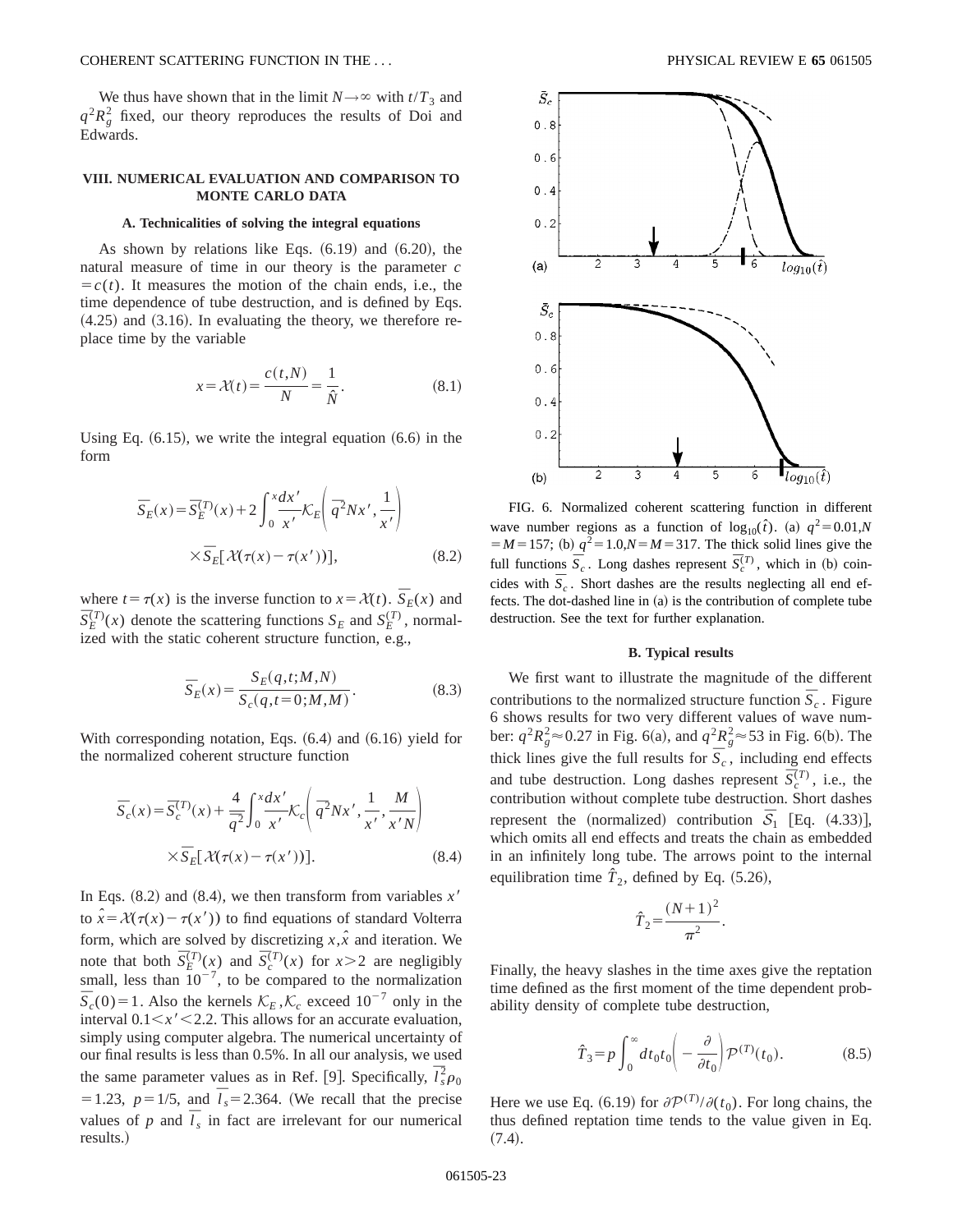We thus have shown that in the limit $N\to\infty$ with $t/T_3$ and $q^2R_g^2$ fixed, our theory reproduces the results of Doi and Edwards.

## VIII. NUMERICAL EVALUATION AND COMPARISON TO MONTE CARLO DATA

### A. Technicalities of solving the integral equations

As shown by relations like Eqs. (6.19) and (6.20), the natural measure of time in our theory is the parameter $c=c(t)$. It measures the motion of the chain ends, i.e., the time dependence of tube destruction, and is defined by Eqs. (4.25) and (3.16). In evaluating the theory, we therefore replace time by the variable

$$x=\mathcal{X}(t)=\frac{c(t,N)}{N}=\frac{1}{\hat{N}}. \tag{8.1}$$

Using Eq. (6.15), we write the integral equation (6.6) in the form

$$\bar{S}_E(x)=\bar{S}_E^{(T)}(x)+2\int_0^x\frac{dx'}{x'}\mathcal{K}_E\left(\bar{q}^2Nx',\frac{1}{x'}\right)\times\bar{S}_E[\mathcal{X}(\tau(x)-\tau(x'))], \tag{8.2}$$

where $t=\tau(x)$ is the inverse function to $x=\mathcal{X}(t)$. $\bar{S}_E(x)$ and $\bar{S}_E^{(T)}(x)$ denote the scattering functions $S_E$ and $S_E^{(T)}$, normalized with the static coherent structure function, e.g.,

$$\bar{S}_E(x)=\frac{S_E(q,t;M,N)}{S_c(q,t=0;M,M)}. \tag{8.3}$$

With corresponding notation, Eqs. (6.4) and (6.16) yield for the normalized coherent structure function

$$\bar{S}_c(x)=\bar{S}_c^{(T)}(x)+\frac{4}{\bar{q}^2}\int_0^x\frac{dx'}{x'}\mathcal{K}_c\left(\bar{q}^2Nx',\frac{1}{x'},\frac{M}{x'N}\right)\times\bar{S}_E[\mathcal{X}(\tau(x)-\tau(x'))]. \tag{8.4}$$

In Eqs. (8.2) and (8.4), we then transform from variables $x'$ to $\hat{x}=\mathcal{X}(\tau(x)-\tau(x'))$ to find equations of standard Volterra form, which are solved by discretizing $x,\hat{x}$ and iteration. We note that both $\bar{S}_E^{(T)}(x)$ and $\bar{S}_c^{(T)}(x)$ for $x>2$ are negligibly small, less than $10^{-7}$, to be compared to the normalization $\bar{S}_c(0)=1$. Also the kernels $\mathcal{K}_E,\mathcal{K}_c$ exceed $10^{-7}$ only in the interval $0.1<x'<2.2$. This allows for an accurate evaluation, simply using computer algebra. The numerical uncertainty of our final results is less than 0.5%. In all our analysis, we used the same parameter values as in Ref. [9]. Specifically, $\bar{l}_s^2\rho_0=1.23$, $p=1/5$, and $\bar{l}_s=2.364$. (We recall that the precise values of $p$ and $\bar{l}_s$ in fact are irrelevant for our numerical results.)

FIG. 6. Normalized coherent scattering function in different wave number regions as a function of $\log_{10}(\hat{t})$. (a) $q^2=0.01, N=M=157$; (b) $q^2=1.0, N=M=317$. The thick solid lines give the full functions $\bar{S}_c$. Long dashes represent $\bar{S}_c^{(T)}$, which in (b) coincides with $\bar{S}_c$. Short dashes are the results neglecting all end effects. The dot-dashed line in (a) is the contribution of complete tube destruction. See the text for further explanation.

### B. Typical results

We first want to illustrate the magnitude of the different contributions to the normalized structure function $\bar{S}_c$. Figure 6 shows results for two very different values of wave number: $q^2R_g^2\approx 0.27$ in Fig. 6(a), and $q^2R_g^2\approx 53$ in Fig. 6(b). The thick lines give the full results for $\bar{S}_c$, including end effects and tube destruction. Long dashes represent $\bar{S}_c^{(T)}$, i.e., the contribution without complete tube destruction. Short dashes represent the (normalized) contribution $\bar{S}_1$ [Eq. (4.33)], which omits all end effects and treats the chain as embedded in an infinitely long tube. The arrows point to the internal equilibration time $\hat{T}_2$, defined by Eq. (5.26),

$$\hat{T}_2=\frac{(N+1)^2}{\pi^2}.$$

Finally, the heavy slashes in the time axes give the reptation time defined as the first moment of the time dependent probability density of complete tube destruction,

$$\hat{T}_3=p\int_0^\infty dt_0t_0\left(-\frac{\partial}{\partial t_0}\right)\mathcal{P}^{(T)}(t_0). \tag{8.5}$$

Here we use Eq. (6.19) for $\partial\mathcal{P}^{(T)}/\partial(t_0)$. For long chains, the thus defined reptation time tends to the value given in Eq. (7.4).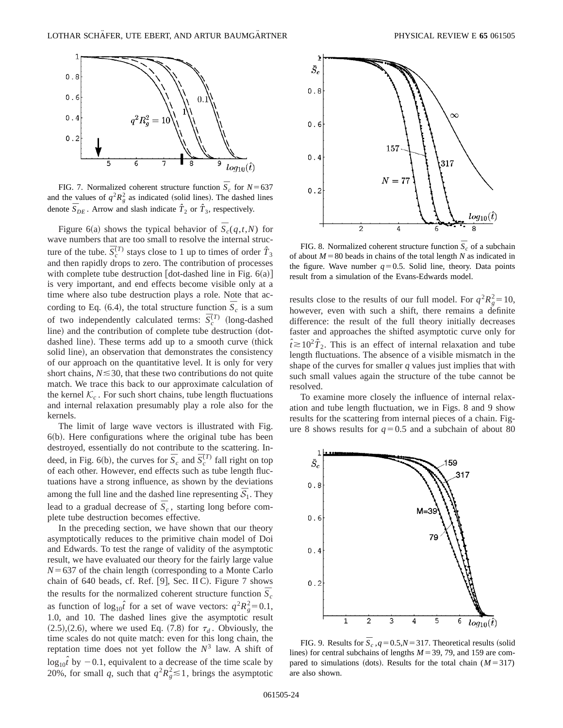FIG. 7. Normalized coherent structure function $\overline{S}_c$ for $N = 637$ and the values of $q^2R_g^2$ as indicated (solid lines). The dashed lines denote $\overline{S}_{DE}$. Arrow and slash indicate $\hat{T}_2$ or $\hat{T}_3$, respectively.

Figure 6(a) shows the typical behavior of $\overline{S}_c(q,t,N)$ for wave numbers that are too small to resolve the internal structure of the tube. $\overline{S}_c^{(T)}$ stays close to 1 up to times of order $\hat{T}_3$ and then rapidly drops to zero. The contribution of processes with complete tube destruction [dot-dashed line in Fig. 6(a)] is very important, and end effects become visible only at a time where also tube destruction plays a role. Note that according to Eq. (6.4), the total structure function $\overline{S}_c$ is a sum of two independently calculated terms: $\overline{S}_c^{(T)}$ (long-dashed line) and the contribution of complete tube destruction (dot-dashed line). These terms add up to a smooth curve (thick solid line), an observation that demonstrates the consistency of our approach on the quantitative level. It is only for very short chains, $N \lesssim 30$, that these two contributions do not quite match. We trace this back to our approximate calculation of the kernel $\mathcal{K}_c$. For such short chains, tube length fluctuations and internal relaxation presumably play a role also for the kernels.

The limit of large wave vectors is illustrated with Fig. 6(b). Here configurations where the original tube has been destroyed, essentially do not contribute to the scattering. Indeed, in Fig. 6(b), the curves for $\overline{S}_c$ and $\overline{S}_c^{(T)}$ fall right on top of each other. However, end effects such as tube length fluctuations have a strong influence, as shown by the deviations among the full line and the dashed line representing $\overline{\mathcal{S}}_1$. They lead to a gradual decrease of $\overline{S}_c$, starting long before complete tube destruction becomes effective.

In the preceding section, we have shown that our theory asymptotically reduces to the primitive chain model of Doi and Edwards. To test the range of validity of the asymptotic result, we have evaluated our theory for the fairly large value $N = 637$ of the chain length (corresponding to a Monte Carlo chain of 640 beads, cf. Ref. [9], Sec. II C). Figure 7 shows the results for the normalized coherent structure function $\overline{S}_c$ as function of $\log_{10}\hat{t}$ for a set of wave vectors: $q^2R_g^2 = 0.1$, 1.0, and 10. The dashed lines give the asymptotic result (2.5),(2.6), where we used Eq. (7.8) for $\tau_d$. Obviously, the time scales do not quite match: even for this long chain, the reptation time does not yet follow the $N^3$ law. A shift of $\log_{10}\hat{t}$ by $-0.1$, equivalent to a decrease of the time scale by 20%, for small $q$, such that $q^2R_g^2 \lesssim 1$, brings the asymptotic results close to the results of our full model. For $q^2R_g^2 = 10$, however, even with such a shift, there remains a definite difference: the result of the full theory initially decreases faster and approaches the shifted asymptotic curve only for $\hat{t} \gtrsim 10^2\hat{T}_2$. This is an effect of internal relaxation and tube length fluctuations. The absence of a visible mismatch in the shape of the curves for smaller $q$ values just implies that with such small values again the structure of the tube cannot be resolved.

FIG. 8. Normalized coherent structure function $\overline{S}_c$ of a subchain of about $M = 80$ beads in chains of the total length $N$ as indicated in the figure. Wave number $q = 0.5$. Solid line, theory. Data points result from a simulation of the Evans-Edwards model.

To examine more closely the influence of internal relaxation and tube length fluctuation, we in Figs. 8 and 9 show results for the scattering from internal pieces of a chain. Figure 8 shows results for $q = 0.5$ and a subchain of about 80

FIG. 9. Results for $\overline{S}_c$, $q = 0.5$, $N = 317$. Theoretical results (solid lines) for central subchains of lengths $M = 39$, 79, and 159 are compared to simulations (dots). Results for the total chain ($M = 317$) are also shown.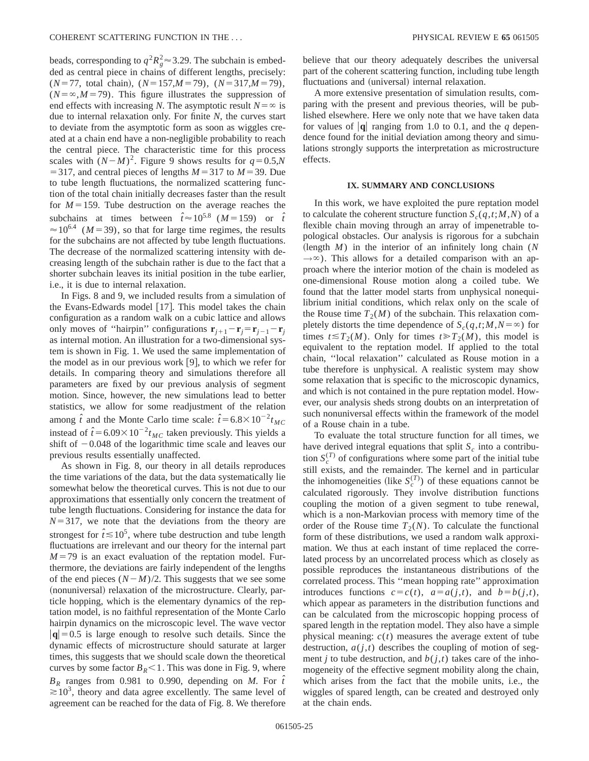beads, corresponding to $q^2R_g^2 \approx 3.29$. The subchain is embedded as central piece in chains of different lengths, precisely: ($N=77$, total chain), ($N=157, M=79$), ($N=317, M=79$), ($N=\infty, M=79$). This figure illustrates the suppression of end effects with increasing $N$. The asymptotic result $N=\infty$ is due to internal relaxation only. For finite $N$, the curves start to deviate from the asymptotic form as soon as wiggles created at a chain end have a non-negligible probability to reach the central piece. The characteristic time for this process scales with $(N-M)^2$. Figure 9 shows results for $q=0.5, N=317$, and central pieces of lengths $M=317$ to $M=39$. Due to tube length fluctuations, the normalized scattering function of the total chain initially decreases faster than the result for $M=159$. Tube destruction on the average reaches the subchains at times between $\hat{t} \approx 10^{5.8}$ ($M=159$) or $\hat{t} \approx 10^{6.4}$ ($M=39$), so that for large time regimes, the results for the subchains are not affected by tube length fluctuations. The decrease of the normalized scattering intensity with decreasing length of the subchain rather is due to the fact that a shorter subchain leaves its initial position in the tube earlier, i.e., it is due to internal relaxation.

In Figs. 8 and 9, we included results from a simulation of the Evans-Edwards model [17]. This model takes the chain configuration as a random walk on a cubic lattice and allows only moves of "hairpin" configurations $\mathbf{r}_{j+1}-\mathbf{r}_j=\mathbf{r}_{j-1}-\mathbf{r}_j$ as internal motion. An illustration for a two-dimensional system is shown in Fig. 1. We used the same implementation of the model as in our previous work [9], to which we refer for details. In comparing theory and simulations therefore all parameters are fixed by our previous analysis of segment motion. Since, however, the new simulations lead to better statistics, we allow for some readjustment of the relation among $\hat{t}$ and the Monte Carlo time scale: $\hat{t}=6.8\times10^{-2}t_{MC}$ instead of $\hat{t}=6.09\times10^{-2}t_{MC}$ taken previously. This yields a shift of $-0.048$ of the logarithmic time scale and leaves our previous results essentially unaffected.

As shown in Fig. 8, our theory in all details reproduces the time variations of the data, but the data systematically lie somewhat below the theoretical curves. This is not due to our approximations that essentially only concern the treatment of tube length fluctuations. Considering for instance the data for $N=317$, we note that the deviations from the theory are strongest for $\hat{t} \lesssim 10^5$, where tube destruction and tube length fluctuations are irrelevant and our theory for the internal part $M=79$ is an exact evaluation of the reptation model. Furthermore, the deviations are fairly independent of the lengths of the end pieces $(N-M)/2$. This suggests that we see some (nonuniversal) relaxation of the microstructure. Clearly, particle hopping, which is the elementary dynamics of the reptation model, is no faithful representation of the Monte Carlo hairpin dynamics on the microscopic level. The wave vector $|\mathbf{q}|=0.5$ is large enough to resolve such details. Since the dynamic effects of microstructure should saturate at larger times, this suggests that we should scale down the theoretical curves by some factor $B_R<1$. This was done in Fig. 9, where $B_R$ ranges from 0.981 to 0.990, depending on $M$. For $\hat{t} \gtrsim 10^3$, theory and data agree excellently. The same level of agreement can be reached for the data of Fig. 8. We therefore believe that our theory adequately describes the universal part of the coherent scattering function, including tube length fluctuations and (universal) internal relaxation.

A more extensive presentation of simulation results, comparing with the present and previous theories, will be published elsewhere. Here we only note that we have taken data for values of $|\mathbf{q}|$ ranging from 1.0 to 0.1, and the $q$ dependence found for the initial deviation among theory and simulations strongly supports the interpretation as microstructure effects.

## IX. SUMMARY AND CONCLUSIONS

In this work, we have exploited the pure reptation model to calculate the coherent structure function $S_c(q,t;M,N)$ of a flexible chain moving through an array of impenetrable topological obstacles. Our analysis is rigorous for a subchain (length $M$) in the interior of an infinitely long chain ($N \to \infty$). This allows for a detailed comparison with an approach where the interior motion of the chain is modeled as one-dimensional Rouse motion along a coiled tube. We found that the latter model starts from unphysical nonequilibrium initial conditions, which relax only on the scale of the Rouse time $T_2(M)$ of the subchain. This relaxation completely distorts the time dependence of $S_c(q,t;M,N=\infty)$ for times $t \lesssim T_2(M)$. Only for times $t \gg T_2(M)$, this model is equivalent to the reptation model. If applied to the total chain, "local relaxation" calculated as Rouse motion in a tube therefore is unphysical. A realistic system may show some relaxation that is specific to the microscopic dynamics, and which is not contained in the pure reptation model. However, our analysis sheds strong doubts on an interpretation of such nonuniversal effects within the framework of the model of a Rouse chain in a tube.

To evaluate the total structure function for all times, we have derived integral equations that split $S_c$ into a contribution $S_c^{(T)}$ of configurations where some part of the initial tube still exists, and the remainder. The kernel and in particular the inhomogeneities (like $S_c^{(T)}$) of these equations cannot be calculated rigorously. They involve distribution functions coupling the motion of a given segment to tube renewal, which is a non-Markovian process with memory time of the order of the Rouse time $T_2(N)$. To calculate the functional form of these distributions, we used a random walk approximation. We thus at each instant of time replaced the correlated process by an uncorrelated process which as closely as possible reproduces the instantaneous distributions of the correlated process. This "mean hopping rate" approximation introduces functions $c=c(t)$, $a=a(j,t)$, and $b=b(j,t)$, which appear as parameters in the distribution functions and can be calculated from the microscopic hopping process of spared length in the reptation model. They also have a simple physical meaning: $c(t)$ measures the average extent of tube destruction, $a(j,t)$ describes the coupling of motion of segment $j$ to tube destruction, and $b(j,t)$ takes care of the inhomogeneity of the effective segment mobility along the chain, which arises from the fact that the mobile units, i.e., the wiggles of spared length, can be created and destroyed only at the chain ends.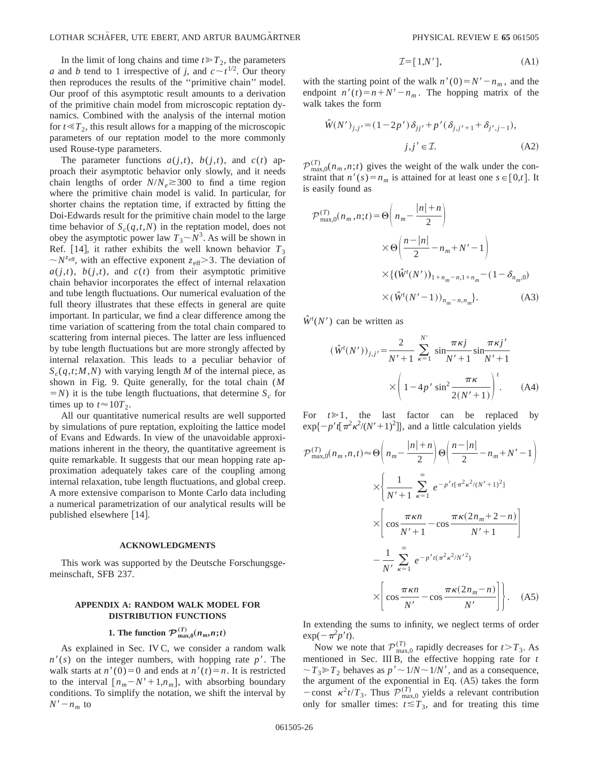In the limit of long chains and time $t \gg T_2$, the parameters $a$ and $b$ tend to 1 irrespective of $j$, and $c \sim t^{1/2}$. Our theory then reproduces the results of the ''primitive chain'' model. Our proof of this asymptotic result amounts to a derivation of the primitive chain model from microscopic reptation dynamics. Combined with the analysis of the internal motion for $t \ll T_2$, this result allows for a mapping of the microscopic parameters of our reptation model to the more commonly used Rouse-type parameters.

The parameter functions $a(j,t)$, $b(j,t)$, and $c(t)$ approach their asymptotic behavior only slowly, and it needs chain lengths of order $N/N_e \gtrsim 300$ to find a time region where the primitive chain model is valid. In particular, for shorter chains the reptation time, if extracted by fitting the Doi-Edwards result for the primitive chain model to the large time behavior of $S_c(q,t,N)$ in the reptation model, does not obey the asymptotic power law $T_3 \sim N^3$. As will be shown in Ref. [14], it rather exhibits the well known behavior $T_3 \sim N^{z_{\rm eff}}$, with an effective exponent $z_{\rm eff} > 3$. The deviation of $a(j,t)$, $b(j,t)$, and $c(t)$ from their asymptotic primitive chain behavior incorporates the effect of internal relaxation and tube length fluctuations. Our numerical evaluation of the full theory illustrates that these effects in general are quite important. In particular, we find a clear difference among the time variation of scattering from the total chain compared to scattering from internal pieces. The latter are less influenced by tube length fluctuations but are more strongly affected by internal relaxation. This leads to a peculiar behavior of $S_c(q,t;M,N)$ with varying length $M$ of the internal piece, as shown in Fig. 9. Quite generally, for the total chain ($M = N$) it is the tube length fluctuations, that determine $S_c$ for times up to $t \approx 10 T_2$.

All our quantitative numerical results are well supported by simulations of pure reptation, exploiting the lattice model of Evans and Edwards. In view of the unavoidable approximations inherent in the theory, the quantitative agreement is quite remarkable. It suggests that our mean hopping rate approximation adequately takes care of the coupling among internal relaxation, tube length fluctuations, and global creep. A more extensive comparison to Monte Carlo data including a numerical parametrization of our analytical results will be published elsewhere [14].

## ACKNOWLEDGMENTS

This work was supported by the Deutsche Forschungsgemeinschaft, SFB 237.

## APPENDIX A: RANDOM WALK MODEL FOR DISTRIBUTION FUNCTIONS

### 1. The function $\mathcal{P}^{(T)}_{\max,0}(n_m,n;t)$

As explained in Sec. IV C, we consider a random walk $n'(s)$ on the integer numbers, with hopping rate $p'$. The walk starts at $n'(0)=0$ and ends at $n'(t)=n$. It is restricted to the interval $[n_m - N' + 1, n_m]$, with absorbing boundary conditions. To simplify the notation, we shift the interval by $N' - n_m$ to

$$\mathcal{I} = [1, N'], \tag{A1}$$

with the starting point of the walk $n'(0) = N' - n_m$, and the endpoint $n'(t) = n + N' - n_m$. The hopping matrix of the walk takes the form

$$\hat{W}(N')_{j,j'} = (1-2p')\delta_{jj'} + p'(\delta_{j,j'+1} + \delta_{j',j-1}), \quad j,j' \in \mathcal{I}. \tag{A2}$$

$\mathcal{P}^{(T)}_{\max,0}(n_m,n;t)$ gives the weight of the walk under the constraint that $n'(s)=n_m$ is attained for at least one $s \in [0,t]$. It is easily found as

$$\begin{aligned}\mathcal{P}^{(T)}_{\max,0}(n_m,n;t) = {} & \Theta\left(n_m - \frac{|n|+n}{2}\right) \\ & \times \Theta\left(\frac{n-|n|}{2} - n_m + N' - 1\right) \\ & \times \{(\hat{W}^t(N'))_{1+n_m-n,1+n_m} - (1-\delta_{n_m,0}) \\ & \times (\hat{W}^t(N'-1))_{n_m-n,n_m}\}.\end{aligned} \tag{A3}$$

$\hat{W}^t(N')$ can be written as

$$(\hat{W}^t(N'))_{j,j'} = \frac{2}{N'+1} \sum_{\kappa=1}^{N'} \sin\frac{\pi\kappa j}{N'+1} \sin\frac{\pi\kappa j'}{N'+1} \times \left(1 - 4p' \sin^2 \frac{\pi\kappa}{2(N'+1)}\right)^t. \tag{A4}$$

For $t \gg 1$, the last factor can be replaced by $\exp\{-p't[\pi^2\kappa^2/(N'+1)^2]\}$, and a little calculation yields

$$\begin{aligned}\mathcal{P}^{(T)}_{\max,0}(n_m,n,t) \approx {} & \Theta\left(n_m - \frac{|n|+n}{2}\right)\Theta\left(\frac{n-|n|}{2} - n_m + N' - 1\right) \\ & \times \Bigg\{ \frac{1}{N'+1} \sum_{\kappa=1}^{\infty} e^{-p't[\pi^2\kappa^2/(N'+1)^2]} \\ & \times \left[\cos\frac{\pi\kappa n}{N'+1} - \cos\frac{\pi\kappa(2n_m+2-n)}{N'+1}\right] \\ & - \frac{1}{N'} \sum_{\kappa=1}^{\infty} e^{-p't(\pi^2\kappa^2/N'^2)} \\ & \times \left[\cos\frac{\pi\kappa n}{N'} - \cos\frac{\pi\kappa(2n_m-n)}{N'}\right]\Bigg\}.\end{aligned} \tag{A5}$$

In extending the sums to infinity, we neglect terms of order $\exp(-\pi^2 p' t)$.

Now we note that $\mathcal{P}^{(T)}_{\max,0}$ rapidly decreases for $t > T_3$. As mentioned in Sec. III B, the effective hopping rate for $t \sim T_3 \gg T_2$ behaves as $p' \sim 1/N \sim 1/N'$, and as a consequence, the argument of the exponential in Eq. (A5) takes the form $-\text{const}\ \kappa^2 t/T_3$. Thus $\mathcal{P}^{(T)}_{\max,0}$ yields a relevant contribution only for smaller times: $t \lesssim T_3$, and for treating this time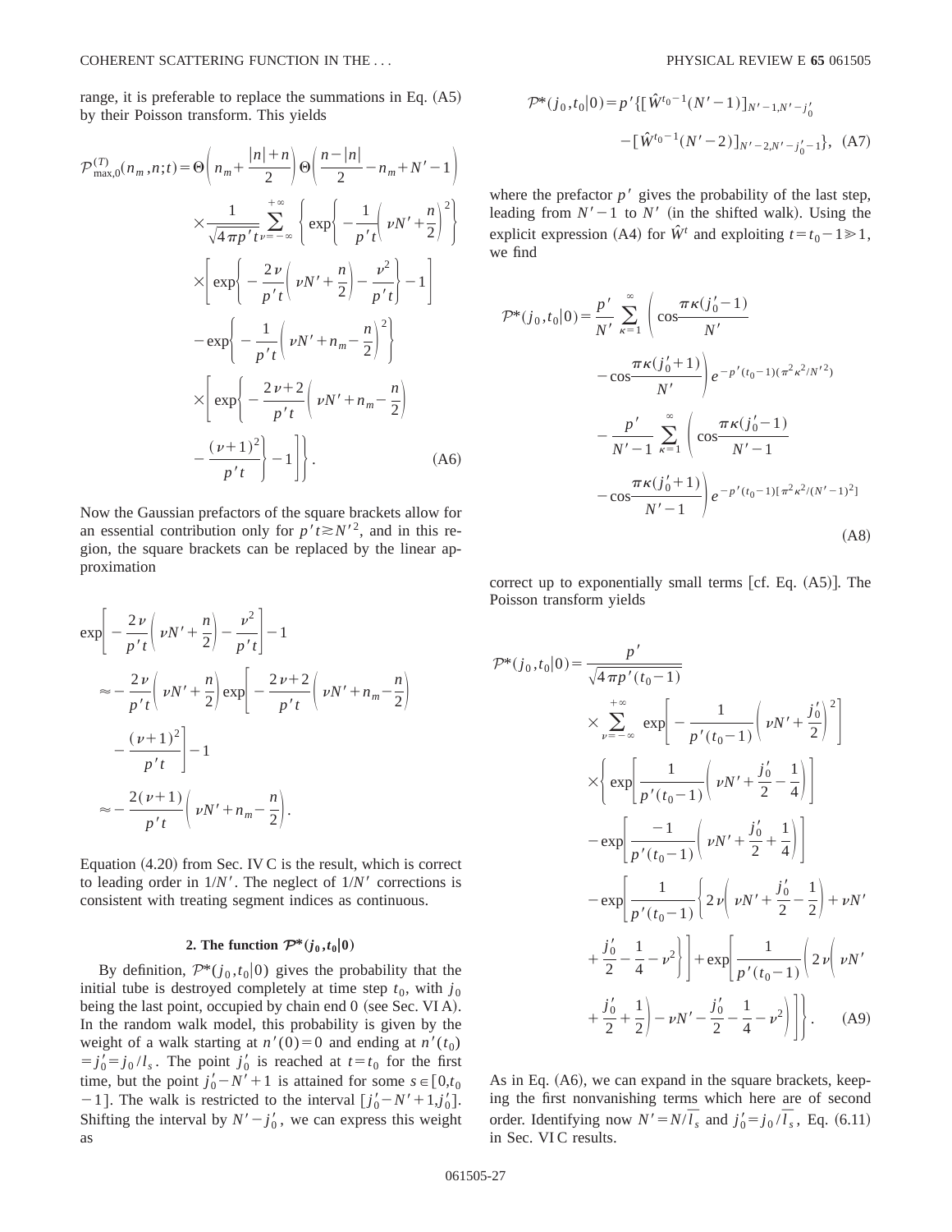range, it is preferable to replace the summations in Eq. (A5) by their Poisson transform. This yields

$$
\begin{aligned}
\mathcal{P}^{(T)}_{\max,0}(n_m,n;t) = {} & \Theta\left(n_m + \frac{|n|+n}{2}\right)\Theta\left(\frac{n-|n|}{2} - n_m + N' - 1\right) \\
& \times \frac{1}{\sqrt{4\pi p' t}} \sum_{\nu=-\infty}^{+\infty} \left\{ \exp\left\{ -\frac{1}{p't}\left(\nu N' + \frac{n}{2}\right)^2 \right\} \right. \\
& \times \left[ \exp\left\{ -\frac{2\nu}{p't}\left(\nu N' + \frac{n}{2}\right) - \frac{\nu^2}{p't} \right\} - 1 \right] \\
& - \exp\left\{ -\frac{1}{p't}\left(\nu N' + n_m - \frac{n}{2}\right)^2 \right\} \\
& \times \left[ \exp\left\{ -\frac{2\nu+2}{p't}\left(\nu N' + n_m - \frac{n}{2}\right) \right. \right. \\
& \left. \left. \left. - \frac{(\nu+1)^2}{p't} \right\} - 1 \right] \right\}. \qquad \text{(A6)}
\end{aligned}
$$

Now the Gaussian prefactors of the square brackets allow for an essential contribution only for $p't \gtrsim N'^2$, and in this region, the square brackets can be replaced by the linear approximation

$$
\begin{aligned}
& \exp\left[ -\frac{2\nu}{p't}\left(\nu N' + \frac{n}{2}\right) - \frac{\nu^2}{p't} \right] - 1 \\
& \approx -\frac{2\nu}{p't}\left(\nu N' + \frac{n}{2}\right) \exp\left[ -\frac{2\nu+2}{p't}\left(\nu N' + n_m - \frac{n}{2}\right) \right. \\
& \quad \left. - \frac{(\nu+1)^2}{p't} \right] - 1 \\
& \approx -\frac{2(\nu+1)}{p't}\left(\nu N' + n_m - \frac{n}{2}\right).
\end{aligned}
$$

Equation (4.20) from Sec. IV C is the result, which is correct to leading order in $1/N'$. The neglect of $1/N'$ corrections is consistent with treating segment indices as continuous.

### 2. The function $\mathcal{P}^*(j_0,t_0|0)$

By definition, $\mathcal{P}^*(j_0,t_0|0)$ gives the probability that the initial tube is destroyed completely at time step $t_0$, with $j_0$ being the last point, occupied by chain end 0 (see Sec. VI A). In the random walk model, this probability is given by the weight of a walk starting at $n'(0)=0$ and ending at $n'(t_0) = j_0' = j_0/l_s$. The point $j_0'$ is reached at $t=t_0$ for the first time, but the point $j_0' - N' + 1$ is attained for some $s \in [0, t_0 - 1]$. The walk is restricted to the interval $[j_0' - N' + 1, j_0']$. Shifting the interval by $N' - j_0'$, we can express this weight as

$$
\begin{aligned}
\mathcal{P}^*(j_0,t_0|0) = p' \{ & [\hat{W}^{t_0-1}(N'-1)]_{N'-1,N'-j_0'} \\
& - [\hat{W}^{t_0-1}(N'-2)]_{N'-2,N'-j_0'-1} \}, \qquad \text{(A7)}
\end{aligned}
$$

where the prefactor $p'$ gives the probability of the last step, leading from $N'-1$ to $N'$ (in the shifted walk). Using the explicit expression (A4) for $\hat{W}^t$ and exploiting $t = t_0 - 1 \gg 1$, we find

$$
\begin{aligned}
\mathcal{P}^*(j_0,t_0|0) = {} & \frac{p'}{N'} \sum_{\kappa=1}^{\infty} \left( \cos\frac{\pi\kappa(j_0'-1)}{N'} \right. \\
& \left. - \cos\frac{\pi\kappa(j_0'+1)}{N'} \right) e^{-p'(t_0-1)(\pi^2\kappa^2/N'^2)} \\
& - \frac{p'}{N'-1} \sum_{\kappa=1}^{\infty} \left( \cos\frac{\pi\kappa(j_0'-1)}{N'-1} \right. \\
& \left. - \cos\frac{\pi\kappa(j_0'+1)}{N'-1} \right) e^{-p'(t_0-1)[\pi^2\kappa^2/(N'-1)^2]} \qquad \text{(A8)}
\end{aligned}
$$

correct up to exponentially small terms [cf. Eq. (A5)]. The Poisson transform yields

$$
\begin{aligned}
\mathcal{P}^*(j_0,t_0|0) = {} & \frac{p'}{\sqrt{4\pi p'(t_0-1)}} \\
& \times \sum_{\nu=-\infty}^{+\infty} \exp\left[ -\frac{1}{p'(t_0-1)}\left(\nu N' + \frac{j_0'}{2}\right)^2 \right] \\
& \times \left\{ \exp\left[ \frac{1}{p'(t_0-1)}\left(\nu N' + \frac{j_0'}{2} - \frac{1}{4}\right) \right] \right. \\
& - \exp\left[ \frac{-1}{p'(t_0-1)}\left(\nu N' + \frac{j_0'}{2} + \frac{1}{4}\right) \right] \\
& - \exp\left[ \frac{1}{p'(t_0-1)}\left\{ 2\nu\left(\nu N' + \frac{j_0'}{2} - \frac{1}{2}\right) + \nu N' \right. \right. \\
& \left. \left. + \frac{j_0'}{2} - \frac{1}{4} - \nu^2 \right\} \right] + \exp\left[ \frac{1}{p'(t_0-1)}\left( 2\nu\left(\nu N' \right. \right. \right. \\
& \left. \left. \left. \left. + \frac{j_0'}{2} + \frac{1}{2}\right) - \nu N' - \frac{j_0'}{2} - \frac{1}{4} - \nu^2 \right) \right] \right\}. \qquad \text{(A9)}
\end{aligned}
$$

As in Eq. (A6), we can expand in the square brackets, keeping the first nonvanishing terms which here are of second order. Identifying now $N' = N/\overline{l_s}$ and $j_0' = j_0/\overline{l_s}$, Eq. (6.11) in Sec. VI C results.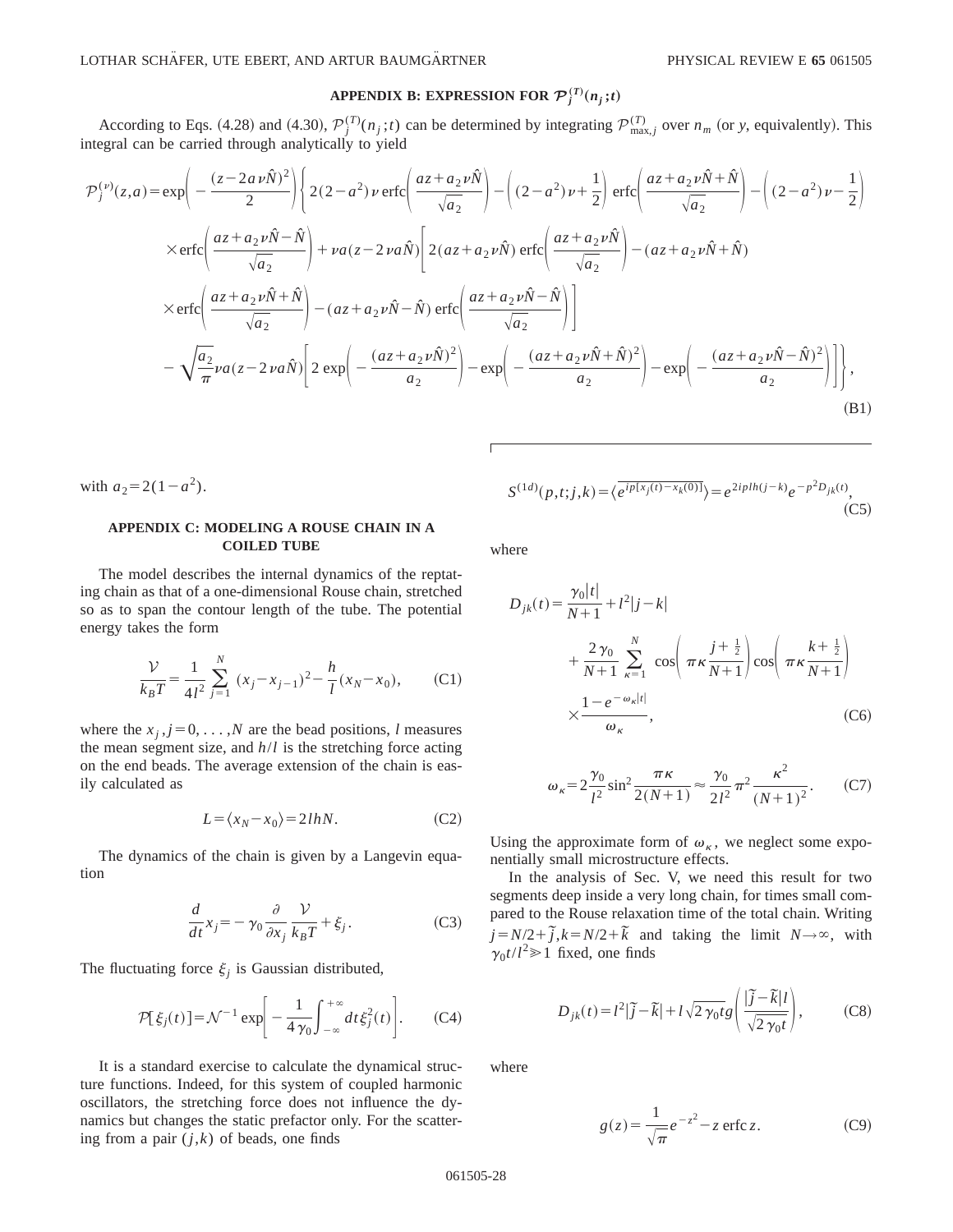## APPENDIX B: EXPRESSION FOR $\mathcal{P}_j^{(T)}(n_j;t)$

According to Eqs. (4.28) and (4.30), $\mathcal{P}_j^{(T)}(n_j;t)$ can be determined by integrating $\mathcal{P}_{\max,j}^{(T)}$ over $n_m$ (or $y$, equivalently). This integral can be carried through analytically to yield

$$
\begin{aligned}
\mathcal{P}_j^{(\nu)}(z,a) = \exp\left(-\frac{(z-2a\nu\hat{N})^2}{2}\right)\Bigg\{ & 2(2-a^2)\nu \,\mathrm{erfc}\left(\frac{az+a_2\nu\hat{N}}{\sqrt{a_2}}\right) - \left((2-a^2)\nu+\frac{1}{2}\right)\mathrm{erfc}\left(\frac{az+a_2\nu\hat{N}+\hat{N}}{\sqrt{a_2}}\right) - \left((2-a^2)\nu-\frac{1}{2}\right) \\
& \times \mathrm{erfc}\left(\frac{az+a_2\nu\hat{N}-\hat{N}}{\sqrt{a_2}}\right) + \nu a(z-2\nu a\hat{N})\Bigg[2(az+a_2\nu\hat{N})\,\mathrm{erfc}\left(\frac{az+a_2\nu\hat{N}}{\sqrt{a_2}}\right) - (az+a_2\nu\hat{N}+\hat{N}) \\
& \times \mathrm{erfc}\left(\frac{az+a_2\nu\hat{N}+\hat{N}}{\sqrt{a_2}}\right) - (az+a_2\nu\hat{N}-\hat{N})\,\mathrm{erfc}\left(\frac{az+a_2\nu\hat{N}-\hat{N}}{\sqrt{a_2}}\right)\Bigg] \\
& - \sqrt{\frac{a_2}{\pi}}\nu a(z-2\nu a\hat{N})\Bigg[2\exp\left(-\frac{(az+a_2\nu\hat{N})^2}{a_2}\right) - \exp\left(-\frac{(az+a_2\nu\hat{N}+\hat{N})^2}{a_2}\right) - \exp\left(-\frac{(az+a_2\nu\hat{N}-\hat{N})^2}{a_2}\right)\Bigg]\Bigg\},
\end{aligned}
\tag{B1}
$$

with $a_2 = 2(1-a^2)$.

## APPENDIX C: MODELING A ROUSE CHAIN IN A COILED TUBE

The model describes the internal dynamics of the reptating chain as that of a one-dimensional Rouse chain, stretched so as to span the contour length of the tube. The potential energy takes the form

$$\frac{\mathcal{V}}{k_BT} = \frac{1}{4l^2}\sum_{j=1}^{N}(x_j-x_{j-1})^2 - \frac{h}{l}(x_N-x_0), \tag{C1}$$

where the $x_j, j=0,\ldots,N$ are the bead positions, $l$ measures the mean segment size, and $h/l$ is the stretching force acting on the end beads. The average extension of the chain is easily calculated as

$$L = \langle x_N - x_0\rangle = 2lhN. \tag{C2}$$

The dynamics of the chain is given by a Langevin equation

$$\frac{d}{dt}x_j = -\gamma_0\frac{\partial}{\partial x_j}\frac{\mathcal{V}}{k_BT} + \xi_j. \tag{C3}$$

The fluctuating force $\xi_j$ is Gaussian distributed,

$$\mathcal{P}[\xi_j(t)] = \mathcal{N}^{-1}\exp\left[-\frac{1}{4\gamma_0}\int_{-\infty}^{+\infty}dt\,\xi_j^2(t)\right]. \tag{C4}$$

It is a standard exercise to calculate the dynamical structure functions. Indeed, for this system of coupled harmonic oscillators, the stretching force does not influence the dynamics but changes the static prefactor only. For the scattering from a pair $(j,k)$ of beads, one finds

$$S^{(1d)}(p,t;j,k) = \langle \overline{e^{ip[x_j(t)-x_k(0)]}}\rangle = e^{2iplh(j-k)}e^{-p^2D_{jk}(t)}, \tag{C5}$$

where

$$D_{jk}(t) = \frac{\gamma_0|t|}{N+1} + l^2|j-k| + \frac{2\gamma_0}{N+1}\sum_{\kappa=1}^{N}\cos\left(\pi\kappa\frac{j+\frac{1}{2}}{N+1}\right)\cos\left(\pi\kappa\frac{k+\frac{1}{2}}{N+1}\right)\times\frac{1-e^{-\omega_\kappa|t|}}{\omega_\kappa}, \tag{C6}$$

$$\omega_\kappa = 2\frac{\gamma_0}{l^2}\sin^2\frac{\pi\kappa}{2(N+1)} \approx \frac{\gamma_0}{2l^2}\pi^2\frac{\kappa^2}{(N+1)^2}. \tag{C7}$$

Using the approximate form of $\omega_\kappa$, we neglect some exponentially small microstructure effects.

In the analysis of Sec. V, we need this result for two segments deep inside a very long chain, for times small compared to the Rouse relaxation time of the total chain. Writing $j = N/2 + \tilde{j}, k = N/2 + \tilde{k}$ and taking the limit $N\to\infty$, with $\gamma_0 t/l^2 \gg 1$ fixed, one finds

$$D_{jk}(t) = l^2|\tilde{j}-\tilde{k}| + l\sqrt{2\gamma_0 t}\,g\left(\frac{|\tilde{j}-\tilde{k}|l}{\sqrt{2\gamma_0 t}}\right), \tag{C8}$$

where

$$g(z) = \frac{1}{\sqrt{\pi}}e^{-z^2} - z\,\mathrm{erfc}\,z. \tag{C9}$$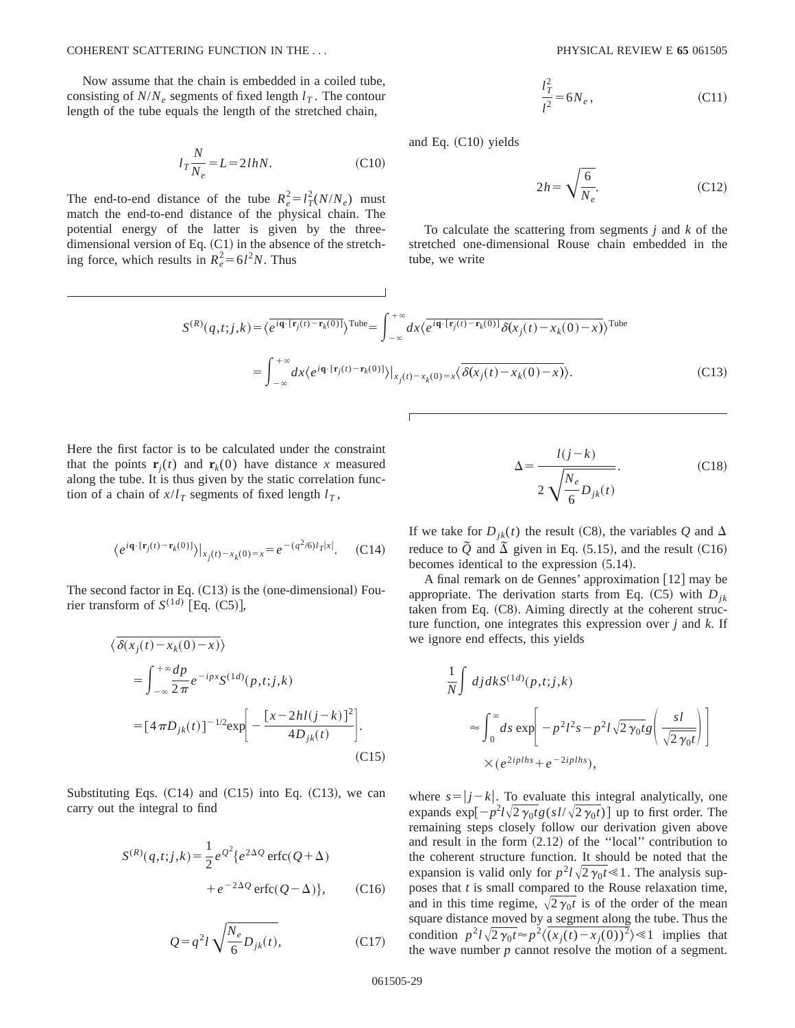Now assume that the chain is embedded in a coiled tube, consisting of $N/N_e$ segments of fixed length $l_T$. The contour length of the tube equals the length of the stretched chain,

$$l_T \frac{N}{N_e} = L = 2lhN. \tag{C10}$$

The end-to-end distance of the tube $R_e^2 = l_T^2(N/N_e)$ must match the end-to-end distance of the physical chain. The potential energy of the latter is given by the three-dimensional version of Eq. (C1) in the absence of the stretching force, which results in $R_e^2 = 6l^2N$. Thus

$$\frac{l_T^2}{l^2} = 6N_e, \tag{C11}$$

and Eq. (C10) yields

$$2h = \sqrt{\frac{6}{N_e}}. \tag{C12}$$

To calculate the scattering from segments $j$ and $k$ of the stretched one-dimensional Rouse chain embedded in the tube, we write

$$\begin{aligned} S^{(R)}(q,t;j,k) &= \langle \overline{e^{i\mathbf{q}\cdot[\mathbf{r}_j(t)-\mathbf{r}_k(0)]}} \rangle^{\text{Tube}} = \int_{-\infty}^{+\infty} dx \langle \overline{e^{i\mathbf{q}\cdot[\mathbf{r}_j(t)-\mathbf{r}_k(0)]}\delta(x_j(t)-x_k(0)-x)} \rangle^{\text{Tube}} \\ &= \int_{-\infty}^{+\infty} dx \langle e^{i\mathbf{q}\cdot[\mathbf{r}_j(t)-\mathbf{r}_k(0)]} \rangle |_{x_j(t)-x_k(0)=x} \langle \overline{\delta(x_j(t)-x_k(0)-x)} \rangle. \end{aligned} \tag{C13}$$

Here the first factor is to be calculated under the constraint that the points $\mathbf{r}_j(t)$ and $\mathbf{r}_k(0)$ have distance $x$ measured along the tube. It is thus given by the static correlation function of a chain of $x/l_T$ segments of fixed length $l_T$,

$$\langle e^{i\mathbf{q}\cdot[\mathbf{r}_j(t)-\mathbf{r}_k(0)]} \rangle |_{x_j(t)-x_k(0)=x} = e^{-(q^2/6)l_T|x|}. \tag{C14}$$

The second factor in Eq. (C13) is the (one-dimensional) Fourier transform of $S^{(1d)}$ [Eq. (C5)],

$$\begin{aligned} \langle \overline{\delta(x_j(t)-x_k(0)-x)} \rangle &= \int_{-\infty}^{+\infty} \frac{dp}{2\pi} e^{-ipx} S^{(1d)}(p,t;j,k) \\ &= [4\pi D_{jk}(t)]^{-1/2} \exp\left[-\frac{[x-2hl(j-k)]^2}{4D_{jk}(t)}\right]. \end{aligned} \tag{C15}$$

Substituting Eqs. (C14) and (C15) into Eq. (C13), we can carry out the integral to find

$$S^{(R)}(q,t;j,k) = \frac{1}{2} e^{Q^2} \{ e^{2\Delta Q} \operatorname{erfc}(Q+\Delta) + e^{-2\Delta Q} \operatorname{erfc}(Q-\Delta) \}, \tag{C16}$$

$$Q = q^2 l \sqrt{\frac{N_e}{6} D_{jk}(t)}, \tag{C17}$$

$$\Delta = \frac{l(j-k)}{2\sqrt{\frac{N_e}{6} D_{jk}(t)}}. \tag{C18}$$

If we take for $D_{jk}(t)$ the result (C8), the variables $Q$ and $\Delta$ reduce to $\tilde{Q}$ and $\tilde{\Delta}$ given in Eq. (5.15), and the result (C16) becomes identical to the expression (5.14).

A final remark on de Gennes' approximation [12] may be appropriate. The derivation starts from Eq. (C5) with $D_{jk}$ taken from Eq. (C8). Aiming directly at the coherent structure function, one integrates this expression over $j$ and $k$. If we ignore end effects, this yields

$$\begin{aligned} \frac{1}{N} \int djdk S^{(1d)}(p,t;j,k) &\approx \int_0^{\infty} ds \exp\left[-p^2 l^2 s - p^2 l \sqrt{2\gamma_0 t} g\left(\frac{sl}{\sqrt{2\gamma_0 t}}\right)\right] \\ &\quad \times (e^{2iplhs} + e^{-2iplhs}), \end{aligned}$$

where $s = |j-k|$. To evaluate this integral analytically, one expands $\exp[-p^2 l\sqrt{2\gamma_0 t} g(sl/\sqrt{2\gamma_0 t})]$ up to first order. The remaining steps closely follow our derivation given above and result in the form (2.12) of the "local" contribution to the coherent structure function. It should be noted that the expansion is valid only for $p^2 l\sqrt{2\gamma_0 t} \ll 1$. The analysis supposes that $t$ is small compared to the Rouse relaxation time, and in this time regime, $\sqrt{2\gamma_0 t}$ is of the order of the mean square distance moved by a segment along the tube. Thus the condition $p^2 l\sqrt{2\gamma_0 t} \approx p^2 \langle \overline{(x_j(t)-x_j(0))^2} \rangle \ll 1$ implies that the wave number $p$ cannot resolve the motion of a segment.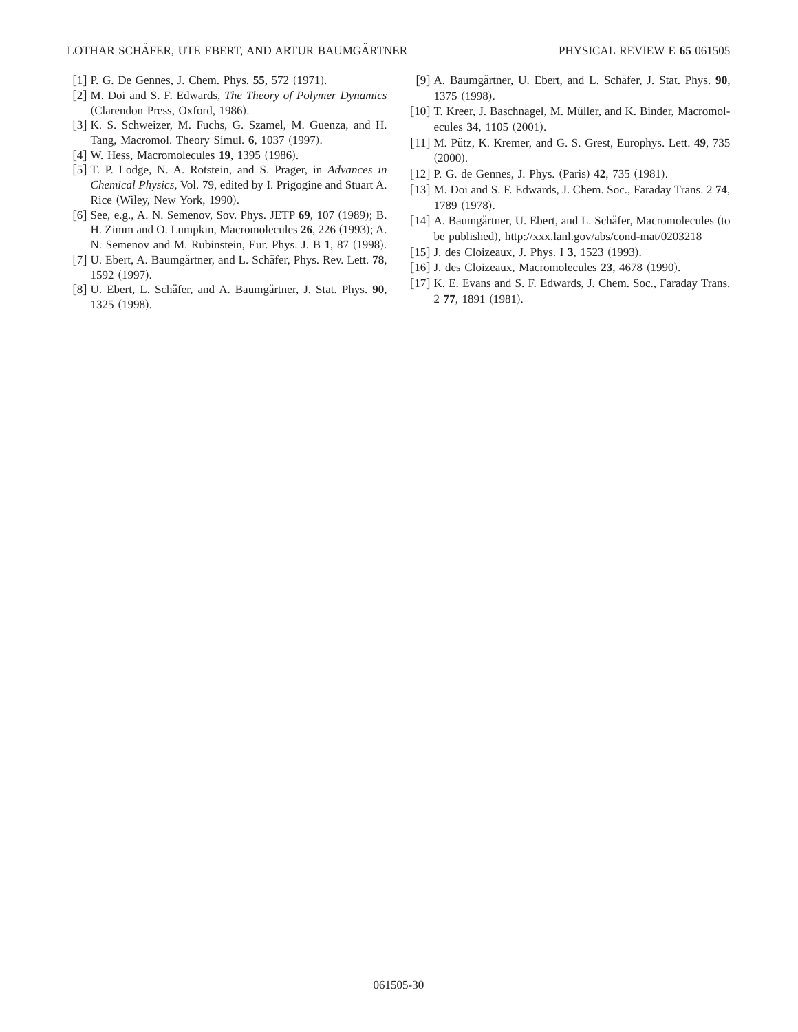[1] P. G. De Gennes, J. Chem. Phys. **55**, 572 (1971).

[2] M. Doi and S. F. Edwards, *The Theory of Polymer Dynamics* (Clarendon Press, Oxford, 1986).

[3] K. S. Schweizer, M. Fuchs, G. Szamel, M. Guenza, and H. Tang, Macromol. Theory Simul. **6**, 1037 (1997).

[4] W. Hess, Macromolecules **19**, 1395 (1986).

[5] T. P. Lodge, N. A. Rotstein, and S. Prager, in *Advances in Chemical Physics*, Vol. 79, edited by I. Prigogine and Stuart A. Rice (Wiley, New York, 1990).

[6] See, e.g., A. N. Semenov, Sov. Phys. JETP **69**, 107 (1989); B. H. Zimm and O. Lumpkin, Macromolecules **26**, 226 (1993); A. N. Semenov and M. Rubinstein, Eur. Phys. J. B **1**, 87 (1998).

[7] U. Ebert, A. Baumgärtner, and L. Schäfer, Phys. Rev. Lett. **78**, 1592 (1997).

[8] U. Ebert, L. Schäfer, and A. Baumgärtner, J. Stat. Phys. **90**, 1325 (1998).

[9] A. Baumgärtner, U. Ebert, and L. Schäfer, J. Stat. Phys. **90**, 1375 (1998).

[10] T. Kreer, J. Baschnagel, M. Müller, and K. Binder, Macromolecules **34**, 1105 (2001).

[11] M. Pütz, K. Kremer, and G. S. Grest, Europhys. Lett. **49**, 735 (2000).

[12] P. G. de Gennes, J. Phys. (Paris) **42**, 735 (1981).

[13] M. Doi and S. F. Edwards, J. Chem. Soc., Faraday Trans. 2 **74**, 1789 (1978).

[14] A. Baumgärtner, U. Ebert, and L. Schäfer, Macromolecules (to be published), http://xxx.lanl.gov/abs/cond-mat/0203218

[15] J. des Cloizeaux, J. Phys. I **3**, 1523 (1993).

[16] J. des Cloizeaux, Macromolecules **23**, 4678 (1990).

[17] K. E. Evans and S. F. Edwards, J. Chem. Soc., Faraday Trans. 2 **77**, 1891 (1981).